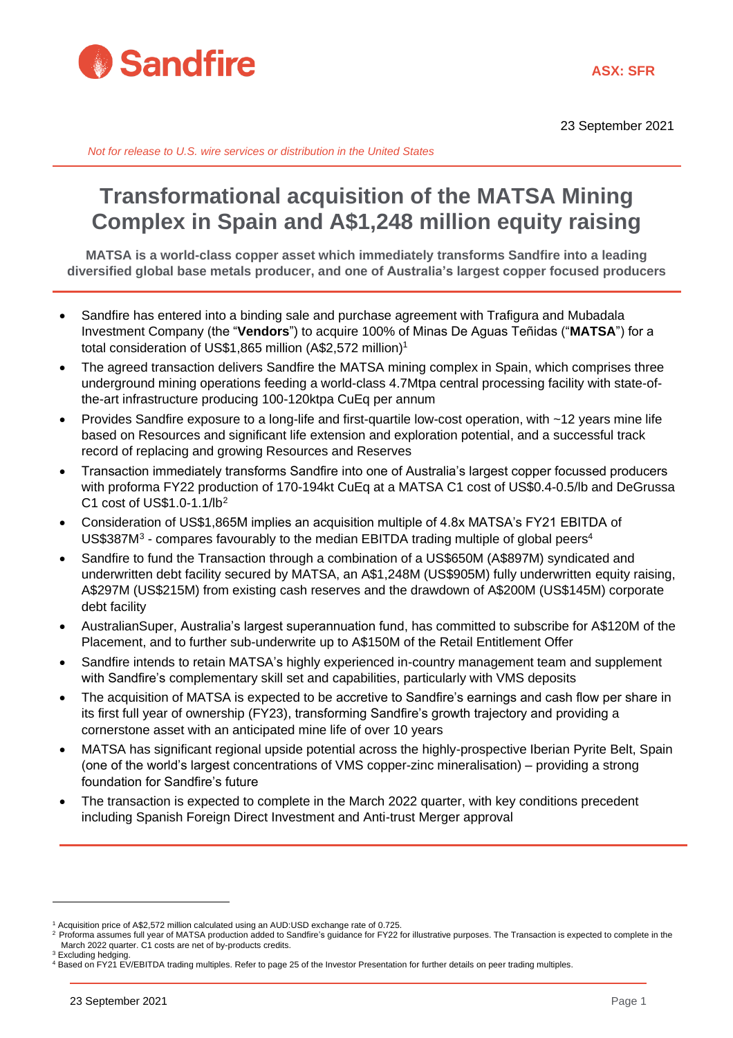**Sandfire**

**ASX: SFR**

23 September 2021

*Not for release to U.S. wire services or distribution in the United States*

# Transformational acquisition of the MATSA Mining Complex in Spain and A$1,248 million equity raising

**MATSA is a world-class copper asset which immediately transforms Sandfire into a leading diversified global base metals producer, and one of Australia's largest copper focused producers**

- Sandfire has entered into a binding sale and purchase agreement with Trafigura and Mubadala Investment Company (the "**Vendors**") to acquire 100% of Minas De Aguas Teñidas ("**MATSA**") for a total consideration of US$1,865 million (A$2,572 million)[1]
- The agreed transaction delivers Sandfire the MATSA mining complex in Spain, which comprises three underground mining operations feeding a world-class 4.7Mtpa central processing facility with state-of-the-art infrastructure producing 100-120ktpa CuEq per annum
- Provides Sandfire exposure to a long-life and first-quartile low-cost operation, with ~12 years mine life based on Resources and significant life extension and exploration potential, and a successful track record of replacing and growing Resources and Reserves
- Transaction immediately transforms Sandfire into one of Australia's largest copper focussed producers with proforma FY22 production of 170-194kt CuEq at a MATSA C1 cost of US$0.4-0.5/lb and DeGrussa C1 cost of US$1.0-1.1/lb[2]
- Consideration of US$1,865M implies an acquisition multiple of 4.8x MATSA's FY21 EBITDA of US$387M[3] - compares favourably to the median EBITDA trading multiple of global peers[4]
- Sandfire to fund the Transaction through a combination of a US$650M (A$897M) syndicated and underwritten debt facility secured by MATSA, an A$1,248M (US$905M) fully underwritten equity raising, A$297M (US$215M) from existing cash reserves and the drawdown of A$200M (US$145M) corporate debt facility
- AustralianSuper, Australia's largest superannuation fund, has committed to subscribe for A$120M of the Placement, and to further sub-underwrite up to A$150M of the Retail Entitlement Offer
- Sandfire intends to retain MATSA's highly experienced in-country management team and supplement with Sandfire's complementary skill set and capabilities, particularly with VMS deposits
- The acquisition of MATSA is expected to be accretive to Sandfire's earnings and cash flow per share in its first full year of ownership (FY23), transforming Sandfire's growth trajectory and providing a cornerstone asset with an anticipated mine life of over 10 years
- MATSA has significant regional upside potential across the highly-prospective Iberian Pyrite Belt, Spain (one of the world's largest concentrations of VMS copper-zinc mineralisation) – providing a strong foundation for Sandfire's future
- The transaction is expected to complete in the March 2022 quarter, with key conditions precedent including Spanish Foreign Direct Investment and Anti-trust Merger approval

---

[1] Acquisition price of A$2,572 million calculated using an AUD:USD exchange rate of 0.725.
[2] Proforma assumes full year of MATSA production added to Sandfire's guidance for FY22 for illustrative purposes. The Transaction is expected to complete in the March 2022 quarter. C1 costs are net of by-products credits.
[3] Excluding hedging.
[4] Based on FY21 EV/EBITDA trading multiples. Refer to page 25 of the Investor Presentation for further details on peer trading multiples.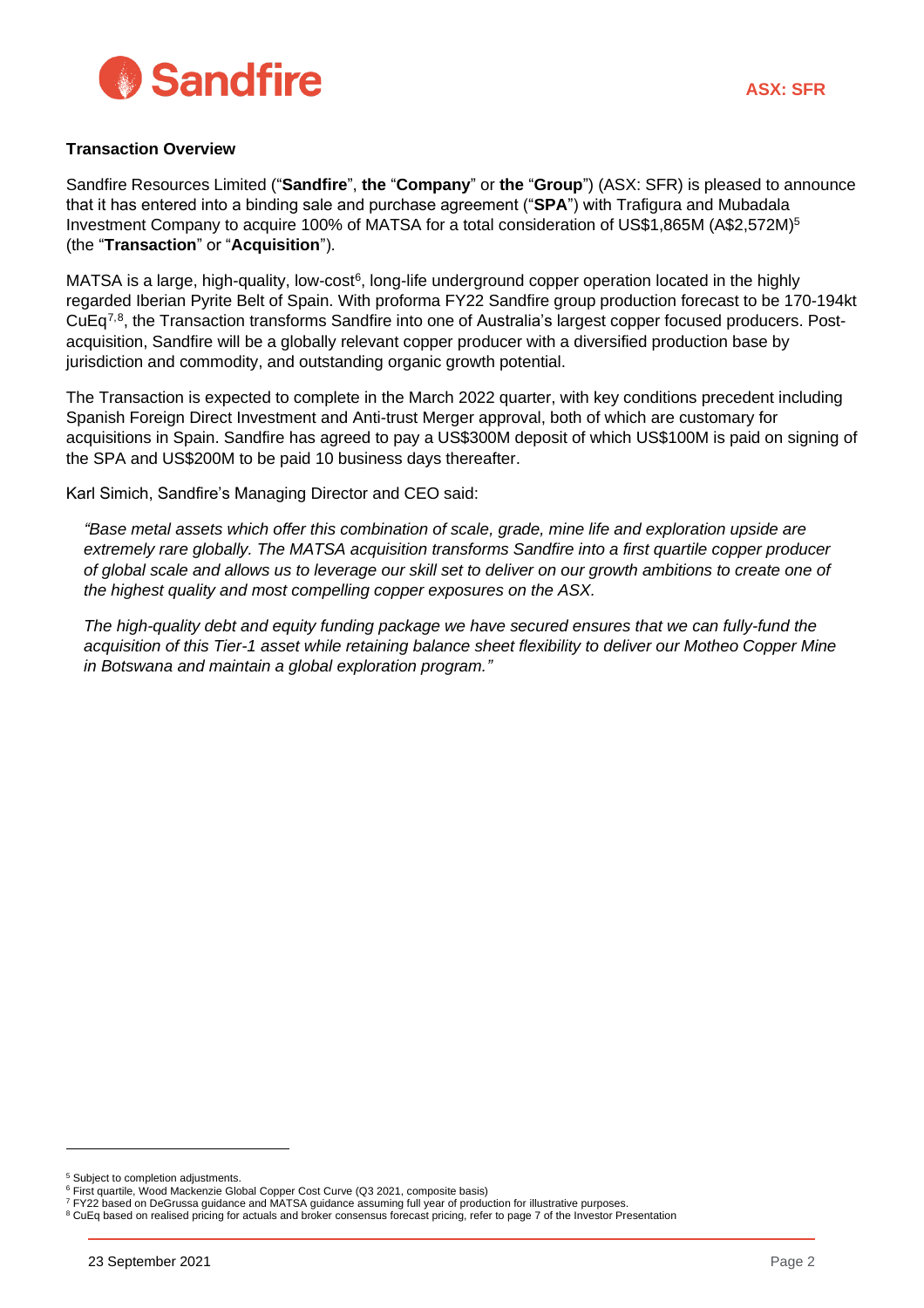**Transaction Overview**

Sandfire Resources Limited ("**Sandfire**", **the** "**Company**" or **the** "**Group**") (ASX: SFR) is pleased to announce that it has entered into a binding sale and purchase agreement ("**SPA**") with Trafigura and Mubadala Investment Company to acquire 100% of MATSA for a total consideration of US$1,865M (A$2,572M)[5] (the "**Transaction**" or "**Acquisition**").

MATSA is a large, high-quality, low-cost[6], long-life underground copper operation located in the highly regarded Iberian Pyrite Belt of Spain. With proforma FY22 Sandfire group production forecast to be 170-194kt CuEq[7,8], the Transaction transforms Sandfire into one of Australia's largest copper focused producers. Post-acquisition, Sandfire will be a globally relevant copper producer with a diversified production base by jurisdiction and commodity, and outstanding organic growth potential.

The Transaction is expected to complete in the March 2022 quarter, with key conditions precedent including Spanish Foreign Direct Investment and Anti-trust Merger approval, both of which are customary for acquisitions in Spain. Sandfire has agreed to pay a US$300M deposit of which US$100M is paid on signing of the SPA and US$200M to be paid 10 business days thereafter.

Karl Simich, Sandfire's Managing Director and CEO said:

> *"Base metal assets which offer this combination of scale, grade, mine life and exploration upside are extremely rare globally. The MATSA acquisition transforms Sandfire into a first quartile copper producer of global scale and allows us to leverage our skill set to deliver on our growth ambitions to create one of the highest quality and most compelling copper exposures on the ASX.*
>
> *The high-quality debt and equity funding package we have secured ensures that we can fully-fund the acquisition of this Tier-1 asset while retaining balance sheet flexibility to deliver our Motheo Copper Mine in Botswana and maintain a global exploration program."*

---

[5] Subject to completion adjustments.
[6] First quartile, Wood Mackenzie Global Copper Cost Curve (Q3 2021, composite basis)
[7] FY22 based on DeGrussa guidance and MATSA guidance assuming full year of production for illustrative purposes.
[8] CuEq based on realised pricing for actuals and broker consensus forecast pricing, refer to page 7 of the Investor Presentation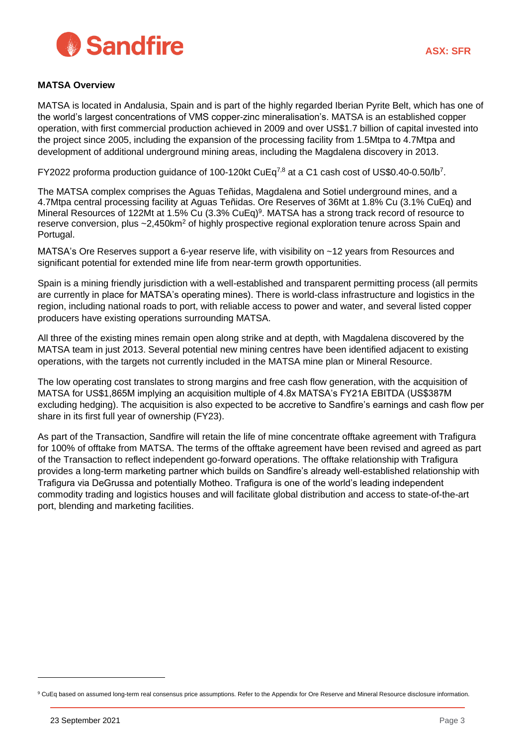**MATSA Overview**

MATSA is located in Andalusia, Spain and is part of the highly regarded Iberian Pyrite Belt, which has one of the world's largest concentrations of VMS copper-zinc mineralisation's. MATSA is an established copper operation, with first commercial production achieved in 2009 and over US$1.7 billion of capital invested into the project since 2005, including the expansion of the processing facility from 1.5Mtpa to 4.7Mtpa and development of additional underground mining areas, including the Magdalena discovery in 2013.

FY2022 proforma production guidance of 100-120kt CuEq[7,8] at a C1 cash cost of US$0.40-0.50/lb[7].

The MATSA complex comprises the Aguas Teñidas, Magdalena and Sotiel underground mines, and a 4.7Mtpa central processing facility at Aguas Teñidas. Ore Reserves of 36Mt at 1.8% Cu (3.1% CuEq) and Mineral Resources of 122Mt at 1.5% Cu (3.3% CuEq)[9]. MATSA has a strong track record of resource to reserve conversion, plus ~2,450km$^2$ of highly prospective regional exploration tenure across Spain and Portugal.

MATSA's Ore Reserves support a 6-year reserve life, with visibility on ~12 years from Resources and significant potential for extended mine life from near-term growth opportunities.

Spain is a mining friendly jurisdiction with a well-established and transparent permitting process (all permits are currently in place for MATSA's operating mines). There is world-class infrastructure and logistics in the region, including national roads to port, with reliable access to power and water, and several listed copper producers have existing operations surrounding MATSA.

All three of the existing mines remain open along strike and at depth, with Magdalena discovered by the MATSA team in just 2013. Several potential new mining centres have been identified adjacent to existing operations, with the targets not currently included in the MATSA mine plan or Mineral Resource.

The low operating cost translates to strong margins and free cash flow generation, with the acquisition of MATSA for US$1,865M implying an acquisition multiple of 4.8x MATSA's FY21A EBITDA (US$387M excluding hedging). The acquisition is also expected to be accretive to Sandfire's earnings and cash flow per share in its first full year of ownership (FY23).

As part of the Transaction, Sandfire will retain the life of mine concentrate offtake agreement with Trafigura for 100% of offtake from MATSA. The terms of the offtake agreement have been revised and agreed as part of the Transaction to reflect independent go-forward operations. The offtake relationship with Trafigura provides a long-term marketing partner which builds on Sandfire's already well-established relationship with Trafigura via DeGrussa and potentially Motheo. Trafigura is one of the world's leading independent commodity trading and logistics houses and will facilitate global distribution and access to state-of-the-art port, blending and marketing facilities.

---

[9] CuEq based on assumed long-term real consensus price assumptions. Refer to the Appendix for Ore Reserve and Mineral Resource disclosure information.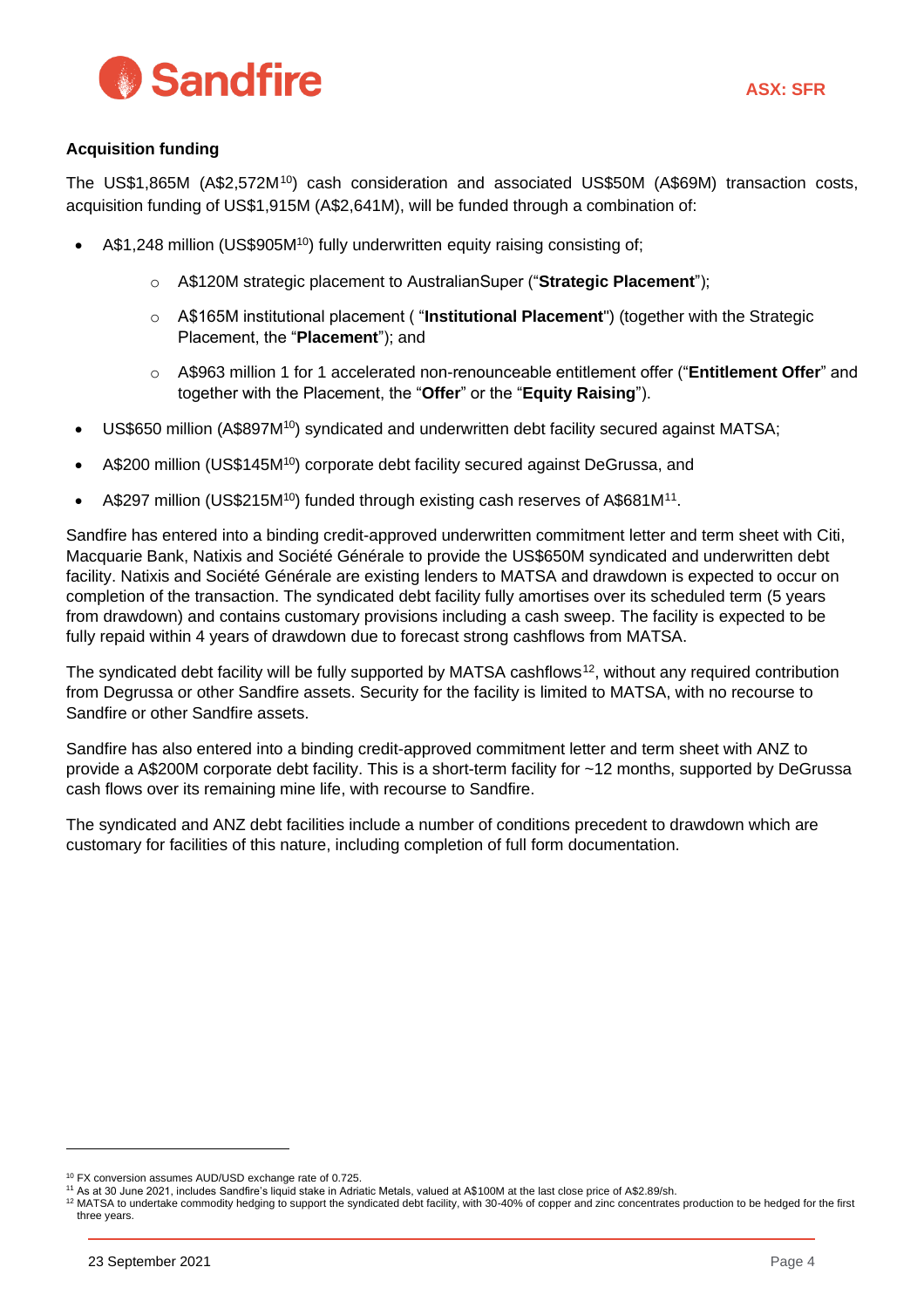### Acquisition funding

The US$1,865M (A$2,572M[10]) cash consideration and associated US$50M (A$69M) transaction costs, acquisition funding of US$1,915M (A$2,641M), will be funded through a combination of:

- A$1,248 million (US$905M[10]) fully underwritten equity raising consisting of;
  - A$120M strategic placement to AustralianSuper ("**Strategic Placement**");
  - A$165M institutional placement ( "**Institutional Placement**") (together with the Strategic Placement, the "**Placement**"); and
  - A$963 million 1 for 1 accelerated non-renounceable entitlement offer ("**Entitlement Offer**" and together with the Placement, the "**Offer**" or the "**Equity Raising**").
- US$650 million (A$897M[10]) syndicated and underwritten debt facility secured against MATSA;
- A$200 million (US$145M[10]) corporate debt facility secured against DeGrussa, and
- A$297 million (US$215M[10]) funded through existing cash reserves of A$681M[11].

Sandfire has entered into a binding credit-approved underwritten commitment letter and term sheet with Citi, Macquarie Bank, Natixis and Société Générale to provide the US$650M syndicated and underwritten debt facility. Natixis and Société Générale are existing lenders to MATSA and drawdown is expected to occur on completion of the transaction. The syndicated debt facility fully amortises over its scheduled term (5 years from drawdown) and contains customary provisions including a cash sweep. The facility is expected to be fully repaid within 4 years of drawdown due to forecast strong cashflows from MATSA.

The syndicated debt facility will be fully supported by MATSA cashflows[12], without any required contribution from Degrussa or other Sandfire assets. Security for the facility is limited to MATSA, with no recourse to Sandfire or other Sandfire assets.

Sandfire has also entered into a binding credit-approved commitment letter and term sheet with ANZ to provide a A$200M corporate debt facility. This is a short-term facility for ~12 months, supported by DeGrussa cash flows over its remaining mine life, with recourse to Sandfire.

The syndicated and ANZ debt facilities include a number of conditions precedent to drawdown which are customary for facilities of this nature, including completion of full form documentation.

---

[10] FX conversion assumes AUD/USD exchange rate of 0.725.

[11] As at 30 June 2021, includes Sandfire's liquid stake in Adriatic Metals, valued at A$100M at the last close price of A$2.89/sh.

[12] MATSA to undertake commodity hedging to support the syndicated debt facility, with 30-40% of copper and zinc concentrates production to be hedged for the first three years.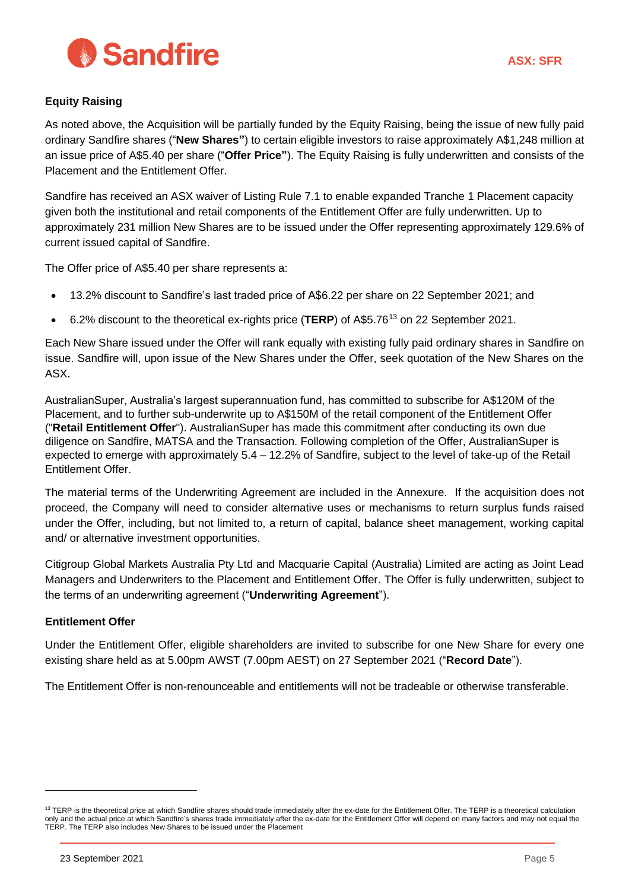### Equity Raising

As noted above, the Acquisition will be partially funded by the Equity Raising, being the issue of new fully paid ordinary Sandfire shares ("**New Shares**") to certain eligible investors to raise approximately A$1,248 million at an issue price of A$5.40 per share ("**Offer Price**"). The Equity Raising is fully underwritten and consists of the Placement and the Entitlement Offer.

Sandfire has received an ASX waiver of Listing Rule 7.1 to enable expanded Tranche 1 Placement capacity given both the institutional and retail components of the Entitlement Offer are fully underwritten. Up to approximately 231 million New Shares are to be issued under the Offer representing approximately 129.6% of current issued capital of Sandfire.

The Offer price of A$5.40 per share represents a:

- 13.2% discount to Sandfire's last traded price of A$6.22 per share on 22 September 2021; and
- 6.2% discount to the theoretical ex-rights price (**TERP**) of A$5.76[13] on 22 September 2021.

Each New Share issued under the Offer will rank equally with existing fully paid ordinary shares in Sandfire on issue. Sandfire will, upon issue of the New Shares under the Offer, seek quotation of the New Shares on the ASX.

AustralianSuper, Australia's largest superannuation fund, has committed to subscribe for A$120M of the Placement, and to further sub-underwrite up to A$150M of the retail component of the Entitlement Offer ("**Retail Entitlement Offer**"). AustralianSuper has made this commitment after conducting its own due diligence on Sandfire, MATSA and the Transaction. Following completion of the Offer, AustralianSuper is expected to emerge with approximately 5.4 – 12.2% of Sandfire, subject to the level of take-up of the Retail Entitlement Offer.

The material terms of the Underwriting Agreement are included in the Annexure. If the acquisition does not proceed, the Company will need to consider alternative uses or mechanisms to return surplus funds raised under the Offer, including, but not limited to, a return of capital, balance sheet management, working capital and/ or alternative investment opportunities.

Citigroup Global Markets Australia Pty Ltd and Macquarie Capital (Australia) Limited are acting as Joint Lead Managers and Underwriters to the Placement and Entitlement Offer. The Offer is fully underwritten, subject to the terms of an underwriting agreement ("**Underwriting Agreement**").

### Entitlement Offer

Under the Entitlement Offer, eligible shareholders are invited to subscribe for one New Share for every one existing share held as at 5.00pm AWST (7.00pm AEST) on 27 September 2021 ("**Record Date**").

The Entitlement Offer is non-renounceable and entitlements will not be tradeable or otherwise transferable.

---

[13] TERP is the theoretical price at which Sandfire shares should trade immediately after the ex-date for the Entitlement Offer. The TERP is a theoretical calculation only and the actual price at which Sandfire's shares trade immediately after the ex-date for the Entitlement Offer will depend on many factors and may not equal the TERP. The TERP also includes New Shares to be issued under the Placement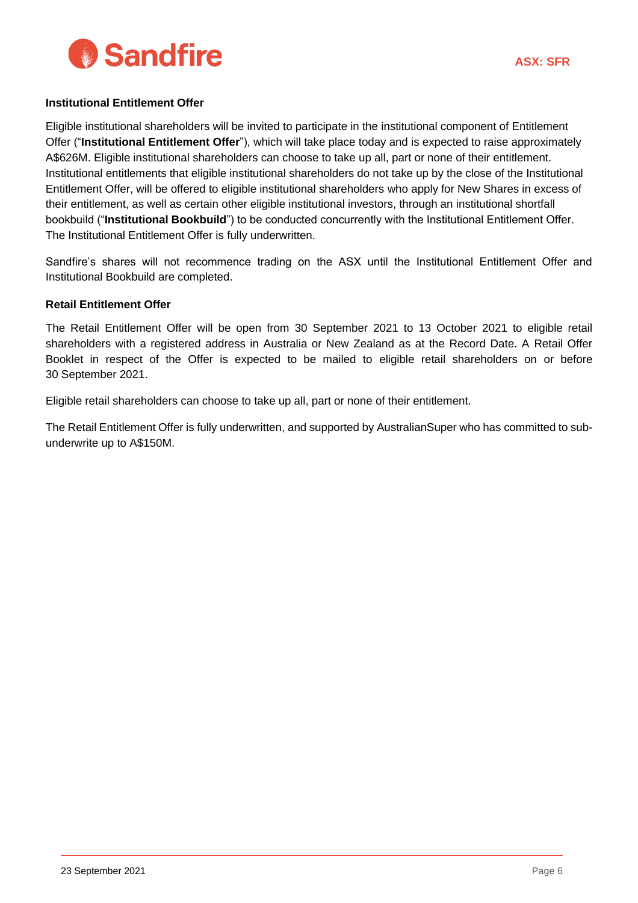### Institutional Entitlement Offer

Eligible institutional shareholders will be invited to participate in the institutional component of Entitlement Offer ("**Institutional Entitlement Offer**"), which will take place today and is expected to raise approximately A$626M. Eligible institutional shareholders can choose to take up all, part or none of their entitlement. Institutional entitlements that eligible institutional shareholders do not take up by the close of the Institutional Entitlement Offer, will be offered to eligible institutional shareholders who apply for New Shares in excess of their entitlement, as well as certain other eligible institutional investors, through an institutional shortfall bookbuild ("**Institutional Bookbuild**") to be conducted concurrently with the Institutional Entitlement Offer. The Institutional Entitlement Offer is fully underwritten.

Sandfire's shares will not recommence trading on the ASX until the Institutional Entitlement Offer and Institutional Bookbuild are completed.

### Retail Entitlement Offer

The Retail Entitlement Offer will be open from 30 September 2021 to 13 October 2021 to eligible retail shareholders with a registered address in Australia or New Zealand as at the Record Date. A Retail Offer Booklet in respect of the Offer is expected to be mailed to eligible retail shareholders on or before 30 September 2021.

Eligible retail shareholders can choose to take up all, part or none of their entitlement.

The Retail Entitlement Offer is fully underwritten, and supported by AustralianSuper who has committed to sub-underwrite up to A$150M.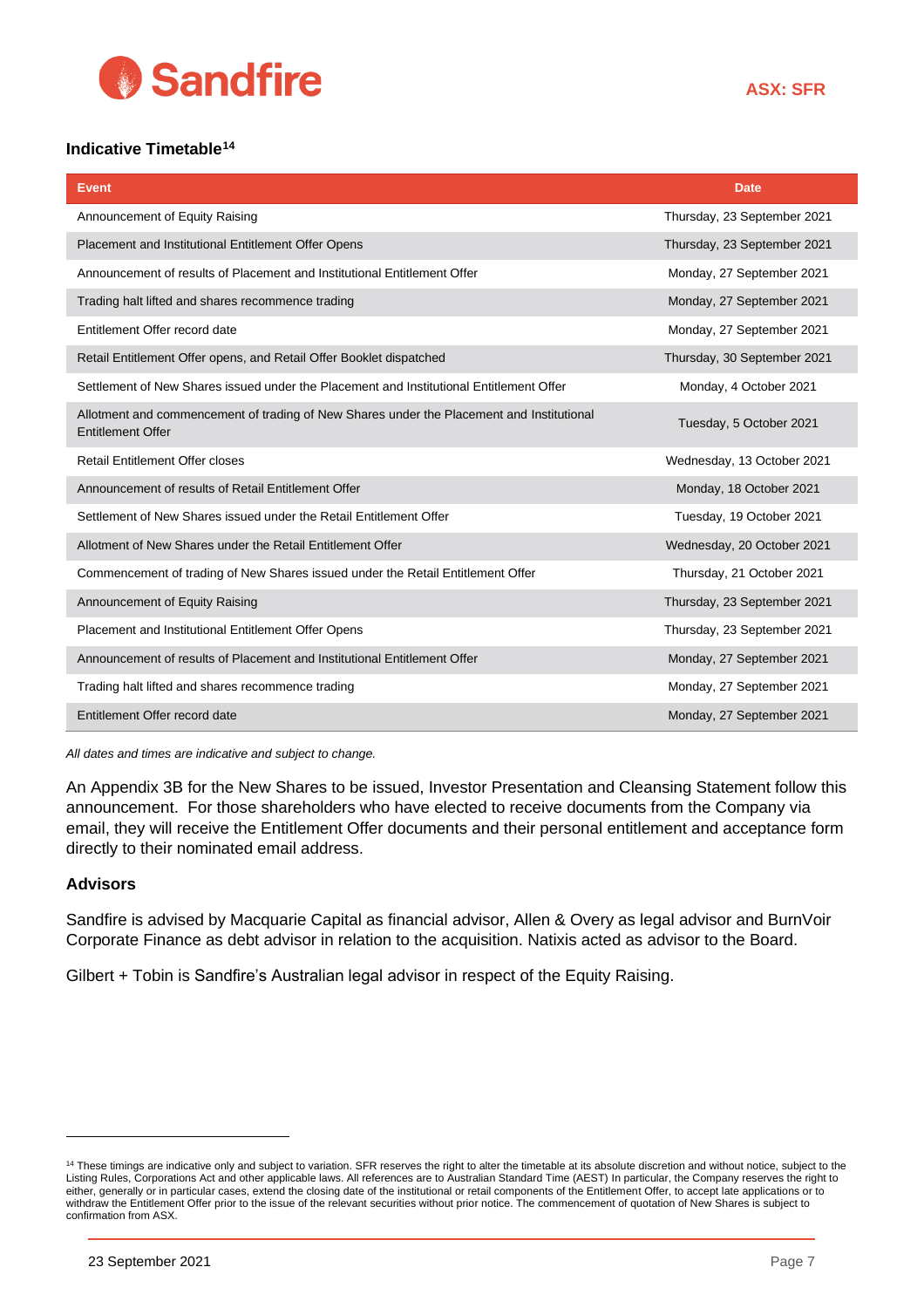### Indicative Timetable[14]

| Event | Date |
|---|---|
| Announcement of Equity Raising | Thursday, 23 September 2021 |
| Placement and Institutional Entitlement Offer Opens | Thursday, 23 September 2021 |
| Announcement of results of Placement and Institutional Entitlement Offer | Monday, 27 September 2021 |
| Trading halt lifted and shares recommence trading | Monday, 27 September 2021 |
| Entitlement Offer record date | Monday, 27 September 2021 |
| Retail Entitlement Offer opens, and Retail Offer Booklet dispatched | Thursday, 30 September 2021 |
| Settlement of New Shares issued under the Placement and Institutional Entitlement Offer | Monday, 4 October 2021 |
| Allotment and commencement of trading of New Shares under the Placement and Institutional Entitlement Offer | Tuesday, 5 October 2021 |
| Retail Entitlement Offer closes | Wednesday, 13 October 2021 |
| Announcement of results of Retail Entitlement Offer | Monday, 18 October 2021 |
| Settlement of New Shares issued under the Retail Entitlement Offer | Tuesday, 19 October 2021 |
| Allotment of New Shares under the Retail Entitlement Offer | Wednesday, 20 October 2021 |
| Commencement of trading of New Shares issued under the Retail Entitlement Offer | Thursday, 21 October 2021 |
| Announcement of Equity Raising | Thursday, 23 September 2021 |
| Placement and Institutional Entitlement Offer Opens | Thursday, 23 September 2021 |
| Announcement of results of Placement and Institutional Entitlement Offer | Monday, 27 September 2021 |
| Trading halt lifted and shares recommence trading | Monday, 27 September 2021 |
| Entitlement Offer record date | Monday, 27 September 2021 |

*All dates and times are indicative and subject to change.*

An Appendix 3B for the New Shares to be issued, Investor Presentation and Cleansing Statement follow this announcement. For those shareholders who have elected to receive documents from the Company via email, they will receive the Entitlement Offer documents and their personal entitlement and acceptance form directly to their nominated email address.

### Advisors

Sandfire is advised by Macquarie Capital as financial advisor, Allen & Overy as legal advisor and BurnVoir Corporate Finance as debt advisor in relation to the acquisition. Natixis acted as advisor to the Board.

Gilbert + Tobin is Sandfire's Australian legal advisor in respect of the Equity Raising.

---

[14] These timings are indicative only and subject to variation. SFR reserves the right to alter the timetable at its absolute discretion and without notice, subject to the Listing Rules, Corporations Act and other applicable laws. All references are to Australian Standard Time (AEST) In particular, the Company reserves the right to either, generally or in particular cases, extend the closing date of the institutional or retail components of the Entitlement Offer, to accept late applications or to withdraw the Entitlement Offer prior to the issue of the relevant securities without prior notice. The commencement of quotation of New Shares is subject to confirmation from ASX.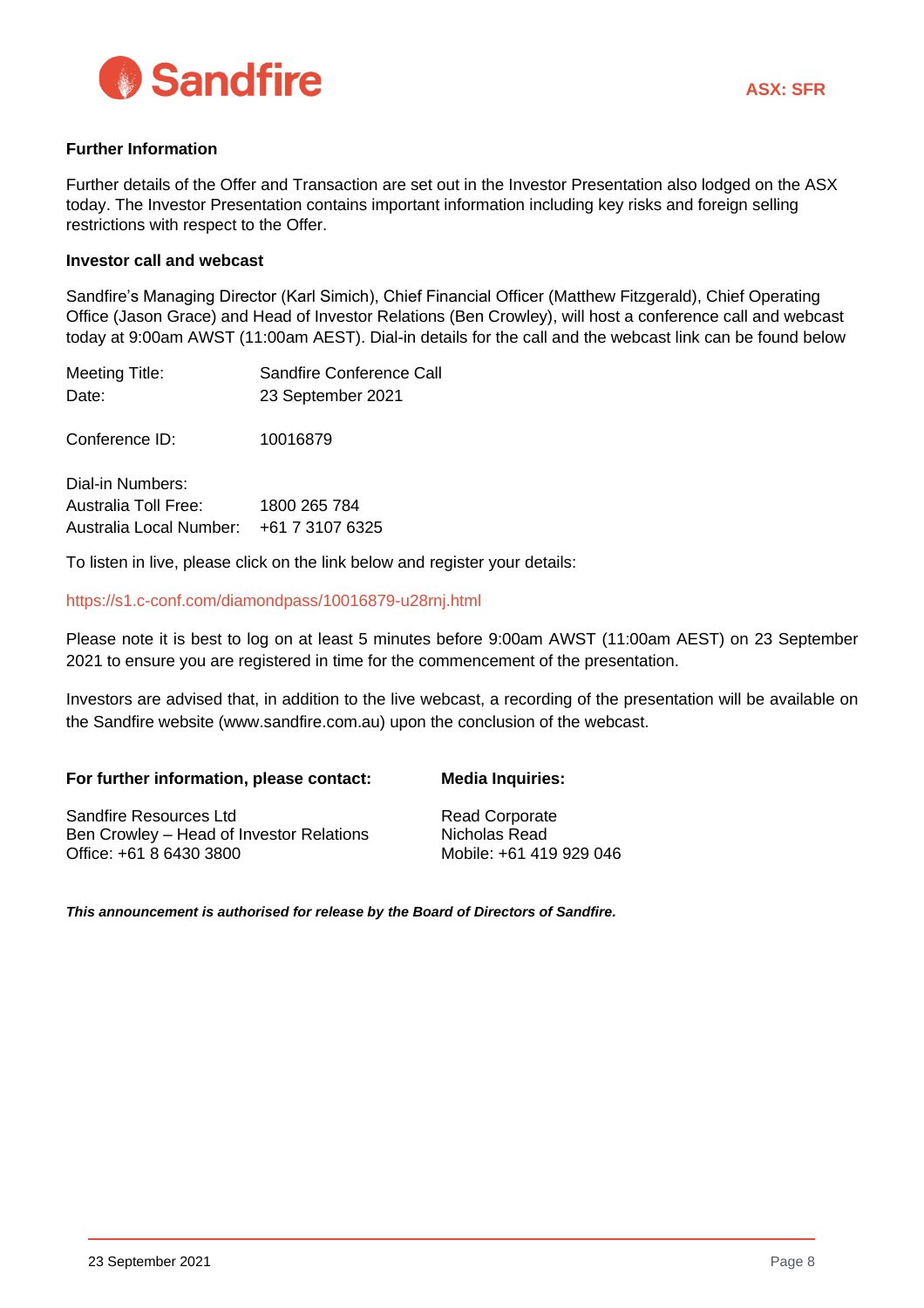### Further Information

Further details of the Offer and Transaction are set out in the Investor Presentation also lodged on the ASX today. The Investor Presentation contains important information including key risks and foreign selling restrictions with respect to the Offer.

### Investor call and webcast

Sandfire's Managing Director (Karl Simich), Chief Financial Officer (Matthew Fitzgerald), Chief Operating Office (Jason Grace) and Head of Investor Relations (Ben Crowley), will host a conference call and webcast today at 9:00am AWST (11:00am AEST). Dial-in details for the call and the webcast link can be found below

Meeting Title: Sandfire Conference Call
Date: 23 September 2021

Conference ID: 10016879

Dial-in Numbers:
Australia Toll Free: 1800 265 784
Australia Local Number: +61 7 3107 6325

To listen in live, please click on the link below and register your details:

https://s1.c-conf.com/diamondpass/10016879-u28rnj.html

Please note it is best to log on at least 5 minutes before 9:00am AWST (11:00am AEST) on 23 September 2021 to ensure you are registered in time for the commencement of the presentation.

Investors are advised that, in addition to the live webcast, a recording of the presentation will be available on the Sandfire website (www.sandfire.com.au) upon the conclusion of the webcast.

**For further information, please contact:**

Sandfire Resources Ltd
Ben Crowley – Head of Investor Relations
Office: +61 8 6430 3800

**Media Inquiries:**

Read Corporate
Nicholas Read
Mobile: +61 419 929 046

***This announcement is authorised for release by the Board of Directors of Sandfire.***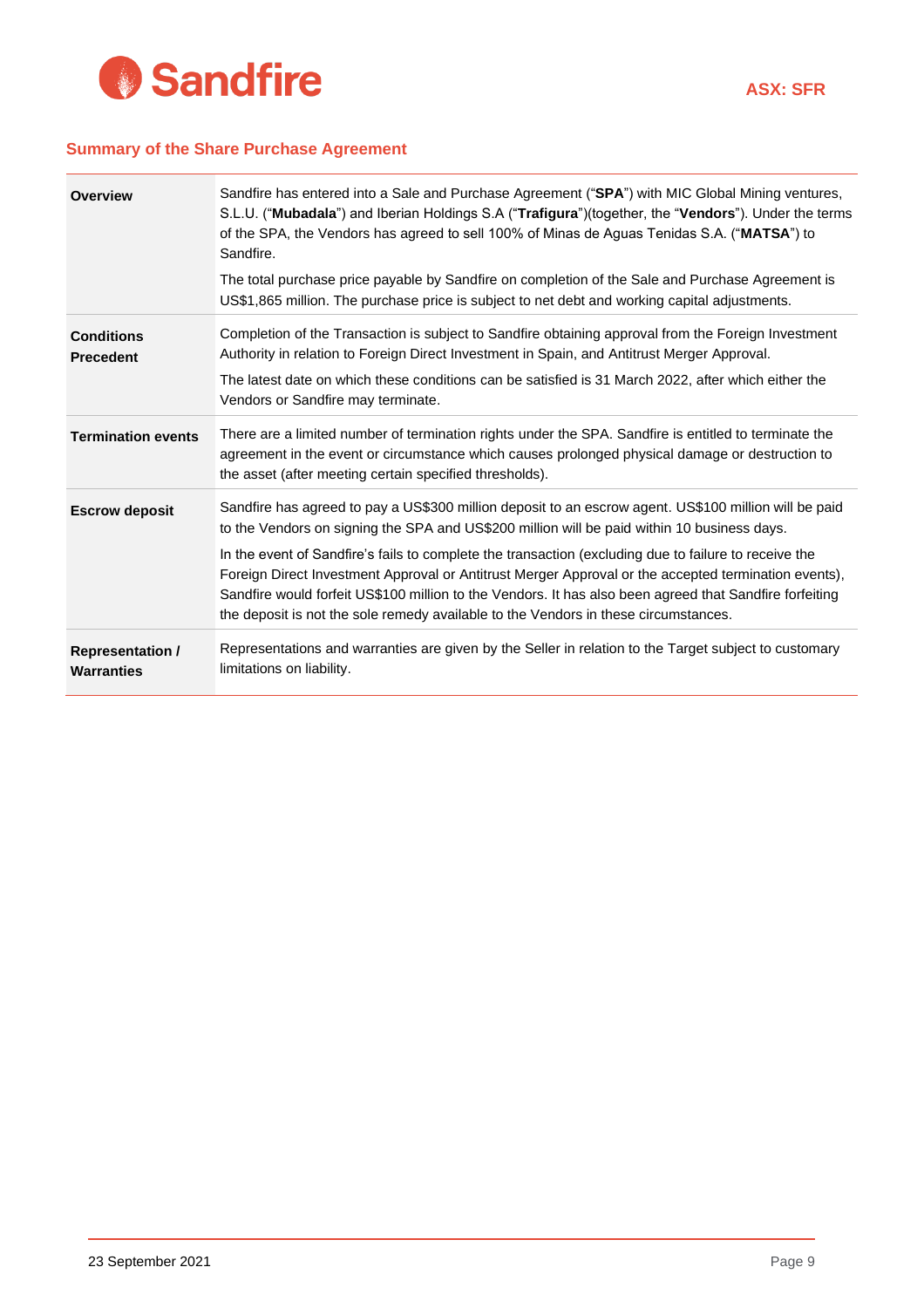## Summary of the Share Purchase Agreement

| | |
|---|---|
| **Overview** | Sandfire has entered into a Sale and Purchase Agreement ("**SPA**") with MIC Global Mining ventures, S.L.U. ("**Mubadala**") and Iberian Holdings S.A ("**Trafigura**")(together, the "**Vendors**"). Under the terms of the SPA, the Vendors has agreed to sell 100% of Minas de Aguas Tenidas S.A. ("**MATSA**") to Sandfire.<br><br>The total purchase price payable by Sandfire on completion of the Sale and Purchase Agreement is US$1,865 million. The purchase price is subject to net debt and working capital adjustments. |
| **Conditions Precedent** | Completion of the Transaction is subject to Sandfire obtaining approval from the Foreign Investment Authority in relation to Foreign Direct Investment in Spain, and Antitrust Merger Approval.<br><br>The latest date on which these conditions can be satisfied is 31 March 2022, after which either the Vendors or Sandfire may terminate. |
| **Termination events** | There are a limited number of termination rights under the SPA. Sandfire is entitled to terminate the agreement in the event or circumstance which causes prolonged physical damage or destruction to the asset (after meeting certain specified thresholds). |
| **Escrow deposit** | Sandfire has agreed to pay a US$300 million deposit to an escrow agent. US$100 million will be paid to the Vendors on signing the SPA and US$200 million will be paid within 10 business days.<br><br>In the event of Sandfire's fails to complete the transaction (excluding due to failure to receive the Foreign Direct Investment Approval or Antitrust Merger Approval or the accepted termination events), Sandfire would forfeit US$100 million to the Vendors. It has also been agreed that Sandfire forfeiting the deposit is not the sole remedy available to the Vendors in these circumstances. |
| **Representation / Warranties** | Representations and warranties are given by the Seller in relation to the Target subject to customary limitations on liability. |

23 September 2021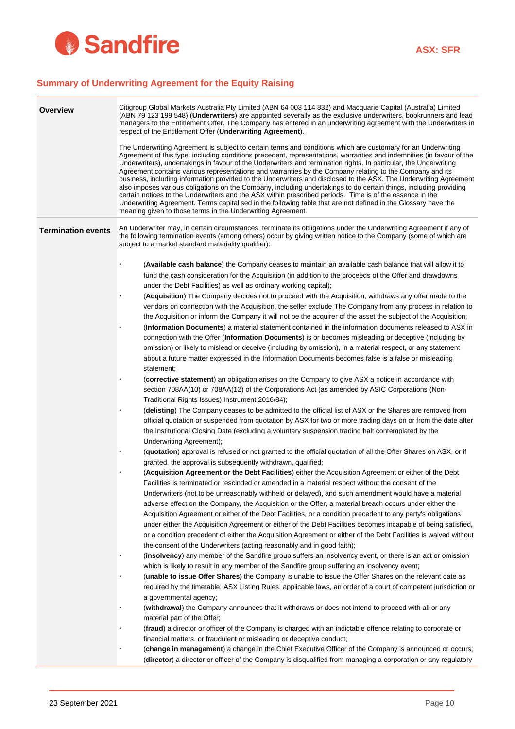## Summary of Underwriting Agreement for the Equity Raising

| | |
|---|---|
| **Overview** | Citigroup Global Markets Australia Pty Limited (ABN 64 003 114 832) and Macquarie Capital (Australia) Limited (ABN 79 123 199 548) (**Underwriters**) are appointed severally as the exclusive underwriters, bookrunners and lead managers to the Entitlement Offer. The Company has entered in an underwriting agreement with the Underwriters in respect of the Entitlement Offer (**Underwriting Agreement**).<br><br>The Underwriting Agreement is subject to certain terms and conditions which are customary for an Underwriting Agreement of this type, including conditions precedent, representations, warranties and indemnities (in favour of the Underwriters), undertakings in favour of the Underwriters and termination rights. In particular, the Underwriting Agreement contains various representations and warranties by the Company relating to the Company and its business, including information provided to the Underwriters and disclosed to the ASX. The Underwriting Agreement also imposes various obligations on the Company, including undertakings to do certain things, including providing certain notices to the Underwriters and the ASX within prescribed periods. Time is of the essence in the Underwriting Agreement. Terms capitalised in the following table that are not defined in the Glossary have the meaning given to those terms in the Underwriting Agreement. |
| **Termination events** | An Underwriter may, in certain circumstances, terminate its obligations under the Underwriting Agreement if any of the following termination events (among others) occur by giving written notice to the Company (some of which are subject to a market standard materiality qualifier):<br><br>• (**Available cash balance**) the Company ceases to maintain an available cash balance that will allow it to fund the cash consideration for the Acquisition (in addition to the proceeds of the Offer and drawdowns under the Debt Facilities) as well as ordinary working capital);<br>• (**Acquisition**) The Company decides not to proceed with the Acquisition, withdraws any offer made to the vendors on connection with the Acquisition, the seller exclude The Company from any process in relation to the Acquisition or inform the Company it will not be the acquirer of the asset the subject of the Acquisition;<br>• (**Information Documents**) a material statement contained in the information documents released to ASX in connection with the Offer (**Information Documents**) is or becomes misleading or deceptive (including by omission) or likely to mislead or deceive (including by omission), in a material respect, or any statement about a future matter expressed in the Information Documents becomes false is a false or misleading statement;<br>• (**corrective statement**) an obligation arises on the Company to give ASX a notice in accordance with section 708AA(10) or 708AA(12) of the Corporations Act (as amended by ASIC Corporations (Non-Traditional Rights Issues) Instrument 2016/84);<br>• (**delisting**) The Company ceases to be admitted to the official list of ASX or the Shares are removed from official quotation or suspended from quotation by ASX for two or more trading days on or from the date after the Institutional Closing Date (excluding a voluntary suspension trading halt contemplated by the Underwriting Agreement);<br>• (**quotation**) approval is refused or not granted to the official quotation of all the Offer Shares on ASX, or if granted, the approval is subsequently withdrawn, qualified;<br>• (**Acquisition Agreement or the Debt Facilities**) either the Acquisition Agreement or either of the Debt Facilities is terminated or rescinded or amended in a material respect without the consent of the Underwriters (not to be unreasonably withheld or delayed), and such amendment would have a material adverse effect on the Company, the Acquisition or the Offer, a material breach occurs under either the Acquisition Agreement or either of the Debt Facilities, or a condition precedent to any party's obligations under either the Acquisition Agreement or either of the Debt Facilities becomes incapable of being satisfied, or a condition precedent of either the Acquisition Agreement or either of the Debt Facilities is waived without the consent of the Underwriters (acting reasonably and in good faith);<br>• (**insolvency**) any member of the Sandfire group suffers an insolvency event, or there is an act or omission which is likely to result in any member of the Sandfire group suffering an insolvency event;<br>• (**unable to issue Offer Shares**) the Company is unable to issue the Offer Shares on the relevant date as required by the timetable, ASX Listing Rules, applicable laws, an order of a court of competent jurisdiction or a governmental agency;<br>• (**withdrawal**) the Company announces that it withdraws or does not intend to proceed with all or any material part of the Offer;<br>• (**fraud**) a director or officer of the Company is charged with an indictable offence relating to corporate or financial matters, or fraudulent or misleading or deceptive conduct;<br>• (**change in management**) a change in the Chief Executive Officer of the Company is announced or occurs; (**director**) a director or officer of the Company is disqualified from managing a corporation or any regulatory |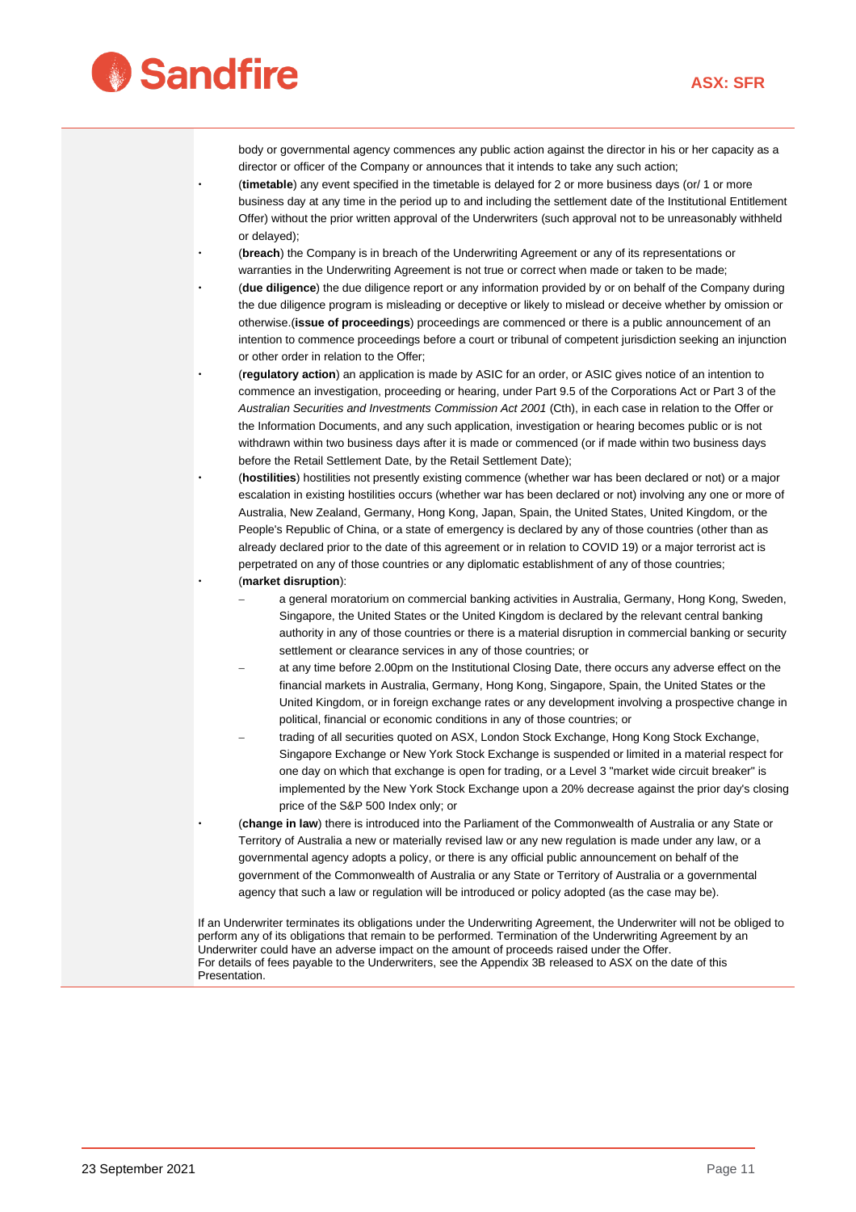body or governmental agency commences any public action against the director in his or her capacity as a director or officer of the Company or announces that it intends to take any such action;

- (**timetable**) any event specified in the timetable is delayed for 2 or more business days (or/ 1 or more business day at any time in the period up to and including the settlement date of the Institutional Entitlement Offer) without the prior written approval of the Underwriters (such approval not to be unreasonably withheld or delayed);
- (**breach**) the Company is in breach of the Underwriting Agreement or any of its representations or warranties in the Underwriting Agreement is not true or correct when made or taken to be made;
- (**due diligence**) the due diligence report or any information provided by or on behalf of the Company during the due diligence program is misleading or deceptive or likely to mislead or deceive whether by omission or otherwise.(**issue of proceedings**) proceedings are commenced or there is a public announcement of an intention to commence proceedings before a court or tribunal of competent jurisdiction seeking an injunction or other order in relation to the Offer;
- (**regulatory action**) an application is made by ASIC for an order, or ASIC gives notice of an intention to commence an investigation, proceeding or hearing, under Part 9.5 of the Corporations Act or Part 3 of the *Australian Securities and Investments Commission Act 2001* (Cth), in each case in relation to the Offer or the Information Documents, and any such application, investigation or hearing becomes public or is not withdrawn within two business days after it is made or commenced (or if made within two business days before the Retail Settlement Date, by the Retail Settlement Date);
- (**hostilities**) hostilities not presently existing commence (whether war has been declared or not) or a major escalation in existing hostilities occurs (whether war has been declared or not) involving any one or more of Australia, New Zealand, Germany, Hong Kong, Japan, Spain, the United States, United Kingdom, or the People's Republic of China, or a state of emergency is declared by any of those countries (other than as already declared prior to the date of this agreement or in relation to COVID 19) or a major terrorist act is perpetrated on any of those countries or any diplomatic establishment of any of those countries;
- (**market disruption**):
  - a general moratorium on commercial banking activities in Australia, Germany, Hong Kong, Sweden, Singapore, the United States or the United Kingdom is declared by the relevant central banking authority in any of those countries or there is a material disruption in commercial banking or security settlement or clearance services in any of those countries; or
  - at any time before 2.00pm on the Institutional Closing Date, there occurs any adverse effect on the financial markets in Australia, Germany, Hong Kong, Singapore, Spain, the United States or the United Kingdom, or in foreign exchange rates or any development involving a prospective change in political, financial or economic conditions in any of those countries; or
  - trading of all securities quoted on ASX, London Stock Exchange, Hong Kong Stock Exchange, Singapore Exchange or New York Stock Exchange is suspended or limited in a material respect for one day on which that exchange is open for trading, or a Level 3 "market wide circuit breaker" is implemented by the New York Stock Exchange upon a 20% decrease against the prior day's closing price of the S&P 500 Index only; or
- (**change in law**) there is introduced into the Parliament of the Commonwealth of Australia or any State or Territory of Australia a new or materially revised law or any new regulation is made under any law, or a governmental agency adopts a policy, or there is any official public announcement on behalf of the government of the Commonwealth of Australia or any State or Territory of Australia or a governmental agency that such a law or regulation will be introduced or policy adopted (as the case may be).

If an Underwriter terminates its obligations under the Underwriting Agreement, the Underwriter will not be obliged to perform any of its obligations that remain to be performed. Termination of the Underwriting Agreement by an Underwriter could have an adverse impact on the amount of proceeds raised under the Offer.
For details of fees payable to the Underwriters, see the Appendix 3B released to ASX on the date of this Presentation.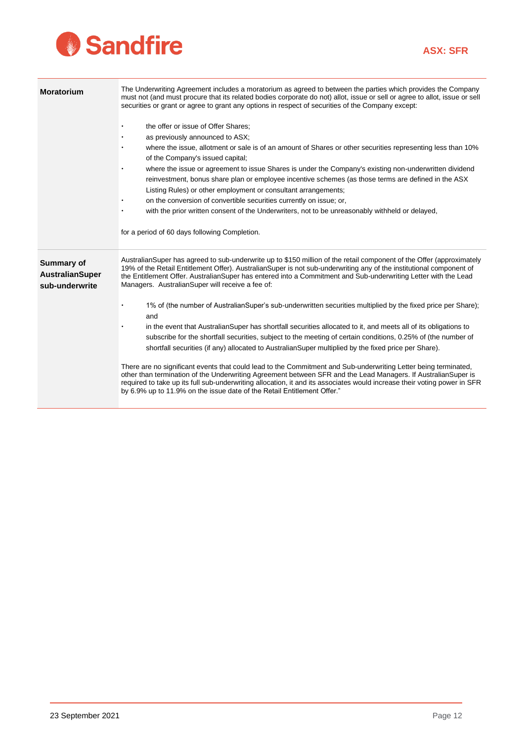| | |
|---|---|
| **Moratorium** | The Underwriting Agreement includes a moratorium as agreed to between the parties which provides the Company must not (and must procure that its related bodies corporate do not) allot, issue or sell or agree to allot, issue or sell securities or grant or agree to grant any options in respect of securities of the Company except:<br><br>• the offer or issue of Offer Shares;<br>• as previously announced to ASX;<br>• where the issue, allotment or sale is of an amount of Shares or other securities representing less than 10% of the Company's issued capital;<br>• where the issue or agreement to issue Shares is under the Company's existing non-underwritten dividend reinvestment, bonus share plan or employee incentive schemes (as those terms are defined in the ASX Listing Rules) or other employment or consultant arrangements;<br>• on the conversion of convertible securities currently on issue; or,<br>• with the prior written consent of the Underwriters, not to be unreasonably withheld or delayed,<br><br>for a period of 60 days following Completion. |
| **Summary of AustralianSuper sub-underwrite** | AustralianSuper has agreed to sub-underwrite up to $150 million of the retail component of the Offer (approximately 19% of the Retail Entitlement Offer). AustralianSuper is not sub-underwriting any of the institutional component of the Entitlement Offer. AustralianSuper has entered into a Commitment and Sub-underwriting Letter with the Lead Managers. AustralianSuper will receive a fee of:<br><br>• 1% of (the number of AustralianSuper's sub-underwritten securities multiplied by the fixed price per Share); and<br>• in the event that AustralianSuper has shortfall securities allocated to it, and meets all of its obligations to subscribe for the shortfall securities, subject to the meeting of certain conditions, 0.25% of (the number of shortfall securities (if any) allocated to AustralianSuper multiplied by the fixed price per Share).<br><br>There are no significant events that could lead to the Commitment and Sub-underwriting Letter being terminated, other than termination of the Underwriting Agreement between SFR and the Lead Managers. If AustralianSuper is required to take up its full sub-underwriting allocation, it and its associates would increase their voting power in SFR by 6.9% up to 11.9% on the issue date of the Retail Entitlement Offer." |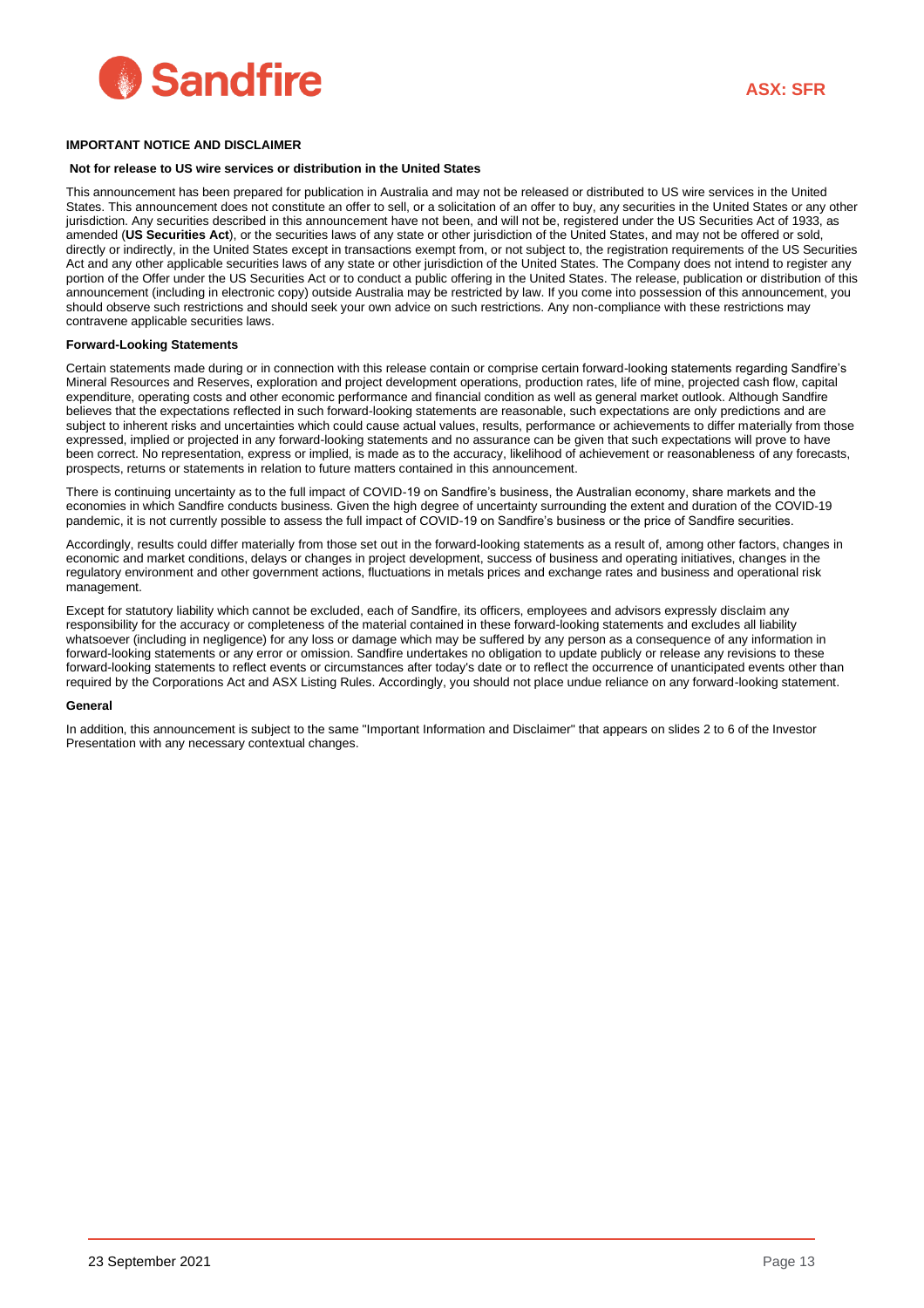## IMPORTANT NOTICE AND DISCLAIMER

**Not for release to US wire services or distribution in the United States**

This announcement has been prepared for publication in Australia and may not be released or distributed to US wire services in the United States. This announcement does not constitute an offer to sell, or a solicitation of an offer to buy, any securities in the United States or any other jurisdiction. Any securities described in this announcement have not been, and will not be, registered under the US Securities Act of 1933, as amended (**US Securities Act**), or the securities laws of any state or other jurisdiction of the United States, and may not be offered or sold, directly or indirectly, in the United States except in transactions exempt from, or not subject to, the registration requirements of the US Securities Act and any other applicable securities laws of any state or other jurisdiction of the United States. The Company does not intend to register any portion of the Offer under the US Securities Act or to conduct a public offering in the United States. The release, publication or distribution of this announcement (including in electronic copy) outside Australia may be restricted by law. If you come into possession of this announcement, you should observe such restrictions and should seek your own advice on such restrictions. Any non-compliance with these restrictions may contravene applicable securities laws.

**Forward-Looking Statements**

Certain statements made during or in connection with this release contain or comprise certain forward-looking statements regarding Sandfire's Mineral Resources and Reserves, exploration and project development operations, production rates, life of mine, projected cash flow, capital expenditure, operating costs and other economic performance and financial condition as well as general market outlook. Although Sandfire believes that the expectations reflected in such forward-looking statements are reasonable, such expectations are only predictions and are subject to inherent risks and uncertainties which could cause actual values, results, performance or achievements to differ materially from those expressed, implied or projected in any forward-looking statements and no assurance can be given that such expectations will prove to have been correct. No representation, express or implied, is made as to the accuracy, likelihood of achievement or reasonableness of any forecasts, prospects, returns or statements in relation to future matters contained in this announcement.

There is continuing uncertainty as to the full impact of COVID-19 on Sandfire's business, the Australian economy, share markets and the economies in which Sandfire conducts business. Given the high degree of uncertainty surrounding the extent and duration of the COVID-19 pandemic, it is not currently possible to assess the full impact of COVID-19 on Sandfire's business or the price of Sandfire securities.

Accordingly, results could differ materially from those set out in the forward-looking statements as a result of, among other factors, changes in economic and market conditions, delays or changes in project development, success of business and operating initiatives, changes in the regulatory environment and other government actions, fluctuations in metals prices and exchange rates and business and operational risk management.

Except for statutory liability which cannot be excluded, each of Sandfire, its officers, employees and advisors expressly disclaim any responsibility for the accuracy or completeness of the material contained in these forward-looking statements and excludes all liability whatsoever (including in negligence) for any loss or damage which may be suffered by any person as a consequence of any information in forward-looking statements or any error or omission. Sandfire undertakes no obligation to update publicly or release any revisions to these forward-looking statements to reflect events or circumstances after today's date or to reflect the occurrence of unanticipated events other than required by the Corporations Act and ASX Listing Rules. Accordingly, you should not place undue reliance on any forward-looking statement.

**General**

In addition, this announcement is subject to the same "Important Information and Disclaimer" that appears on slides 2 to 6 of the Investor Presentation with any necessary contextual changes.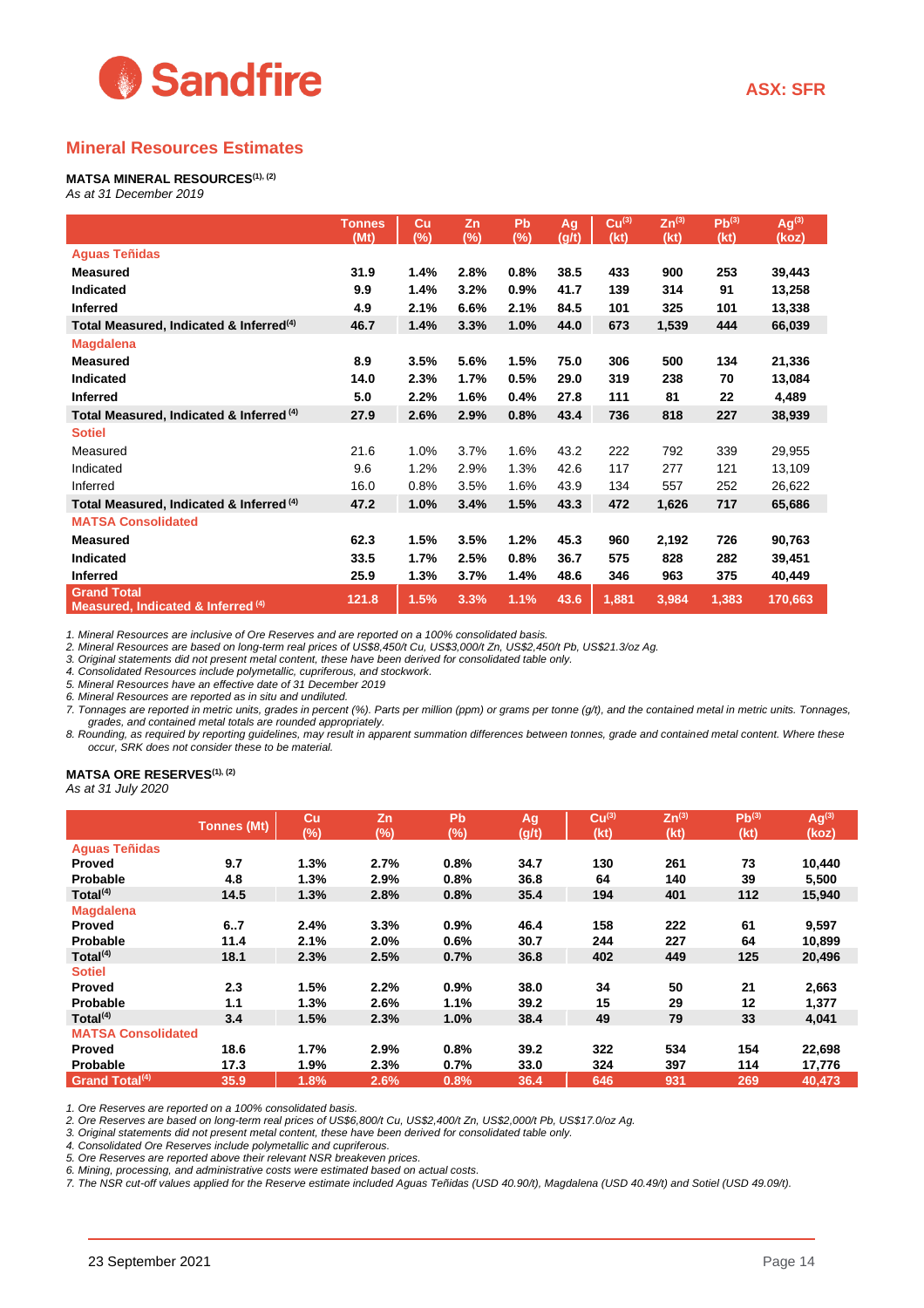## Mineral Resources Estimates

**MATSA MINERAL RESOURCES[1], [2]**
*As at 31 December 2019*

| | Tonnes (Mt) | Cu (%) | Zn (%) | Pb (%) | Ag (g/t) | Cu[3] (kt) | Zn[3] (kt) | Pb[3] (kt) | Ag[3] (koz) |
|---|---|---|---|---|---|---|---|---|---|
| **Aguas Teñidas** | | | | | | | | | |
| **Measured** | **31.9** | **1.4%** | **2.8%** | **0.8%** | **38.5** | **433** | **900** | **253** | **39,443** |
| **Indicated** | **9.9** | **1.4%** | **3.2%** | **0.9%** | **41.7** | **139** | **314** | **91** | **13,258** |
| **Inferred** | **4.9** | **2.1%** | **6.6%** | **2.1%** | **84.5** | **101** | **325** | **101** | **13,338** |
| **Total Measured, Indicated & Inferred[4]** | **46.7** | **1.4%** | **3.3%** | **1.0%** | **44.0** | **673** | **1,539** | **444** | **66,039** |
| **Magdalena** | | | | | | | | | |
| **Measured** | **8.9** | **3.5%** | **5.6%** | **1.5%** | **75.0** | **306** | **500** | **134** | **21,336** |
| **Indicated** | **14.0** | **2.3%** | **1.7%** | **0.5%** | **29.0** | **319** | **238** | **70** | **13,084** |
| **Inferred** | **5.0** | **2.2%** | **1.6%** | **0.4%** | **27.8** | **111** | **81** | **22** | **4,489** |
| **Total Measured, Indicated & Inferred [4]** | **27.9** | **2.6%** | **2.9%** | **0.8%** | **43.4** | **736** | **818** | **227** | **38,939** |
| **Sotiel** | | | | | | | | | |
| Measured | 21.6 | 1.0% | 3.7% | 1.6% | 43.2 | 222 | 792 | 339 | 29,955 |
| Indicated | 9.6 | 1.2% | 2.9% | 1.3% | 42.6 | 117 | 277 | 121 | 13,109 |
| Inferred | 16.0 | 0.8% | 3.5% | 1.6% | 43.9 | 134 | 557 | 252 | 26,622 |
| **Total Measured, Indicated & Inferred [4]** | **47.2** | **1.0%** | **3.4%** | **1.5%** | **43.3** | **472** | **1,626** | **717** | **65,686** |
| **MATSA Consolidated** | | | | | | | | | |
| **Measured** | **62.3** | **1.5%** | **3.5%** | **1.2%** | **45.3** | **960** | **2,192** | **726** | **90,763** |
| **Indicated** | **33.5** | **1.7%** | **2.5%** | **0.8%** | **36.7** | **575** | **828** | **282** | **39,451** |
| **Inferred** | **25.9** | **1.3%** | **3.7%** | **1.4%** | **48.6** | **346** | **963** | **375** | **40,449** |
| **Grand Total Measured, Indicated & Inferred [4]** | **121.8** | **1.5%** | **3.3%** | **1.1%** | **43.6** | **1,881** | **3,984** | **1,383** | **170,663** |

*1. Mineral Resources are inclusive of Ore Reserves and are reported on a 100% consolidated basis.*
*2. Mineral Resources are based on long-term real prices of US$8,450/t Cu, US$3,000/t Zn, US$2,450/t Pb, US$21.3/oz Ag.*
*3. Original statements did not present metal content, these have been derived for consolidated table only.*
*4. Consolidated Resources include polymetallic, cupriferous, and stockwork.*
*5. Mineral Resources have an effective date of 31 December 2019*
*6. Mineral Resources are reported as in situ and undiluted.*
*7. Tonnages are reported in metric units, grades in percent (%). Parts per million (ppm) or grams per tonne (g/t), and the contained metal in metric units. Tonnages, grades, and contained metal totals are rounded appropriately.*
*8. Rounding, as required by reporting guidelines, may result in apparent summation differences between tonnes, grade and contained metal content. Where these occur, SRK does not consider these to be material.*

**MATSA ORE RESERVES[1], [2]**
*As at 31 July 2020*

| | Tonnes (Mt) | Cu (%) | Zn (%) | Pb (%) | Ag (g/t) | Cu[3] (kt) | Zn[3] (kt) | Pb[3] (kt) | Ag[3] (koz) |
|---|---|---|---|---|---|---|---|---|---|
| **Aguas Teñidas** | | | | | | | | | |
| **Proved** | **9.7** | **1.3%** | **2.7%** | **0.8%** | **34.7** | **130** | **261** | **73** | **10,440** |
| **Probable** | **4.8** | **1.3%** | **2.9%** | **0.8%** | **36.8** | **64** | **140** | **39** | **5,500** |
| **Total[4]** | **14.5** | **1.3%** | **2.8%** | **0.8%** | **35.4** | **194** | **401** | **112** | **15,940** |
| **Magdalena** | | | | | | | | | |
| **Proved** | **6..7** | **2.4%** | **3.3%** | **0.9%** | **46.4** | **158** | **222** | **61** | **9,597** |
| **Probable** | **11.4** | **2.1%** | **2.0%** | **0.6%** | **30.7** | **244** | **227** | **64** | **10,899** |
| **Total[4]** | **18.1** | **2.3%** | **2.5%** | **0.7%** | **36.8** | **402** | **449** | **125** | **20,496** |
| **Sotiel** | | | | | | | | | |
| **Proved** | **2.3** | **1.5%** | **2.2%** | **0.9%** | **38.0** | **34** | **50** | **21** | **2,663** |
| **Probable** | **1.1** | **1.3%** | **2.6%** | **1.1%** | **39.2** | **15** | **29** | **12** | **1,377** |
| **Total[4]** | **3.4** | **1.5%** | **2.3%** | **1.0%** | **38.4** | **49** | **79** | **33** | **4,041** |
| **MATSA Consolidated** | | | | | | | | | |
| **Proved** | **18.6** | **1.7%** | **2.9%** | **0.8%** | **39.2** | **322** | **534** | **154** | **22,698** |
| **Probable** | **17.3** | **1.9%** | **2.3%** | **0.7%** | **33.0** | **324** | **397** | **114** | **17,776** |
| **Grand Total[4]** | **35.9** | **1.8%** | **2.6%** | **0.8%** | **36.4** | **646** | **931** | **269** | **40,473** |

*1. Ore Reserves are reported on a 100% consolidated basis.*
*2. Ore Reserves are based on long-term real prices of US$6,800/t Cu, US$2,400/t Zn, US$2,000/t Pb, US$17.0/oz Ag.*
*3. Original statements did not present metal content, these have been derived for consolidated table only.*
*4. Consolidated Ore Reserves include polymetallic and cupriferous.*
*5. Ore Reserves are reported above their relevant NSR breakeven prices.*
*6. Mining, processing, and administrative costs were estimated based on actual costs.*
*7. The NSR cut-off values applied for the Reserve estimate included Aguas Teñidas (USD 40.90/t), Magdalena (USD 40.49/t) and Sotiel (USD 49.09/t).*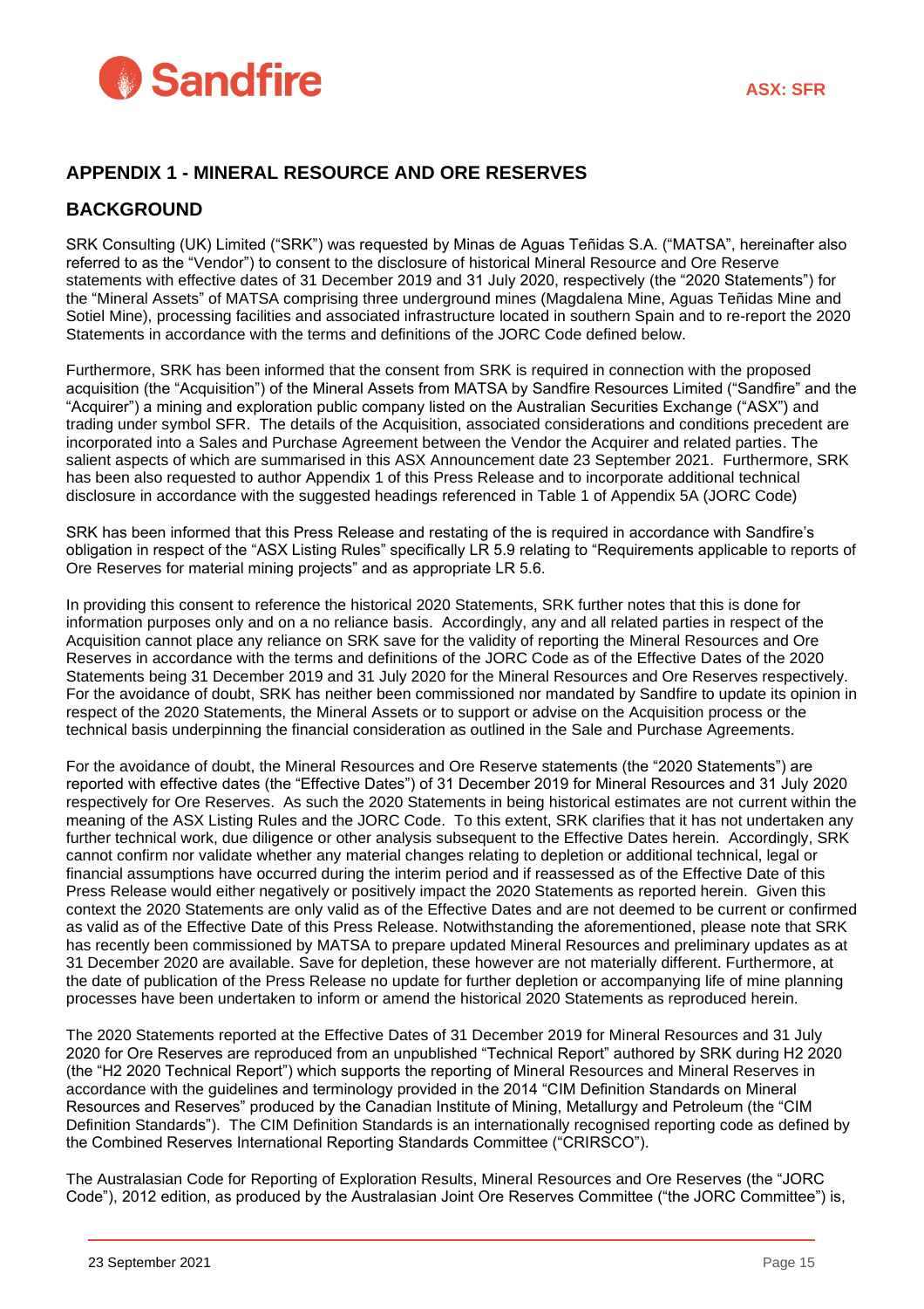## APPENDIX 1 - MINERAL RESOURCE AND ORE RESERVES

## BACKGROUND

SRK Consulting (UK) Limited ("SRK") was requested by Minas de Aguas Teñidas S.A. ("MATSA", hereinafter also referred to as the "Vendor") to consent to the disclosure of historical Mineral Resource and Ore Reserve statements with effective dates of 31 December 2019 and 31 July 2020, respectively (the "2020 Statements") for the "Mineral Assets" of MATSA comprising three underground mines (Magdalena Mine, Aguas Teñidas Mine and Sotiel Mine), processing facilities and associated infrastructure located in southern Spain and to re-report the 2020 Statements in accordance with the terms and definitions of the JORC Code defined below.

Furthermore, SRK has been informed that the consent from SRK is required in connection with the proposed acquisition (the "Acquisition") of the Mineral Assets from MATSA by Sandfire Resources Limited ("Sandfire" and the "Acquirer") a mining and exploration public company listed on the Australian Securities Exchange ("ASX") and trading under symbol SFR. The details of the Acquisition, associated considerations and conditions precedent are incorporated into a Sales and Purchase Agreement between the Vendor the Acquirer and related parties. The salient aspects of which are summarised in this ASX Announcement date 23 September 2021. Furthermore, SRK has been also requested to author Appendix 1 of this Press Release and to incorporate additional technical disclosure in accordance with the suggested headings referenced in Table 1 of Appendix 5A (JORC Code)

SRK has been informed that this Press Release and restating of the is required in accordance with Sandfire's obligation in respect of the "ASX Listing Rules" specifically LR 5.9 relating to "Requirements applicable to reports of Ore Reserves for material mining projects" and as appropriate LR 5.6.

In providing this consent to reference the historical 2020 Statements, SRK further notes that this is done for information purposes only and on a no reliance basis. Accordingly, any and all related parties in respect of the Acquisition cannot place any reliance on SRK save for the validity of reporting the Mineral Resources and Ore Reserves in accordance with the terms and definitions of the JORC Code as of the Effective Dates of the 2020 Statements being 31 December 2019 and 31 July 2020 for the Mineral Resources and Ore Reserves respectively. For the avoidance of doubt, SRK has neither been commissioned nor mandated by Sandfire to update its opinion in respect of the 2020 Statements, the Mineral Assets or to support or advise on the Acquisition process or the technical basis underpinning the financial consideration as outlined in the Sale and Purchase Agreements.

For the avoidance of doubt, the Mineral Resources and Ore Reserve statements (the "2020 Statements") are reported with effective dates (the "Effective Dates") of 31 December 2019 for Mineral Resources and 31 July 2020 respectively for Ore Reserves. As such the 2020 Statements in being historical estimates are not current within the meaning of the ASX Listing Rules and the JORC Code. To this extent, SRK clarifies that it has not undertaken any further technical work, due diligence or other analysis subsequent to the Effective Dates herein. Accordingly, SRK cannot confirm nor validate whether any material changes relating to depletion or additional technical, legal or financial assumptions have occurred during the interim period and if reassessed as of the Effective Date of this Press Release would either negatively or positively impact the 2020 Statements as reported herein. Given this context the 2020 Statements are only valid as of the Effective Dates and are not deemed to be current or confirmed as valid as of the Effective Date of this Press Release. Notwithstanding the aforementioned, please note that SRK has recently been commissioned by MATSA to prepare updated Mineral Resources and preliminary updates as at 31 December 2020 are available. Save for depletion, these however are not materially different. Furthermore, at the date of publication of the Press Release no update for further depletion or accompanying life of mine planning processes have been undertaken to inform or amend the historical 2020 Statements as reproduced herein.

The 2020 Statements reported at the Effective Dates of 31 December 2019 for Mineral Resources and 31 July 2020 for Ore Reserves are reproduced from an unpublished "Technical Report" authored by SRK during H2 2020 (the "H2 2020 Technical Report") which supports the reporting of Mineral Resources and Mineral Reserves in accordance with the guidelines and terminology provided in the 2014 "CIM Definition Standards on Mineral Resources and Reserves" produced by the Canadian Institute of Mining, Metallurgy and Petroleum (the "CIM Definition Standards"). The CIM Definition Standards is an internationally recognised reporting code as defined by the Combined Reserves International Reporting Standards Committee ("CRIRSCO").

The Australasian Code for Reporting of Exploration Results, Mineral Resources and Ore Reserves (the "JORC Code"), 2012 edition, as produced by the Australasian Joint Ore Reserves Committee ("the JORC Committee") is,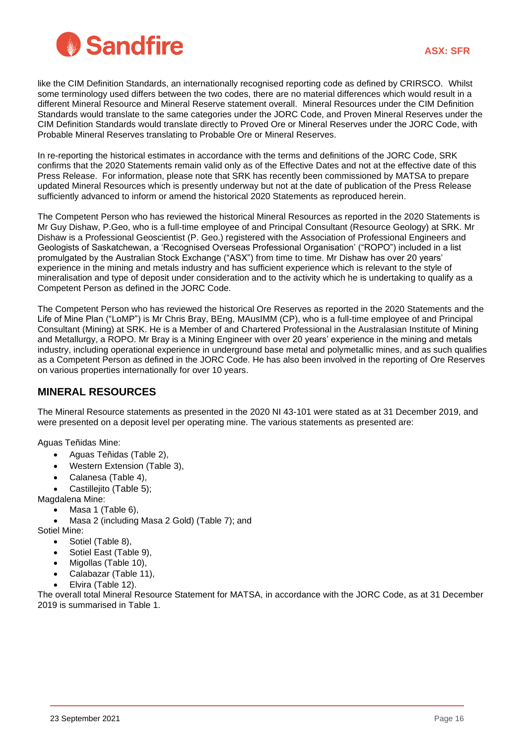like the CIM Definition Standards, an internationally recognised reporting code as defined by CRIRSCO. Whilst some terminology used differs between the two codes, there are no material differences which would result in a different Mineral Resource and Mineral Reserve statement overall. Mineral Resources under the CIM Definition Standards would translate to the same categories under the JORC Code, and Proven Mineral Reserves under the CIM Definition Standards would translate directly to Proved Ore or Mineral Reserves under the JORC Code, with Probable Mineral Reserves translating to Probable Ore or Mineral Reserves.

In re-reporting the historical estimates in accordance with the terms and definitions of the JORC Code, SRK confirms that the 2020 Statements remain valid only as of the Effective Dates and not at the effective date of this Press Release. For information, please note that SRK has recently been commissioned by MATSA to prepare updated Mineral Resources which is presently underway but not at the date of publication of the Press Release sufficiently advanced to inform or amend the historical 2020 Statements as reproduced herein.

The Competent Person who has reviewed the historical Mineral Resources as reported in the 2020 Statements is Mr Guy Dishaw, P.Geo, who is a full-time employee of and Principal Consultant (Resource Geology) at SRK. Mr Dishaw is a Professional Geoscientist (P. Geo.) registered with the Association of Professional Engineers and Geologists of Saskatchewan, a 'Recognised Overseas Professional Organisation' ("ROPO") included in a list promulgated by the Australian Stock Exchange ("ASX") from time to time. Mr Dishaw has over 20 years' experience in the mining and metals industry and has sufficient experience which is relevant to the style of mineralisation and type of deposit under consideration and to the activity which he is undertaking to qualify as a Competent Person as defined in the JORC Code.

The Competent Person who has reviewed the historical Ore Reserves as reported in the 2020 Statements and the Life of Mine Plan ("LoMP") is Mr Chris Bray, BEng, MAusIMM (CP), who is a full-time employee of and Principal Consultant (Mining) at SRK. He is a Member of and Chartered Professional in the Australasian Institute of Mining and Metallurgy, a ROPO. Mr Bray is a Mining Engineer with over 20 years' experience in the mining and metals industry, including operational experience in underground base metal and polymetallic mines, and as such qualifies as a Competent Person as defined in the JORC Code. He has also been involved in the reporting of Ore Reserves on various properties internationally for over 10 years.

## MINERAL RESOURCES

The Mineral Resource statements as presented in the 2020 NI 43-101 were stated as at 31 December 2019, and were presented on a deposit level per operating mine. The various statements as presented are:

Aguas Teñidas Mine:

- Aguas Teñidas (Table 2),
- Western Extension (Table 3),
- Calanesa (Table 4),
- Castillejito (Table 5);

Magdalena Mine:

- Masa 1 (Table 6),
- Masa 2 (including Masa 2 Gold) (Table 7); and

Sotiel Mine:

- Sotiel (Table 8),
- Sotiel East (Table 9),
- Migollas (Table 10),
- Calabazar (Table 11),
- Elvira (Table 12).

The overall total Mineral Resource Statement for MATSA, in accordance with the JORC Code, as at 31 December 2019 is summarised in Table 1.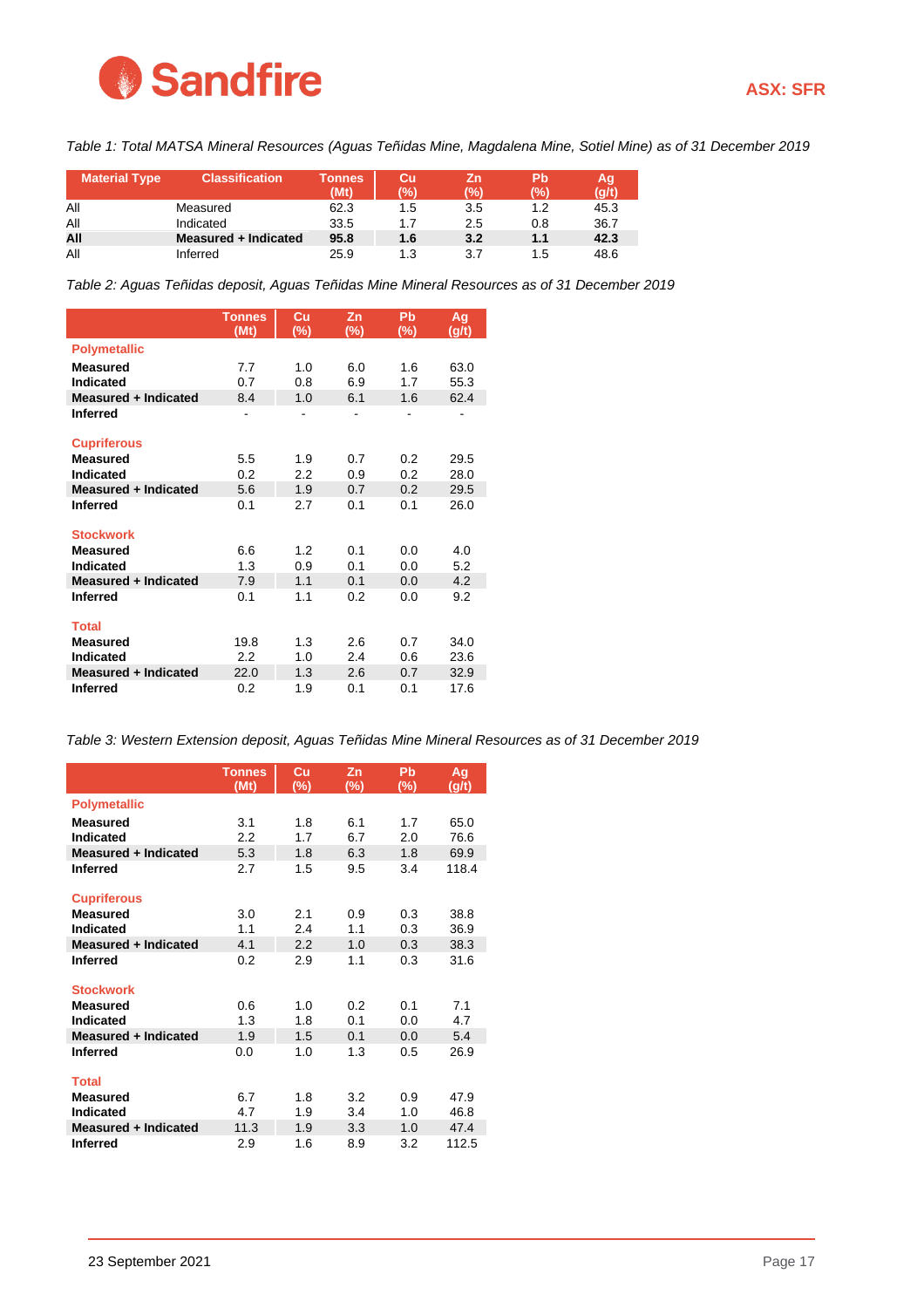*Table 1: Total MATSA Mineral Resources (Aguas Teñidas Mine, Magdalena Mine, Sotiel Mine) as of 31 December 2019*

| Material Type | Classification | Tonnes (Mt) | Cu (%) | Zn (%) | Pb (%) | Ag (g/t) |
|---|---|---|---|---|---|---|
| All | Measured | 62.3 | 1.5 | 3.5 | 1.2 | 45.3 |
| All | Indicated | 33.5 | 1.7 | 2.5 | 0.8 | 36.7 |
| **All** | **Measured + Indicated** | **95.8** | **1.6** | **3.2** | **1.1** | **42.3** |
| All | Inferred | 25.9 | 1.3 | 3.7 | 1.5 | 48.6 |

*Table 2: Aguas Teñidas deposit, Aguas Teñidas Mine Mineral Resources as of 31 December 2019*

| | Tonnes (Mt) | Cu (%) | Zn (%) | Pb (%) | Ag (g/t) |
|---|---|---|---|---|---|
| **Polymetallic** | | | | | |
| **Measured** | 7.7 | 1.0 | 6.0 | 1.6 | 63.0 |
| **Indicated** | 0.7 | 0.8 | 6.9 | 1.7 | 55.3 |
| **Measured + Indicated** | 8.4 | 1.0 | 6.1 | 1.6 | 62.4 |
| **Inferred** | - | - | - | - | - |
| **Cupriferous** | | | | | |
| **Measured** | 5.5 | 1.9 | 0.7 | 0.2 | 29.5 |
| **Indicated** | 0.2 | 2.2 | 0.9 | 0.2 | 28.0 |
| **Measured + Indicated** | 5.6 | 1.9 | 0.7 | 0.2 | 29.5 |
| **Inferred** | 0.1 | 2.7 | 0.1 | 0.1 | 26.0 |
| **Stockwork** | | | | | |
| **Measured** | 6.6 | 1.2 | 0.1 | 0.0 | 4.0 |
| **Indicated** | 1.3 | 0.9 | 0.1 | 0.0 | 5.2 |
| **Measured + Indicated** | 7.9 | 1.1 | 0.1 | 0.0 | 4.2 |
| **Inferred** | 0.1 | 1.1 | 0.2 | 0.0 | 9.2 |
| **Total** | | | | | |
| **Measured** | 19.8 | 1.3 | 2.6 | 0.7 | 34.0 |
| **Indicated** | 2.2 | 1.0 | 2.4 | 0.6 | 23.6 |
| **Measured + Indicated** | 22.0 | 1.3 | 2.6 | 0.7 | 32.9 |
| **Inferred** | 0.2 | 1.9 | 0.1 | 0.1 | 17.6 |

*Table 3: Western Extension deposit, Aguas Teñidas Mine Mineral Resources as of 31 December 2019*

| | Tonnes (Mt) | Cu (%) | Zn (%) | Pb (%) | Ag (g/t) |
|---|---|---|---|---|---|
| **Polymetallic** | | | | | |
| **Measured** | 3.1 | 1.8 | 6.1 | 1.7 | 65.0 |
| **Indicated** | 2.2 | 1.7 | 6.7 | 2.0 | 76.6 |
| **Measured + Indicated** | 5.3 | 1.8 | 6.3 | 1.8 | 69.9 |
| **Inferred** | 2.7 | 1.5 | 9.5 | 3.4 | 118.4 |
| **Cupriferous** | | | | | |
| **Measured** | 3.0 | 2.1 | 0.9 | 0.3 | 38.8 |
| **Indicated** | 1.1 | 2.4 | 1.1 | 0.3 | 36.9 |
| **Measured + Indicated** | 4.1 | 2.2 | 1.0 | 0.3 | 38.3 |
| **Inferred** | 0.2 | 2.9 | 1.1 | 0.3 | 31.6 |
| **Stockwork** | | | | | |
| **Measured** | 0.6 | 1.0 | 0.2 | 0.1 | 7.1 |
| **Indicated** | 1.3 | 1.8 | 0.1 | 0.0 | 4.7 |
| **Measured + Indicated** | 1.9 | 1.5 | 0.1 | 0.0 | 5.4 |
| **Inferred** | 0.0 | 1.0 | 1.3 | 0.5 | 26.9 |
| **Total** | | | | | |
| **Measured** | 6.7 | 1.8 | 3.2 | 0.9 | 47.9 |
| **Indicated** | 4.7 | 1.9 | 3.4 | 1.0 | 46.8 |
| **Measured + Indicated** | 11.3 | 1.9 | 3.3 | 1.0 | 47.4 |
| **Inferred** | 2.9 | 1.6 | 8.9 | 3.2 | 112.5 |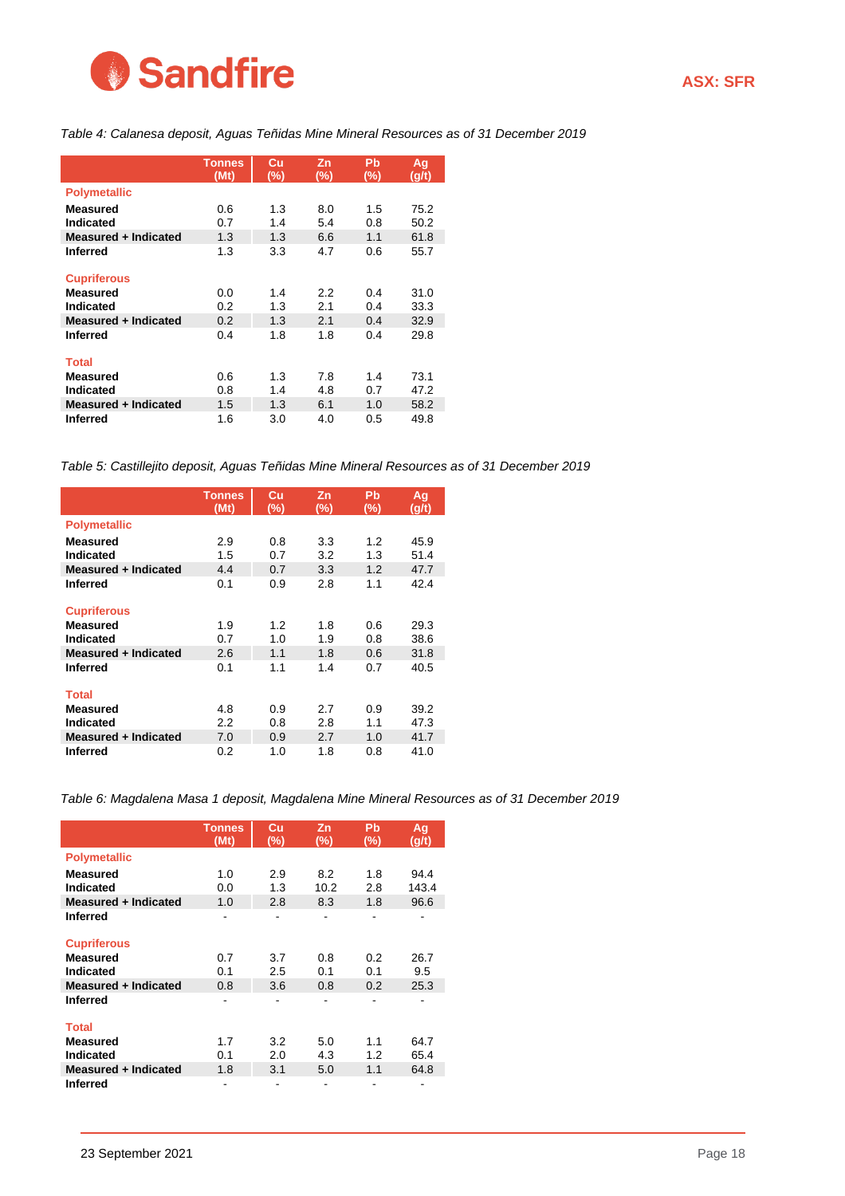*Table 4: Calanesa deposit, Aguas Teñidas Mine Mineral Resources as of 31 December 2019*

| | Tonnes (Mt) | Cu (%) | Zn (%) | Pb (%) | Ag (g/t) |
|---|---|---|---|---|---|
| **Polymetallic** | | | | | |
| **Measured** | 0.6 | 1.3 | 8.0 | 1.5 | 75.2 |
| **Indicated** | 0.7 | 1.4 | 5.4 | 0.8 | 50.2 |
| **Measured + Indicated** | 1.3 | 1.3 | 6.6 | 1.1 | 61.8 |
| **Inferred** | 1.3 | 3.3 | 4.7 | 0.6 | 55.7 |
| **Cupriferous** | | | | | |
| **Measured** | 0.0 | 1.4 | 2.2 | 0.4 | 31.0 |
| **Indicated** | 0.2 | 1.3 | 2.1 | 0.4 | 33.3 |
| **Measured + Indicated** | 0.2 | 1.3 | 2.1 | 0.4 | 32.9 |
| **Inferred** | 0.4 | 1.8 | 1.8 | 0.4 | 29.8 |
| **Total** | | | | | |
| **Measured** | 0.6 | 1.3 | 7.8 | 1.4 | 73.1 |
| **Indicated** | 0.8 | 1.4 | 4.8 | 0.7 | 47.2 |
| **Measured + Indicated** | 1.5 | 1.3 | 6.1 | 1.0 | 58.2 |
| **Inferred** | 1.6 | 3.0 | 4.0 | 0.5 | 49.8 |

*Table 5: Castillejito deposit, Aguas Teñidas Mine Mineral Resources as of 31 December 2019*

| | Tonnes (Mt) | Cu (%) | Zn (%) | Pb (%) | Ag (g/t) |
|---|---|---|---|---|---|
| **Polymetallic** | | | | | |
| **Measured** | 2.9 | 0.8 | 3.3 | 1.2 | 45.9 |
| **Indicated** | 1.5 | 0.7 | 3.2 | 1.3 | 51.4 |
| **Measured + Indicated** | 4.4 | 0.7 | 3.3 | 1.2 | 47.7 |
| **Inferred** | 0.1 | 0.9 | 2.8 | 1.1 | 42.4 |
| **Cupriferous** | | | | | |
| **Measured** | 1.9 | 1.2 | 1.8 | 0.6 | 29.3 |
| **Indicated** | 0.7 | 1.0 | 1.9 | 0.8 | 38.6 |
| **Measured + Indicated** | 2.6 | 1.1 | 1.8 | 0.6 | 31.8 |
| **Inferred** | 0.1 | 1.1 | 1.4 | 0.7 | 40.5 |
| **Total** | | | | | |
| **Measured** | 4.8 | 0.9 | 2.7 | 0.9 | 39.2 |
| **Indicated** | 2.2 | 0.8 | 2.8 | 1.1 | 47.3 |
| **Measured + Indicated** | 7.0 | 0.9 | 2.7 | 1.0 | 41.7 |
| **Inferred** | 0.2 | 1.0 | 1.8 | 0.8 | 41.0 |

*Table 6: Magdalena Masa 1 deposit, Magdalena Mine Mineral Resources as of 31 December 2019*

| | Tonnes (Mt) | Cu (%) | Zn (%) | Pb (%) | Ag (g/t) |
|---|---|---|---|---|---|
| **Polymetallic** | | | | | |
| **Measured** | 1.0 | 2.9 | 8.2 | 1.8 | 94.4 |
| **Indicated** | 0.0 | 1.3 | 10.2 | 2.8 | 143.4 |
| **Measured + Indicated** | 1.0 | 2.8 | 8.3 | 1.8 | 96.6 |
| **Inferred** | - | - | - | - | - |
| **Cupriferous** | | | | | |
| **Measured** | 0.7 | 3.7 | 0.8 | 0.2 | 26.7 |
| **Indicated** | 0.1 | 2.5 | 0.1 | 0.1 | 9.5 |
| **Measured + Indicated** | 0.8 | 3.6 | 0.8 | 0.2 | 25.3 |
| **Inferred** | - | - | - | - | - |
| **Total** | | | | | |
| **Measured** | 1.7 | 3.2 | 5.0 | 1.1 | 64.7 |
| **Indicated** | 0.1 | 2.0 | 4.3 | 1.2 | 65.4 |
| **Measured + Indicated** | 1.8 | 3.1 | 5.0 | 1.1 | 64.8 |
| **Inferred** | - | - | - | - | - |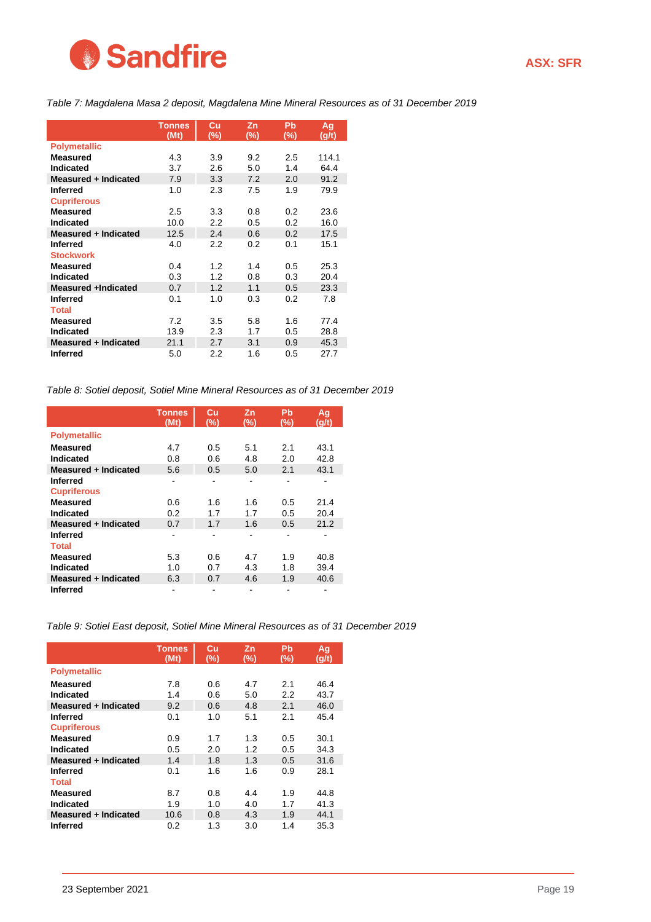*Table 7: Magdalena Masa 2 deposit, Magdalena Mine Mineral Resources as of 31 December 2019*

| | Tonnes (Mt) | Cu (%) | Zn (%) | Pb (%) | Ag (g/t) |
|---|---|---|---|---|---|
| **Polymetallic** | | | | | |
| **Measured** | 4.3 | 3.9 | 9.2 | 2.5 | 114.1 |
| **Indicated** | 3.7 | 2.6 | 5.0 | 1.4 | 64.4 |
| **Measured + Indicated** | 7.9 | 3.3 | 7.2 | 2.0 | 91.2 |
| **Inferred** | 1.0 | 2.3 | 7.5 | 1.9 | 79.9 |
| **Cupriferous** | | | | | |
| **Measured** | 2.5 | 3.3 | 0.8 | 0.2 | 23.6 |
| **Indicated** | 10.0 | 2.2 | 0.5 | 0.2 | 16.0 |
| **Measured + Indicated** | 12.5 | 2.4 | 0.6 | 0.2 | 17.5 |
| **Inferred** | 4.0 | 2.2 | 0.2 | 0.1 | 15.1 |
| **Stockwork** | | | | | |
| **Measured** | 0.4 | 1.2 | 1.4 | 0.5 | 25.3 |
| **Indicated** | 0.3 | 1.2 | 0.8 | 0.3 | 20.4 |
| **Measured +Indicated** | 0.7 | 1.2 | 1.1 | 0.5 | 23.3 |
| **Inferred** | 0.1 | 1.0 | 0.3 | 0.2 | 7.8 |
| **Total** | | | | | |
| **Measured** | 7.2 | 3.5 | 5.8 | 1.6 | 77.4 |
| **Indicated** | 13.9 | 2.3 | 1.7 | 0.5 | 28.8 |
| **Measured + Indicated** | 21.1 | 2.7 | 3.1 | 0.9 | 45.3 |
| **Inferred** | 5.0 | 2.2 | 1.6 | 0.5 | 27.7 |

*Table 8: Sotiel deposit, Sotiel Mine Mineral Resources as of 31 December 2019*

| | Tonnes (Mt) | Cu (%) | Zn (%) | Pb (%) | Ag (g/t) |
|---|---|---|---|---|---|
| **Polymetallic** | | | | | |
| **Measured** | 4.7 | 0.5 | 5.1 | 2.1 | 43.1 |
| **Indicated** | 0.8 | 0.6 | 4.8 | 2.0 | 42.8 |
| **Measured + Indicated** | 5.6 | 0.5 | 5.0 | 2.1 | 43.1 |
| **Inferred** | - | - | - | - | - |
| **Cupriferous** | | | | | |
| **Measured** | 0.6 | 1.6 | 1.6 | 0.5 | 21.4 |
| **Indicated** | 0.2 | 1.7 | 1.7 | 0.5 | 20.4 |
| **Measured + Indicated** | 0.7 | 1.7 | 1.6 | 0.5 | 21.2 |
| **Inferred** | - | - | - | - | - |
| **Total** | | | | | |
| **Measured** | 5.3 | 0.6 | 4.7 | 1.9 | 40.8 |
| **Indicated** | 1.0 | 0.7 | 4.3 | 1.8 | 39.4 |
| **Measured + Indicated** | 6.3 | 0.7 | 4.6 | 1.9 | 40.6 |
| **Inferred** | - | - | - | - | - |

*Table 9: Sotiel East deposit, Sotiel Mine Mineral Resources as of 31 December 2019*

| | Tonnes (Mt) | Cu (%) | Zn (%) | Pb (%) | Ag (g/t) |
|---|---|---|---|---|---|
| **Polymetallic** | | | | | |
| **Measured** | 7.8 | 0.6 | 4.7 | 2.1 | 46.4 |
| **Indicated** | 1.4 | 0.6 | 5.0 | 2.2 | 43.7 |
| **Measured + Indicated** | 9.2 | 0.6 | 4.8 | 2.1 | 46.0 |
| **Inferred** | 0.1 | 1.0 | 5.1 | 2.1 | 45.4 |
| **Cupriferous** | | | | | |
| **Measured** | 0.9 | 1.7 | 1.3 | 0.5 | 30.1 |
| **Indicated** | 0.5 | 2.0 | 1.2 | 0.5 | 34.3 |
| **Measured + Indicated** | 1.4 | 1.8 | 1.3 | 0.5 | 31.6 |
| **Inferred** | 0.1 | 1.6 | 1.6 | 0.9 | 28.1 |
| **Total** | | | | | |
| **Measured** | 8.7 | 0.8 | 4.4 | 1.9 | 44.8 |
| **Indicated** | 1.9 | 1.0 | 4.0 | 1.7 | 41.3 |
| **Measured + Indicated** | 10.6 | 0.8 | 4.3 | 1.9 | 44.1 |
| **Inferred** | 0.2 | 1.3 | 3.0 | 1.4 | 35.3 |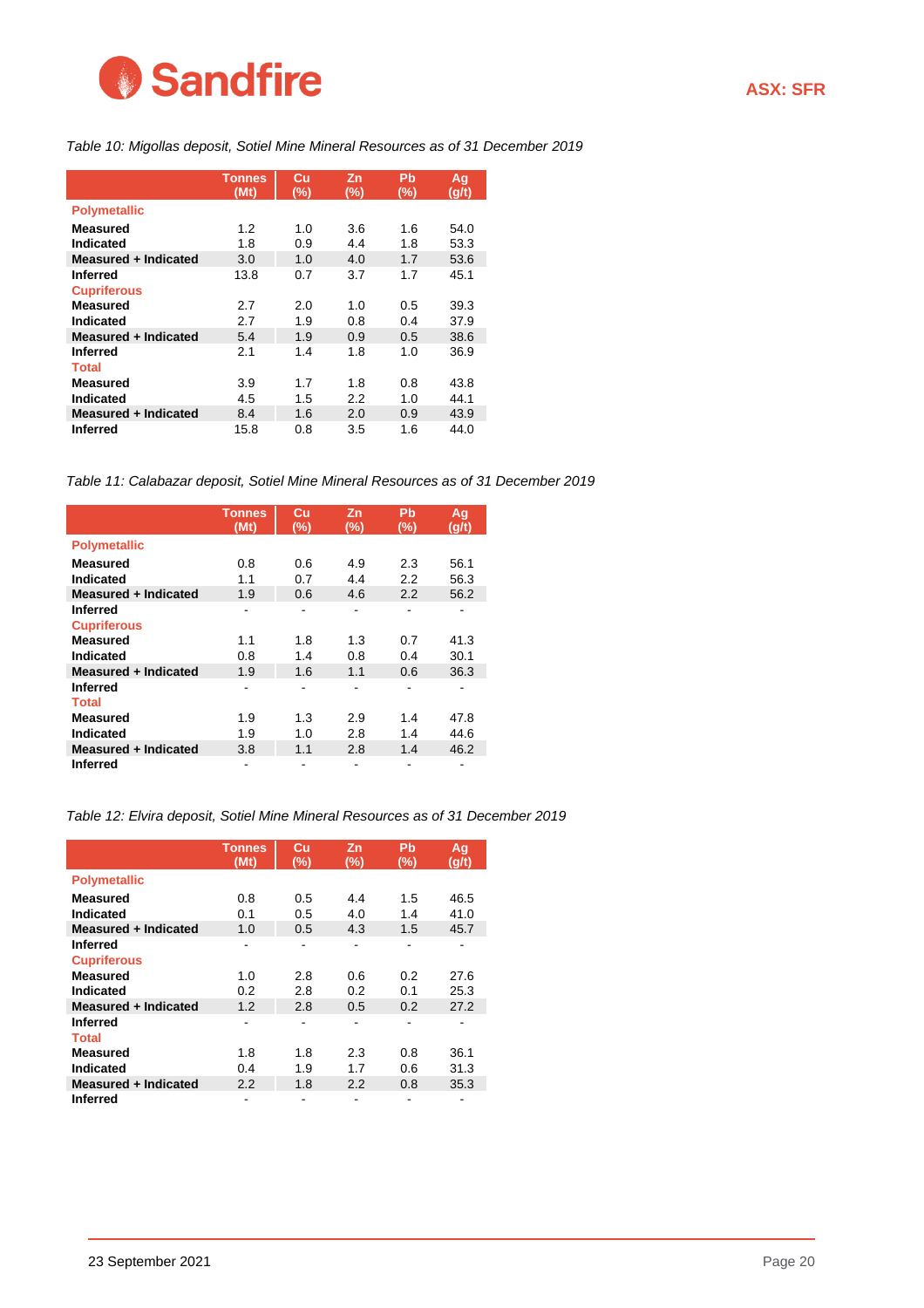*Table 10: Migollas deposit, Sotiel Mine Mineral Resources as of 31 December 2019*

| | Tonnes (Mt) | Cu (%) | Zn (%) | Pb (%) | Ag (g/t) |
|---|---|---|---|---|---|
| **Polymetallic** | | | | | |
| **Measured** | 1.2 | 1.0 | 3.6 | 1.6 | 54.0 |
| **Indicated** | 1.8 | 0.9 | 4.4 | 1.8 | 53.3 |
| **Measured + Indicated** | 3.0 | 1.0 | 4.0 | 1.7 | 53.6 |
| **Inferred** | 13.8 | 0.7 | 3.7 | 1.7 | 45.1 |
| **Cupriferous** | | | | | |
| **Measured** | 2.7 | 2.0 | 1.0 | 0.5 | 39.3 |
| **Indicated** | 2.7 | 1.9 | 0.8 | 0.4 | 37.9 |
| **Measured + Indicated** | 5.4 | 1.9 | 0.9 | 0.5 | 38.6 |
| **Inferred** | 2.1 | 1.4 | 1.8 | 1.0 | 36.9 |
| **Total** | | | | | |
| **Measured** | 3.9 | 1.7 | 1.8 | 0.8 | 43.8 |
| **Indicated** | 4.5 | 1.5 | 2.2 | 1.0 | 44.1 |
| **Measured + Indicated** | 8.4 | 1.6 | 2.0 | 0.9 | 43.9 |
| **Inferred** | 15.8 | 0.8 | 3.5 | 1.6 | 44.0 |

*Table 11: Calabazar deposit, Sotiel Mine Mineral Resources as of 31 December 2019*

| | Tonnes (Mt) | Cu (%) | Zn (%) | Pb (%) | Ag (g/t) |
|---|---|---|---|---|---|
| **Polymetallic** | | | | | |
| **Measured** | 0.8 | 0.6 | 4.9 | 2.3 | 56.1 |
| **Indicated** | 1.1 | 0.7 | 4.4 | 2.2 | 56.3 |
| **Measured + Indicated** | 1.9 | 0.6 | 4.6 | 2.2 | 56.2 |
| **Inferred** | - | - | - | - | - |
| **Cupriferous** | | | | | |
| **Measured** | 1.1 | 1.8 | 1.3 | 0.7 | 41.3 |
| **Indicated** | 0.8 | 1.4 | 0.8 | 0.4 | 30.1 |
| **Measured + Indicated** | 1.9 | 1.6 | 1.1 | 0.6 | 36.3 |
| **Inferred** | - | - | - | - | - |
| **Total** | | | | | |
| **Measured** | 1.9 | 1.3 | 2.9 | 1.4 | 47.8 |
| **Indicated** | 1.9 | 1.0 | 2.8 | 1.4 | 44.6 |
| **Measured + Indicated** | 3.8 | 1.1 | 2.8 | 1.4 | 46.2 |
| **Inferred** | - | - | - | - | - |

*Table 12: Elvira deposit, Sotiel Mine Mineral Resources as of 31 December 2019*

| | Tonnes (Mt) | Cu (%) | Zn (%) | Pb (%) | Ag (g/t) |
|---|---|---|---|---|---|
| **Polymetallic** | | | | | |
| **Measured** | 0.8 | 0.5 | 4.4 | 1.5 | 46.5 |
| **Indicated** | 0.1 | 0.5 | 4.0 | 1.4 | 41.0 |
| **Measured + Indicated** | 1.0 | 0.5 | 4.3 | 1.5 | 45.7 |
| **Inferred** | - | - | - | - | - |
| **Cupriferous** | | | | | |
| **Measured** | 1.0 | 2.8 | 0.6 | 0.2 | 27.6 |
| **Indicated** | 0.2 | 2.8 | 0.2 | 0.1 | 25.3 |
| **Measured + Indicated** | 1.2 | 2.8 | 0.5 | 0.2 | 27.2 |
| **Inferred** | - | - | - | - | - |
| **Total** | | | | | |
| **Measured** | 1.8 | 1.8 | 2.3 | 0.8 | 36.1 |
| **Indicated** | 0.4 | 1.9 | 1.7 | 0.6 | 31.3 |
| **Measured + Indicated** | 2.2 | 1.8 | 2.2 | 0.8 | 35.3 |
| **Inferred** | - | - | - | - | - |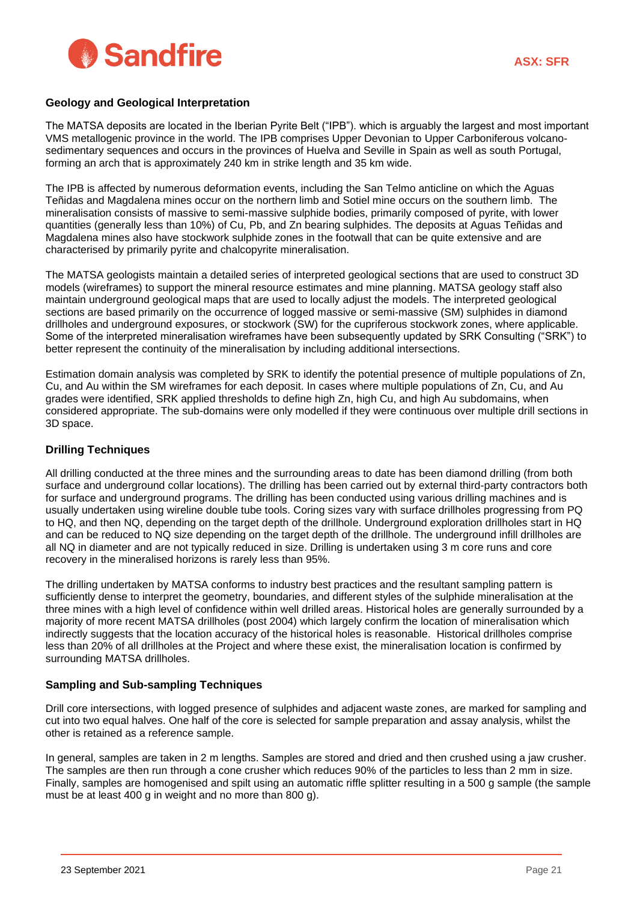### Geology and Geological Interpretation

The MATSA deposits are located in the Iberian Pyrite Belt ("IPB"). which is arguably the largest and most important VMS metallogenic province in the world. The IPB comprises Upper Devonian to Upper Carboniferous volcano-sedimentary sequences and occurs in the provinces of Huelva and Seville in Spain as well as south Portugal, forming an arch that is approximately 240 km in strike length and 35 km wide.

The IPB is affected by numerous deformation events, including the San Telmo anticline on which the Aguas Teñidas and Magdalena mines occur on the northern limb and Sotiel mine occurs on the southern limb. The mineralisation consists of massive to semi-massive sulphide bodies, primarily composed of pyrite, with lower quantities (generally less than 10%) of Cu, Pb, and Zn bearing sulphides. The deposits at Aguas Teñidas and Magdalena mines also have stockwork sulphide zones in the footwall that can be quite extensive and are characterised by primarily pyrite and chalcopyrite mineralisation.

The MATSA geologists maintain a detailed series of interpreted geological sections that are used to construct 3D models (wireframes) to support the mineral resource estimates and mine planning. MATSA geology staff also maintain underground geological maps that are used to locally adjust the models. The interpreted geological sections are based primarily on the occurrence of logged massive or semi-massive (SM) sulphides in diamond drillholes and underground exposures, or stockwork (SW) for the cupriferous stockwork zones, where applicable. Some of the interpreted mineralisation wireframes have been subsequently updated by SRK Consulting ("SRK") to better represent the continuity of the mineralisation by including additional intersections.

Estimation domain analysis was completed by SRK to identify the potential presence of multiple populations of Zn, Cu, and Au within the SM wireframes for each deposit. In cases where multiple populations of Zn, Cu, and Au grades were identified, SRK applied thresholds to define high Zn, high Cu, and high Au subdomains, when considered appropriate. The sub-domains were only modelled if they were continuous over multiple drill sections in 3D space.

### Drilling Techniques

All drilling conducted at the three mines and the surrounding areas to date has been diamond drilling (from both surface and underground collar locations). The drilling has been carried out by external third-party contractors both for surface and underground programs. The drilling has been conducted using various drilling machines and is usually undertaken using wireline double tube tools. Coring sizes vary with surface drillholes progressing from PQ to HQ, and then NQ, depending on the target depth of the drillhole. Underground exploration drillholes start in HQ and can be reduced to NQ size depending on the target depth of the drillhole. The underground infill drillholes are all NQ in diameter and are not typically reduced in size. Drilling is undertaken using 3 m core runs and core recovery in the mineralised horizons is rarely less than 95%.

The drilling undertaken by MATSA conforms to industry best practices and the resultant sampling pattern is sufficiently dense to interpret the geometry, boundaries, and different styles of the sulphide mineralisation at the three mines with a high level of confidence within well drilled areas. Historical holes are generally surrounded by a majority of more recent MATSA drillholes (post 2004) which largely confirm the location of mineralisation which indirectly suggests that the location accuracy of the historical holes is reasonable. Historical drillholes comprise less than 20% of all drillholes at the Project and where these exist, the mineralisation location is confirmed by surrounding MATSA drillholes.

### Sampling and Sub-sampling Techniques

Drill core intersections, with logged presence of sulphides and adjacent waste zones, are marked for sampling and cut into two equal halves. One half of the core is selected for sample preparation and assay analysis, whilst the other is retained as a reference sample.

In general, samples are taken in 2 m lengths. Samples are stored and dried and then crushed using a jaw crusher. The samples are then run through a cone crusher which reduces 90% of the particles to less than 2 mm in size. Finally, samples are homogenised and spilt using an automatic riffle splitter resulting in a 500 g sample (the sample must be at least 400 g in weight and no more than 800 g).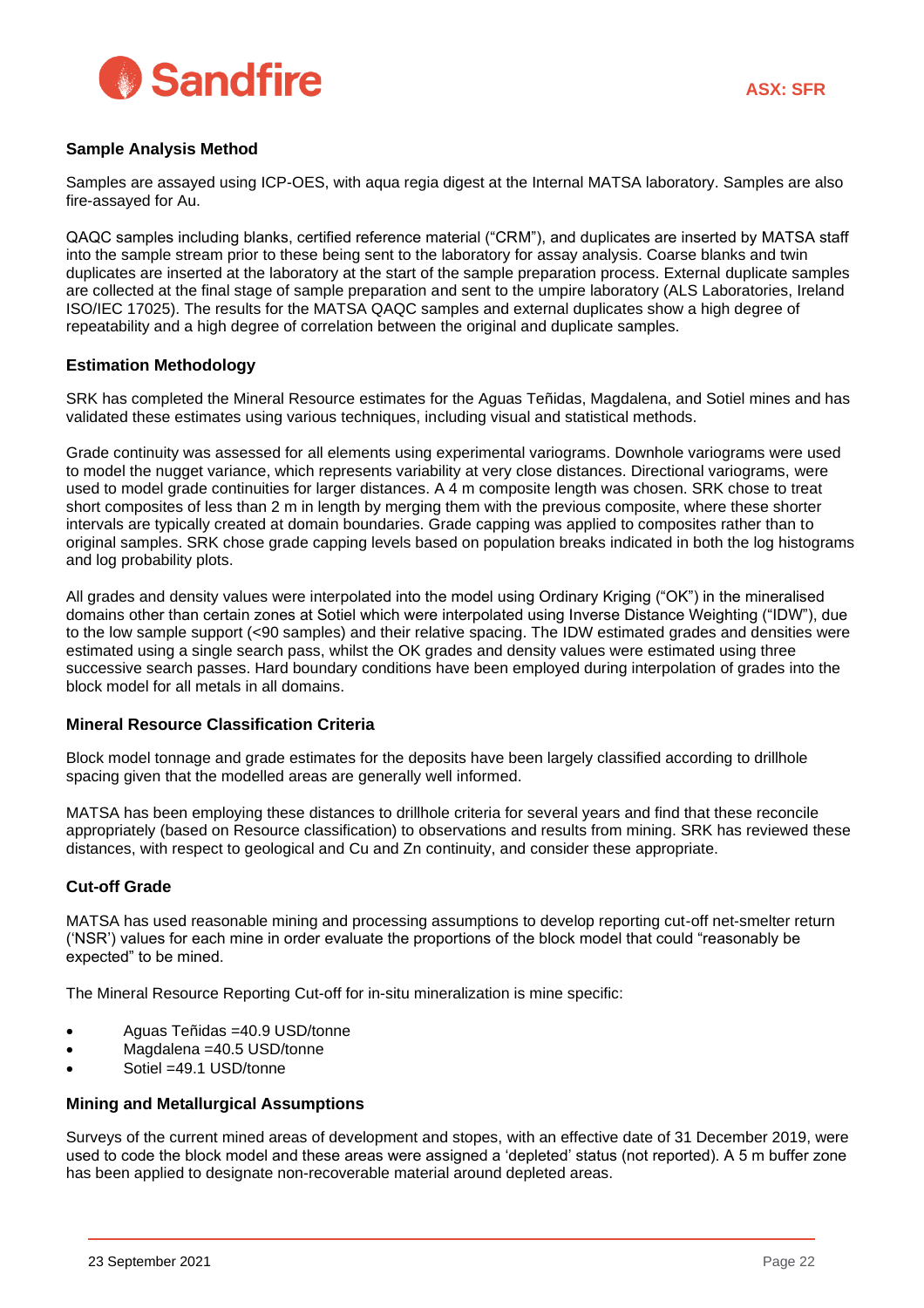### Sample Analysis Method

Samples are assayed using ICP-OES, with aqua regia digest at the Internal MATSA laboratory. Samples are also fire-assayed for Au.

QAQC samples including blanks, certified reference material ("CRM"), and duplicates are inserted by MATSA staff into the sample stream prior to these being sent to the laboratory for assay analysis. Coarse blanks and twin duplicates are inserted at the laboratory at the start of the sample preparation process. External duplicate samples are collected at the final stage of sample preparation and sent to the umpire laboratory (ALS Laboratories, Ireland ISO/IEC 17025). The results for the MATSA QAQC samples and external duplicates show a high degree of repeatability and a high degree of correlation between the original and duplicate samples.

### Estimation Methodology

SRK has completed the Mineral Resource estimates for the Aguas Teñidas, Magdalena, and Sotiel mines and has validated these estimates using various techniques, including visual and statistical methods.

Grade continuity was assessed for all elements using experimental variograms. Downhole variograms were used to model the nugget variance, which represents variability at very close distances. Directional variograms, were used to model grade continuities for larger distances. A 4 m composite length was chosen. SRK chose to treat short composites of less than 2 m in length by merging them with the previous composite, where these shorter intervals are typically created at domain boundaries. Grade capping was applied to composites rather than to original samples. SRK chose grade capping levels based on population breaks indicated in both the log histograms and log probability plots.

All grades and density values were interpolated into the model using Ordinary Kriging ("OK") in the mineralised domains other than certain zones at Sotiel which were interpolated using Inverse Distance Weighting ("IDW"), due to the low sample support (<90 samples) and their relative spacing. The IDW estimated grades and densities were estimated using a single search pass, whilst the OK grades and density values were estimated using three successive search passes. Hard boundary conditions have been employed during interpolation of grades into the block model for all metals in all domains.

### Mineral Resource Classification Criteria

Block model tonnage and grade estimates for the deposits have been largely classified according to drillhole spacing given that the modelled areas are generally well informed.

MATSA has been employing these distances to drillhole criteria for several years and find that these reconcile appropriately (based on Resource classification) to observations and results from mining. SRK has reviewed these distances, with respect to geological and Cu and Zn continuity, and consider these appropriate.

### Cut-off Grade

MATSA has used reasonable mining and processing assumptions to develop reporting cut-off net-smelter return ('NSR') values for each mine in order evaluate the proportions of the block model that could "reasonably be expected" to be mined.

The Mineral Resource Reporting Cut-off for in-situ mineralization is mine specific:

- Aguas Teñidas =40.9 USD/tonne
- Magdalena =40.5 USD/tonne
- Sotiel =49.1 USD/tonne

### Mining and Metallurgical Assumptions

Surveys of the current mined areas of development and stopes, with an effective date of 31 December 2019, were used to code the block model and these areas were assigned a 'depleted' status (not reported). A 5 m buffer zone has been applied to designate non-recoverable material around depleted areas.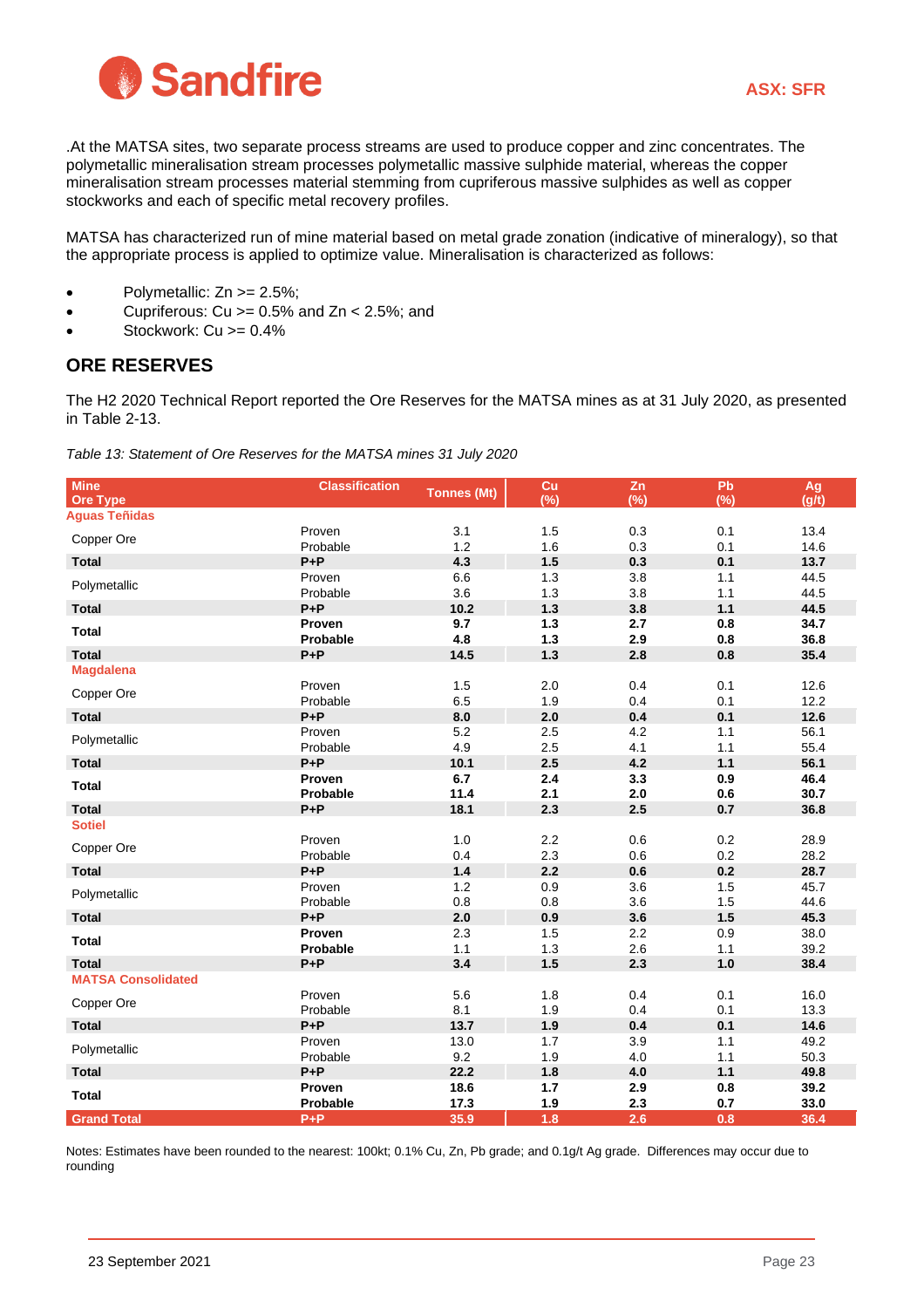.At the MATSA sites, two separate process streams are used to produce copper and zinc concentrates. The polymetallic mineralisation stream processes polymetallic massive sulphide material, whereas the copper mineralisation stream processes material stemming from cupriferous massive sulphides as well as copper stockworks and each of specific metal recovery profiles.

MATSA has characterized run of mine material based on metal grade zonation (indicative of mineralogy), so that the appropriate process is applied to optimize value. Mineralisation is characterized as follows:

- Polymetallic: Zn >= 2.5%;
- Cupriferous: Cu >= 0.5% and Zn < 2.5%; and
- Stockwork: Cu >= 0.4%

## ORE RESERVES

The H2 2020 Technical Report reported the Ore Reserves for the MATSA mines as at 31 July 2020, as presented in Table 2-13.

*Table 13: Statement of Ore Reserves for the MATSA mines 31 July 2020*

| Mine Ore Type | Classification | Tonnes (Mt) | Cu (%) | Zn (%) | Pb (%) | Ag (g/t) |
|---|---|---|---|---|---|---|
| **Aguas Teñidas** | | | | | | |
| Copper Ore | Proven | 3.1 | 1.5 | 0.3 | 0.1 | 13.4 |
| | Probable | 1.2 | 1.6 | 0.3 | 0.1 | 14.6 |
| **Total** | **P+P** | **4.3** | **1.5** | **0.3** | **0.1** | **13.7** |
| Polymetallic | Proven | 6.6 | 1.3 | 3.8 | 1.1 | 44.5 |
| | Probable | 3.6 | 1.3 | 3.8 | 1.1 | 44.5 |
| **Total** | **P+P** | **10.2** | **1.3** | **3.8** | **1.1** | **44.5** |
| **Total** | **Proven** | **9.7** | **1.3** | **2.7** | **0.8** | **34.7** |
| | **Probable** | **4.8** | **1.3** | **2.9** | **0.8** | **36.8** |
| **Total** | **P+P** | **14.5** | **1.3** | **2.8** | **0.8** | **35.4** |
| **Magdalena** | | | | | | |
| Copper Ore | Proven | 1.5 | 2.0 | 0.4 | 0.1 | 12.6 |
| | Probable | 6.5 | 1.9 | 0.4 | 0.1 | 12.2 |
| **Total** | **P+P** | **8.0** | **2.0** | **0.4** | **0.1** | **12.6** |
| Polymetallic | Proven | 5.2 | 2.5 | 4.2 | 1.1 | 56.1 |
| | Probable | 4.9 | 2.5 | 4.1 | 1.1 | 55.4 |
| **Total** | **P+P** | **10.1** | **2.5** | **4.2** | **1.1** | **56.1** |
| **Total** | **Proven** | **6.7** | **2.4** | **3.3** | **0.9** | **46.4** |
| | **Probable** | **11.4** | **2.1** | **2.0** | **0.6** | **30.7** |
| **Total** | **P+P** | **18.1** | **2.3** | **2.5** | **0.7** | **36.8** |
| **Sotiel** | | | | | | |
| Copper Ore | Proven | 1.0 | 2.2 | 0.6 | 0.2 | 28.9 |
| | Probable | 0.4 | 2.3 | 0.6 | 0.2 | 28.2 |
| **Total** | **P+P** | **1.4** | **2.2** | **0.6** | **0.2** | **28.7** |
| Polymetallic | Proven | 1.2 | 0.9 | 3.6 | 1.5 | 45.7 |
| | Probable | 0.8 | 0.8 | 3.6 | 1.5 | 44.6 |
| **Total** | **P+P** | **2.0** | **0.9** | **3.6** | **1.5** | **45.3** |
| **Total** | **Proven** | 2.3 | 1.5 | 2.2 | 0.9 | 38.0 |
| | **Probable** | 1.1 | 1.3 | 2.6 | 1.1 | 39.2 |
| **Total** | **P+P** | **3.4** | **1.5** | **2.3** | **1.0** | **38.4** |
| **MATSA Consolidated** | | | | | | |
| Copper Ore | Proven | 5.6 | 1.8 | 0.4 | 0.1 | 16.0 |
| | Probable | 8.1 | 1.9 | 0.4 | 0.1 | 13.3 |
| **Total** | **P+P** | **13.7** | **1.9** | **0.4** | **0.1** | **14.6** |
| Polymetallic | Proven | 13.0 | 1.7 | 3.9 | 1.1 | 49.2 |
| | Probable | 9.2 | 1.9 | 4.0 | 1.1 | 50.3 |
| **Total** | **P+P** | **22.2** | **1.8** | **4.0** | **1.1** | **49.8** |
| **Total** | **Proven** | **18.6** | **1.7** | **2.9** | **0.8** | **39.2** |
| | **Probable** | **17.3** | **1.9** | **2.3** | **0.7** | **33.0** |
| **Grand Total** | **P+P** | **35.9** | **1.8** | **2.6** | **0.8** | **36.4** |

Notes: Estimates have been rounded to the nearest: 100kt; 0.1% Cu, Zn, Pb grade; and 0.1g/t Ag grade. Differences may occur due to rounding

23 September 2021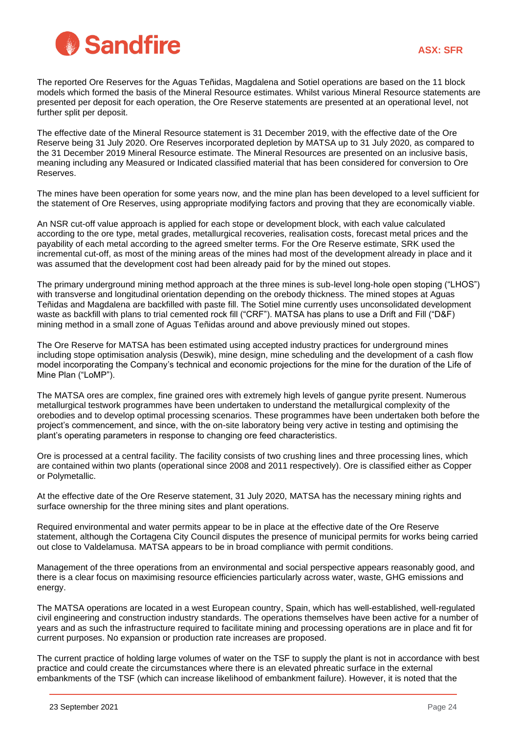The reported Ore Reserves for the Aguas Teñidas, Magdalena and Sotiel operations are based on the 11 block models which formed the basis of the Mineral Resource estimates. Whilst various Mineral Resource statements are presented per deposit for each operation, the Ore Reserve statements are presented at an operational level, not further split per deposit.

The effective date of the Mineral Resource statement is 31 December 2019, with the effective date of the Ore Reserve being 31 July 2020. Ore Reserves incorporated depletion by MATSA up to 31 July 2020, as compared to the 31 December 2019 Mineral Resource estimate. The Mineral Resources are presented on an inclusive basis, meaning including any Measured or Indicated classified material that has been considered for conversion to Ore Reserves.

The mines have been operation for some years now, and the mine plan has been developed to a level sufficient for the statement of Ore Reserves, using appropriate modifying factors and proving that they are economically viable.

An NSR cut-off value approach is applied for each stope or development block, with each value calculated according to the ore type, metal grades, metallurgical recoveries, realisation costs, forecast metal prices and the payability of each metal according to the agreed smelter terms. For the Ore Reserve estimate, SRK used the incremental cut-off, as most of the mining areas of the mines had most of the development already in place and it was assumed that the development cost had been already paid for by the mined out stopes.

The primary underground mining method approach at the three mines is sub-level long-hole open stoping ("LHOS") with transverse and longitudinal orientation depending on the orebody thickness. The mined stopes at Aguas Teñidas and Magdalena are backfilled with paste fill. The Sotiel mine currently uses unconsolidated development waste as backfill with plans to trial cemented rock fill ("CRF"). MATSA has plans to use a Drift and Fill ("D&F) mining method in a small zone of Aguas Teñidas around and above previously mined out stopes.

The Ore Reserve for MATSA has been estimated using accepted industry practices for underground mines including stope optimisation analysis (Deswik), mine design, mine scheduling and the development of a cash flow model incorporating the Company's technical and economic projections for the mine for the duration of the Life of Mine Plan ("LoMP").

The MATSA ores are complex, fine grained ores with extremely high levels of gangue pyrite present. Numerous metallurgical testwork programmes have been undertaken to understand the metallurgical complexity of the orebodies and to develop optimal processing scenarios. These programmes have been undertaken both before the project's commencement, and since, with the on-site laboratory being very active in testing and optimising the plant's operating parameters in response to changing ore feed characteristics.

Ore is processed at a central facility. The facility consists of two crushing lines and three processing lines, which are contained within two plants (operational since 2008 and 2011 respectively). Ore is classified either as Copper or Polymetallic.

At the effective date of the Ore Reserve statement, 31 July 2020, MATSA has the necessary mining rights and surface ownership for the three mining sites and plant operations.

Required environmental and water permits appear to be in place at the effective date of the Ore Reserve statement, although the Cortagena City Council disputes the presence of municipal permits for works being carried out close to Valdelamusa. MATSA appears to be in broad compliance with permit conditions.

Management of the three operations from an environmental and social perspective appears reasonably good, and there is a clear focus on maximising resource efficiencies particularly across water, waste, GHG emissions and energy.

The MATSA operations are located in a west European country, Spain, which has well-established, well-regulated civil engineering and construction industry standards. The operations themselves have been active for a number of years and as such the infrastructure required to facilitate mining and processing operations are in place and fit for current purposes. No expansion or production rate increases are proposed.

The current practice of holding large volumes of water on the TSF to supply the plant is not in accordance with best practice and could create the circumstances where there is an elevated phreatic surface in the external embankments of the TSF (which can increase likelihood of embankment failure). However, it is noted that the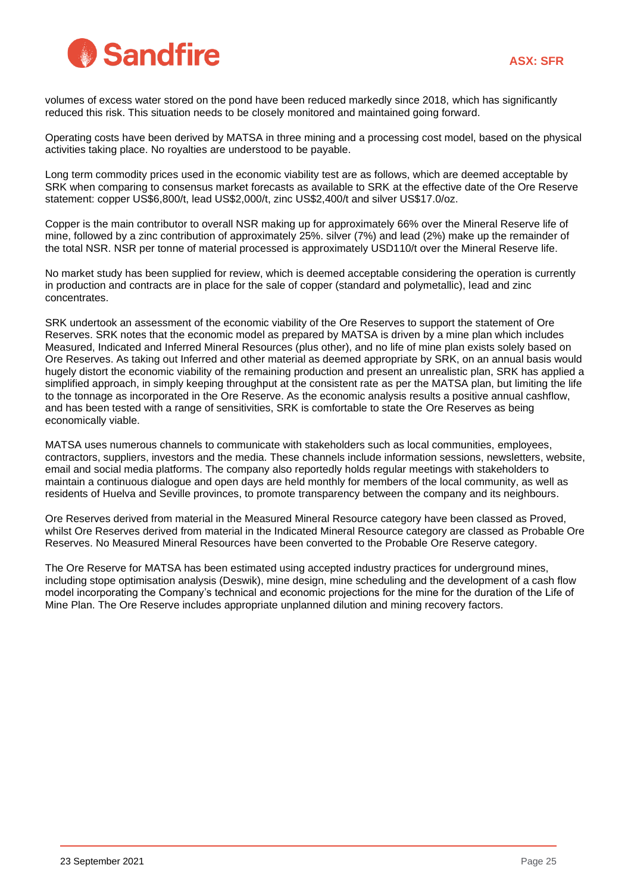volumes of excess water stored on the pond have been reduced markedly since 2018, which has significantly reduced this risk. This situation needs to be closely monitored and maintained going forward.

Operating costs have been derived by MATSA in three mining and a processing cost model, based on the physical activities taking place. No royalties are understood to be payable.

Long term commodity prices used in the economic viability test are as follows, which are deemed acceptable by SRK when comparing to consensus market forecasts as available to SRK at the effective date of the Ore Reserve statement: copper US$6,800/t, lead US$2,000/t, zinc US$2,400/t and silver US$17.0/oz.

Copper is the main contributor to overall NSR making up for approximately 66% over the Mineral Reserve life of mine, followed by a zinc contribution of approximately 25%. silver (7%) and lead (2%) make up the remainder of the total NSR. NSR per tonne of material processed is approximately USD110/t over the Mineral Reserve life.

No market study has been supplied for review, which is deemed acceptable considering the operation is currently in production and contracts are in place for the sale of copper (standard and polymetallic), lead and zinc concentrates.

SRK undertook an assessment of the economic viability of the Ore Reserves to support the statement of Ore Reserves. SRK notes that the economic model as prepared by MATSA is driven by a mine plan which includes Measured, Indicated and Inferred Mineral Resources (plus other), and no life of mine plan exists solely based on Ore Reserves. As taking out Inferred and other material as deemed appropriate by SRK, on an annual basis would hugely distort the economic viability of the remaining production and present an unrealistic plan, SRK has applied a simplified approach, in simply keeping throughput at the consistent rate as per the MATSA plan, but limiting the life to the tonnage as incorporated in the Ore Reserve. As the economic analysis results a positive annual cashflow, and has been tested with a range of sensitivities, SRK is comfortable to state the Ore Reserves as being economically viable.

MATSA uses numerous channels to communicate with stakeholders such as local communities, employees, contractors, suppliers, investors and the media. These channels include information sessions, newsletters, website, email and social media platforms. The company also reportedly holds regular meetings with stakeholders to maintain a continuous dialogue and open days are held monthly for members of the local community, as well as residents of Huelva and Seville provinces, to promote transparency between the company and its neighbours.

Ore Reserves derived from material in the Measured Mineral Resource category have been classed as Proved, whilst Ore Reserves derived from material in the Indicated Mineral Resource category are classed as Probable Ore Reserves. No Measured Mineral Resources have been converted to the Probable Ore Reserve category.

The Ore Reserve for MATSA has been estimated using accepted industry practices for underground mines, including stope optimisation analysis (Deswik), mine design, mine scheduling and the development of a cash flow model incorporating the Company's technical and economic projections for the mine for the duration of the Life of Mine Plan. The Ore Reserve includes appropriate unplanned dilution and mining recovery factors.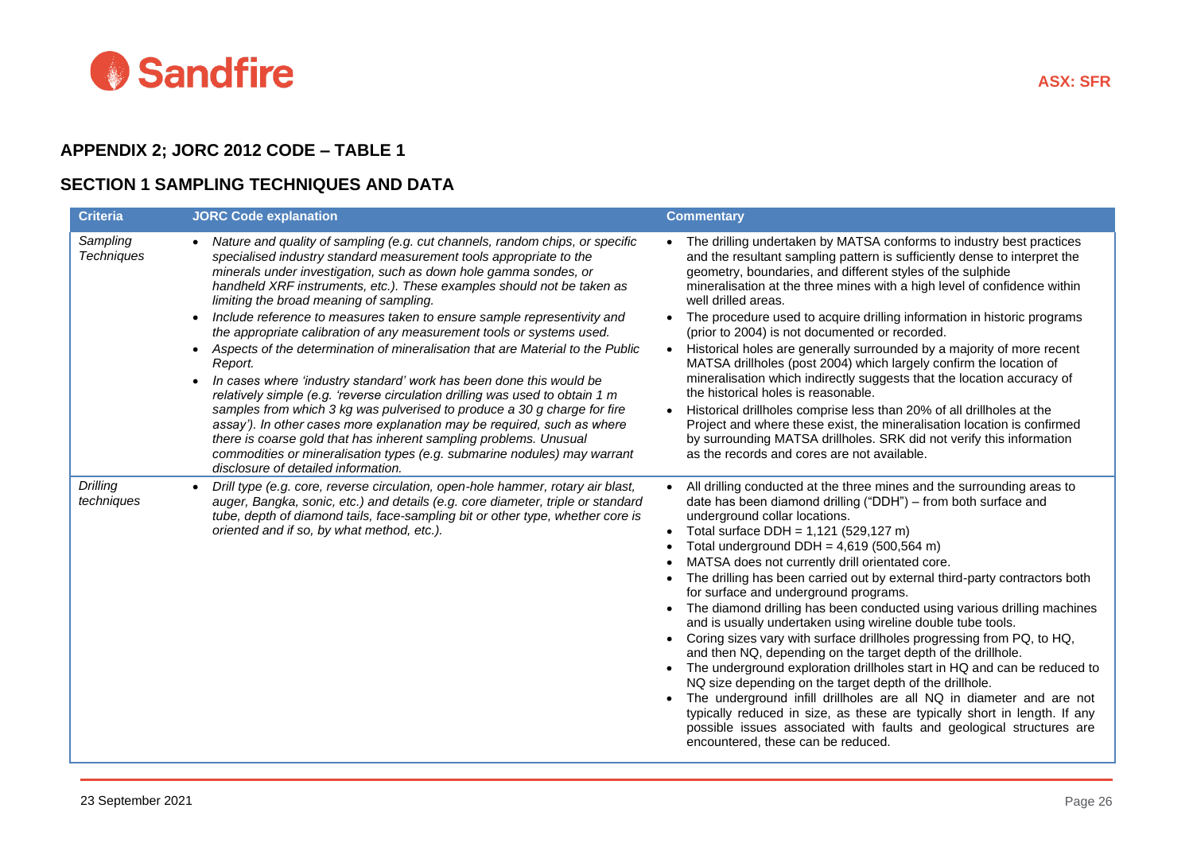## APPENDIX 2; JORC 2012 CODE – TABLE 1

## SECTION 1 SAMPLING TECHNIQUES AND DATA

| Criteria | JORC Code explanation | Commentary |
|---|---|---|
| *Sampling Techniques* | • *Nature and quality of sampling (e.g. cut channels, random chips, or specific specialised industry standard measurement tools appropriate to the minerals under investigation, such as down hole gamma sondes, or handheld XRF instruments, etc.). These examples should not be taken as limiting the broad meaning of sampling.*<br>• *Include reference to measures taken to ensure sample representivity and the appropriate calibration of any measurement tools or systems used.*<br>• *Aspects of the determination of mineralisation that are Material to the Public Report.*<br>• *In cases where 'industry standard' work has been done this would be relatively simple (e.g. 'reverse circulation drilling was used to obtain 1 m samples from which 3 kg was pulverised to produce a 30 g charge for fire assay'). In other cases more explanation may be required, such as where there is coarse gold that has inherent sampling problems. Unusual commodities or mineralisation types (e.g. submarine nodules) may warrant disclosure of detailed information.* | • The drilling undertaken by MATSA conforms to industry best practices and the resultant sampling pattern is sufficiently dense to interpret the geometry, boundaries, and different styles of the sulphide mineralisation at the three mines with a high level of confidence within well drilled areas.<br>• The procedure used to acquire drilling information in historic programs (prior to 2004) is not documented or recorded.<br>• Historical holes are generally surrounded by a majority of more recent MATSA drillholes (post 2004) which largely confirm the location of mineralisation which indirectly suggests that the location accuracy of the historical holes is reasonable.<br>• Historical drillholes comprise less than 20% of all drillholes at the Project and where these exist, the mineralisation location is confirmed by surrounding MATSA drillholes. SRK did not verify this information as the records and cores are not available. |
| *Drilling techniques* | • *Drill type (e.g. core, reverse circulation, open-hole hammer, rotary air blast, auger, Bangka, sonic, etc.) and details (e.g. core diameter, triple or standard tube, depth of diamond tails, face-sampling bit or other type, whether core is oriented and if so, by what method, etc.).* | • All drilling conducted at the three mines and the surrounding areas to date has been diamond drilling ("DDH") – from both surface and underground collar locations.<br>• Total surface DDH = 1,121 (529,127 m)<br>• Total underground DDH = 4,619 (500,564 m)<br>• MATSA does not currently drill orientated core.<br>• The drilling has been carried out by external third-party contractors both for surface and underground programs.<br>• The diamond drilling has been conducted using various drilling machines and is usually undertaken using wireline double tube tools.<br>• Coring sizes vary with surface drillholes progressing from PQ, to HQ, and then NQ, depending on the target depth of the drillhole.<br>• The underground exploration drillholes start in HQ and can be reduced to NQ size depending on the target depth of the drillhole.<br>• The underground infill drillholes are all NQ in diameter and are not typically reduced in size, as these are typically short in length. If any possible issues associated with faults and geological structures are encountered, these can be reduced. |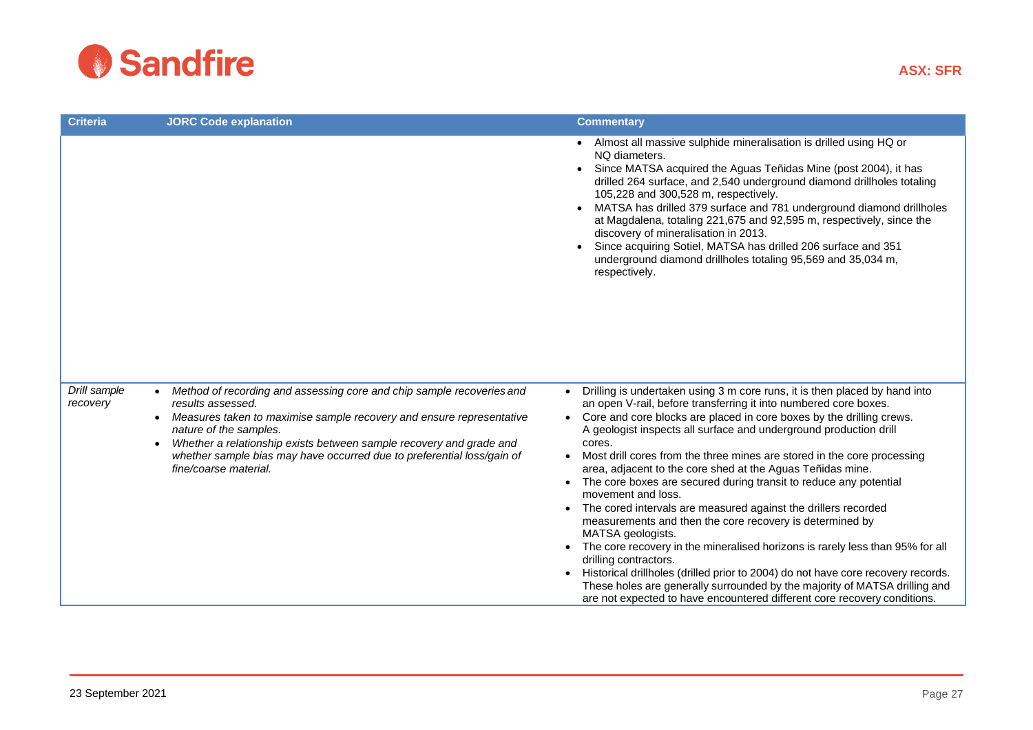| Criteria | JORC Code explanation | Commentary |
|---|---|---|
| | | • Almost all massive sulphide mineralisation is drilled using HQ or NQ diameters.<br>• Since MATSA acquired the Aguas Teñidas Mine (post 2004), it has drilled 264 surface, and 2,540 underground diamond drillholes totaling 105,228 and 300,528 m, respectively.<br>• MATSA has drilled 379 surface and 781 underground diamond drillholes at Magdalena, totaling 221,675 and 92,595 m, respectively, since the discovery of mineralisation in 2013.<br>• Since acquiring Sotiel, MATSA has drilled 206 surface and 351 underground diamond drillholes totaling 95,569 and 35,034 m, respectively. |
| *Drill sample recovery* | • *Method of recording and assessing core and chip sample recoveries and results assessed.*<br>• *Measures taken to maximise sample recovery and ensure representative nature of the samples.*<br>• *Whether a relationship exists between sample recovery and grade and whether sample bias may have occurred due to preferential loss/gain of fine/coarse material.* | • Drilling is undertaken using 3 m core runs, it is then placed by hand into an open V-rail, before transferring it into numbered core boxes.<br>• Core and core blocks are placed in core boxes by the drilling crews. A geologist inspects all surface and underground production drill cores.<br>• Most drill cores from the three mines are stored in the core processing area, adjacent to the core shed at the Aguas Teñidas mine.<br>• The core boxes are secured during transit to reduce any potential movement and loss.<br>• The cored intervals are measured against the drillers recorded measurements and then the core recovery is determined by MATSA geologists.<br>• The core recovery in the mineralised horizons is rarely less than 95% for all drilling contractors.<br>• Historical drillholes (drilled prior to 2004) do not have core recovery records. These holes are generally surrounded by the majority of MATSA drilling and are not expected to have encountered different core recovery conditions. |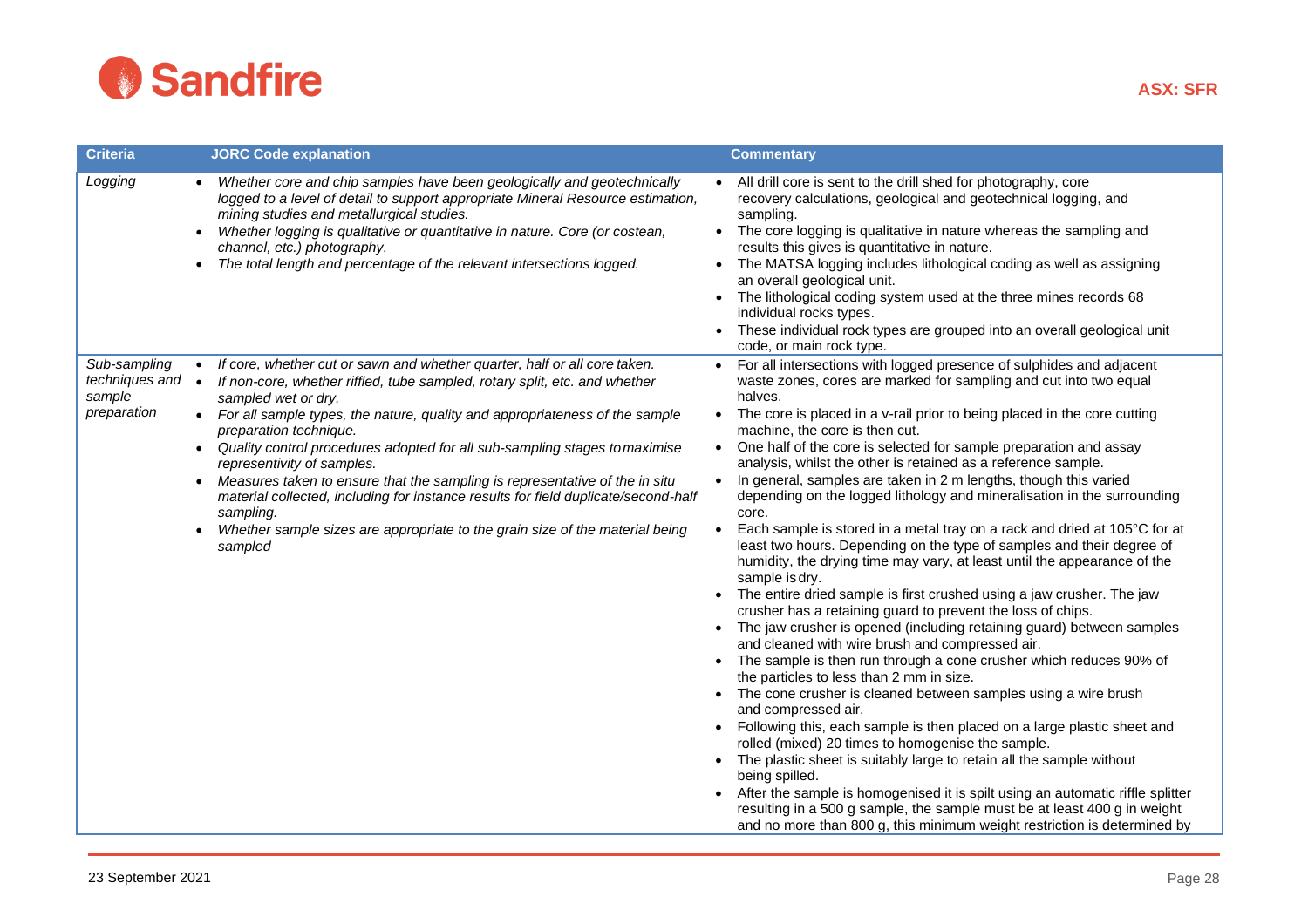| Criteria | JORC Code explanation | Commentary |
|---|---|---|
| *Logging* | • *Whether core and chip samples have been geologically and geotechnically logged to a level of detail to support appropriate Mineral Resource estimation, mining studies and metallurgical studies.*<br>• *Whether logging is qualitative or quantitative in nature. Core (or costean, channel, etc.) photography.*<br>• *The total length and percentage of the relevant intersections logged.* | • All drill core is sent to the drill shed for photography, core recovery calculations, geological and geotechnical logging, and sampling.<br>• The core logging is qualitative in nature whereas the sampling and results this gives is quantitative in nature.<br>• The MATSA logging includes lithological coding as well as assigning an overall geological unit.<br>• The lithological coding system used at the three mines records 68 individual rocks types.<br>• These individual rock types are grouped into an overall geological unit code, or main rock type. |
| *Sub-sampling techniques and sample preparation* | • *If core, whether cut or sawn and whether quarter, half or all core taken.*<br>• *If non-core, whether riffled, tube sampled, rotary split, etc. and whether sampled wet or dry.*<br>• *For all sample types, the nature, quality and appropriateness of the sample preparation technique.*<br>• *Quality control procedures adopted for all sub-sampling stages to maximise representivity of samples.*<br>• *Measures taken to ensure that the sampling is representative of the in situ material collected, including for instance results for field duplicate/second-half sampling.*<br>• *Whether sample sizes are appropriate to the grain size of the material being sampled* | • For all intersections with logged presence of sulphides and adjacent waste zones, cores are marked for sampling and cut into two equal halves.<br>• The core is placed in a v-rail prior to being placed in the core cutting machine, the core is then cut.<br>• One half of the core is selected for sample preparation and assay analysis, whilst the other is retained as a reference sample.<br>• In general, samples are taken in 2 m lengths, though this varied depending on the logged lithology and mineralisation in the surrounding core.<br>• Each sample is stored in a metal tray on a rack and dried at 105°C for at least two hours. Depending on the type of samples and their degree of humidity, the drying time may vary, at least until the appearance of the sample is dry.<br>• The entire dried sample is first crushed using a jaw crusher. The jaw crusher has a retaining guard to prevent the loss of chips.<br>• The jaw crusher is opened (including retaining guard) between samples and cleaned with wire brush and compressed air.<br>• The sample is then run through a cone crusher which reduces 90% of the particles to less than 2 mm in size.<br>• The cone crusher is cleaned between samples using a wire brush and compressed air.<br>• Following this, each sample is then placed on a large plastic sheet and rolled (mixed) 20 times to homogenise the sample.<br>• The plastic sheet is suitably large to retain all the sample without being spilled.<br>• After the sample is homogenised it is spilt using an automatic riffle splitter resulting in a 500 g sample, the sample must be at least 400 g in weight and no more than 800 g, this minimum weight restriction is determined by |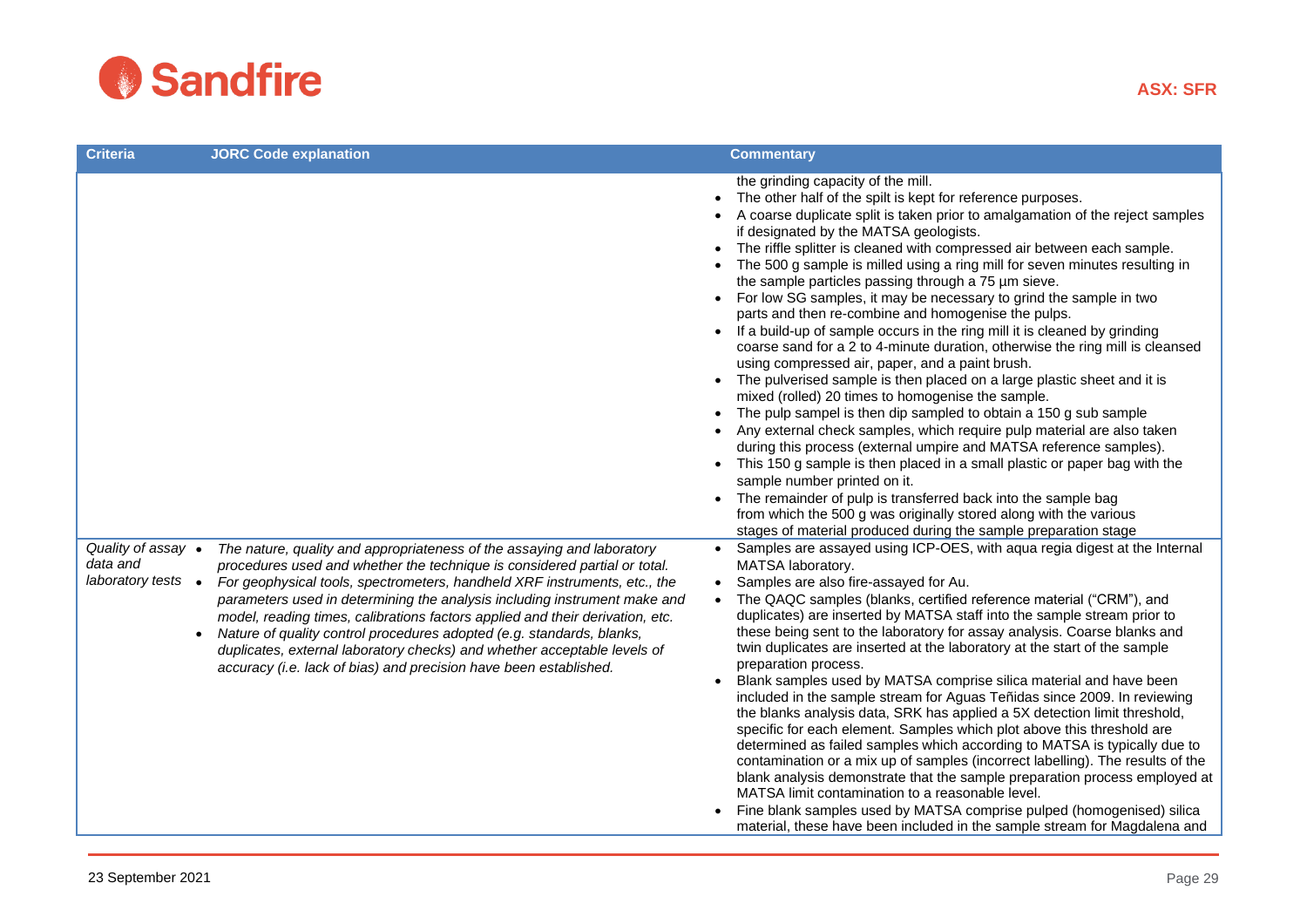| Criteria | JORC Code explanation | Commentary |
|---|---|---|
| | | the grinding capacity of the mill. <br>• The other half of the spilt is kept for reference purposes. <br>• A coarse duplicate split is taken prior to amalgamation of the reject samples if designated by the MATSA geologists. <br>• The riffle splitter is cleaned with compressed air between each sample. <br>• The 500 g sample is milled using a ring mill for seven minutes resulting in the sample particles passing through a 75 µm sieve. <br>• For low SG samples, it may be necessary to grind the sample in two parts and then re-combine and homogenise the pulps. <br>• If a build-up of sample occurs in the ring mill it is cleaned by grinding coarse sand for a 2 to 4-minute duration, otherwise the ring mill is cleansed using compressed air, paper, and a paint brush. <br>• The pulverised sample is then placed on a large plastic sheet and it is mixed (rolled) 20 times to homogenise the sample. <br>• The pulp sampel is then dip sampled to obtain a 150 g sub sample <br>• Any external check samples, which require pulp material are also taken during this process (external umpire and MATSA reference samples). <br>• This 150 g sample is then placed in a small plastic or paper bag with the sample number printed on it. <br>• The remainder of pulp is transferred back into the sample bag from which the 500 g was originally stored along with the various stages of material produced during the sample preparation stage |
| *Quality of assay data and laboratory tests* | • *The nature, quality and appropriateness of the assaying and laboratory procedures used and whether the technique is considered partial or total.* <br>• *For geophysical tools, spectrometers, handheld XRF instruments, etc., the parameters used in determining the analysis including instrument make and model, reading times, calibrations factors applied and their derivation, etc.* <br>• *Nature of quality control procedures adopted (e.g. standards, blanks, duplicates, external laboratory checks) and whether acceptable levels of accuracy (i.e. lack of bias) and precision have been established.* | • Samples are assayed using ICP-OES, with aqua regia digest at the Internal MATSA laboratory. <br>• Samples are also fire-assayed for Au. <br>• The QAQC samples (blanks, certified reference material ("CRM"), and duplicates) are inserted by MATSA staff into the sample stream prior to these being sent to the laboratory for assay analysis. Coarse blanks and twin duplicates are inserted at the laboratory at the start of the sample preparation process. <br>• Blank samples used by MATSA comprise silica material and have been included in the sample stream for Aguas Teñidas since 2009. In reviewing the blanks analysis data, SRK has applied a 5X detection limit threshold, specific for each element. Samples which plot above this threshold are determined as failed samples which according to MATSA is typically due to contamination or a mix up of samples (incorrect labelling). The results of the blank analysis demonstrate that the sample preparation process employed at MATSA limit contamination to a reasonable level. <br>• Fine blank samples used by MATSA comprise pulped (homogenised) silica material, these have been included in the sample stream for Magdalena and |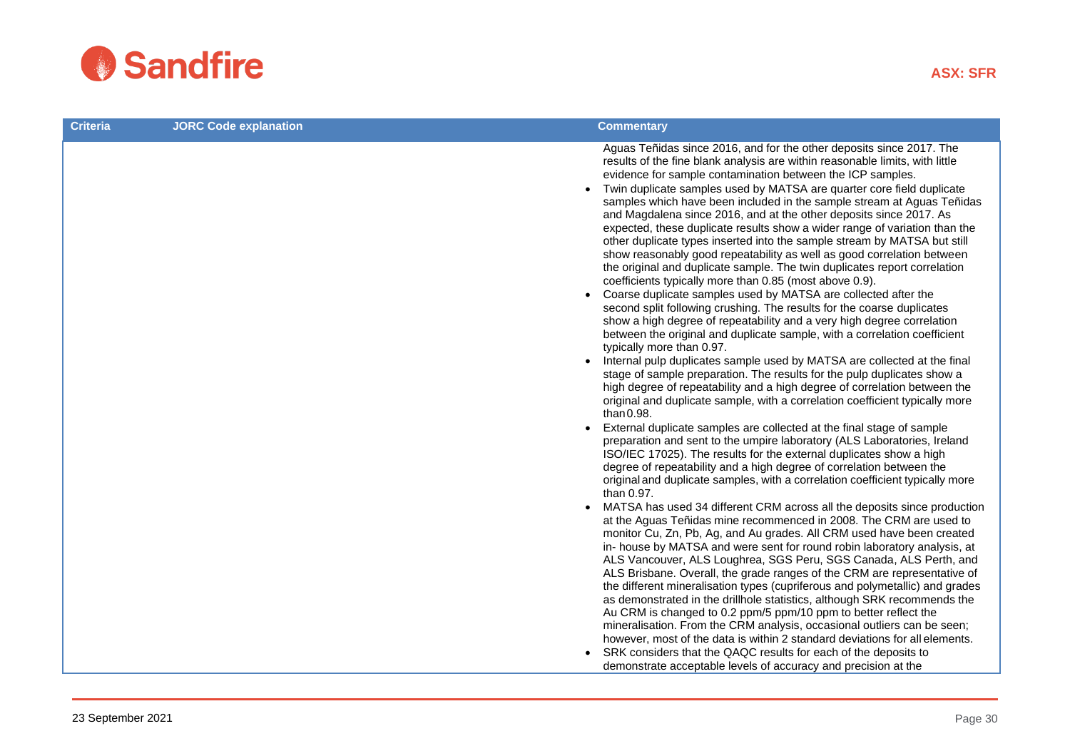| Criteria | JORC Code explanation | Commentary |
| --- | --- | --- |
| | | Aguas Teñidas since 2016, and for the other deposits since 2017. The results of the fine blank analysis are within reasonable limits, with little evidence for sample contamination between the ICP samples.<br>• Twin duplicate samples used by MATSA are quarter core field duplicate samples which have been included in the sample stream at Aguas Teñidas and Magdalena since 2016, and at the other deposits since 2017. As expected, these duplicate results show a wider range of variation than the other duplicate types inserted into the sample stream by MATSA but still show reasonably good repeatability as well as good correlation between the original and duplicate sample. The twin duplicates report correlation coefficients typically more than 0.85 (most above 0.9).<br>• Coarse duplicate samples used by MATSA are collected after the second split following crushing. The results for the coarse duplicates show a high degree of repeatability and a very high degree correlation between the original and duplicate sample, with a correlation coefficient typically more than 0.97.<br>• Internal pulp duplicates sample used by MATSA are collected at the final stage of sample preparation. The results for the pulp duplicates show a high degree of repeatability and a high degree of correlation between the original and duplicate sample, with a correlation coefficient typically more than 0.98.<br>• External duplicate samples are collected at the final stage of sample preparation and sent to the umpire laboratory (ALS Laboratories, Ireland ISO/IEC 17025). The results for the external duplicates show a high degree of repeatability and a high degree of correlation between the original and duplicate samples, with a correlation coefficient typically more than 0.97.<br>• MATSA has used 34 different CRM across all the deposits since production at the Aguas Teñidas mine recommenced in 2008. The CRM are used to monitor Cu, Zn, Pb, Ag, and Au grades. All CRM used have been created in- house by MATSA and were sent for round robin laboratory analysis, at ALS Vancouver, ALS Loughrea, SGS Peru, SGS Canada, ALS Perth, and ALS Brisbane. Overall, the grade ranges of the CRM are representative of the different mineralisation types (cupriferous and polymetallic) and grades as demonstrated in the drillhole statistics, although SRK recommends the Au CRM is changed to 0.2 ppm/5 ppm/10 ppm to better reflect the mineralisation. From the CRM analysis, occasional outliers can be seen; however, most of the data is within 2 standard deviations for all elements.<br>• SRK considers that the QAQC results for each of the deposits to demonstrate acceptable levels of accuracy and precision at the |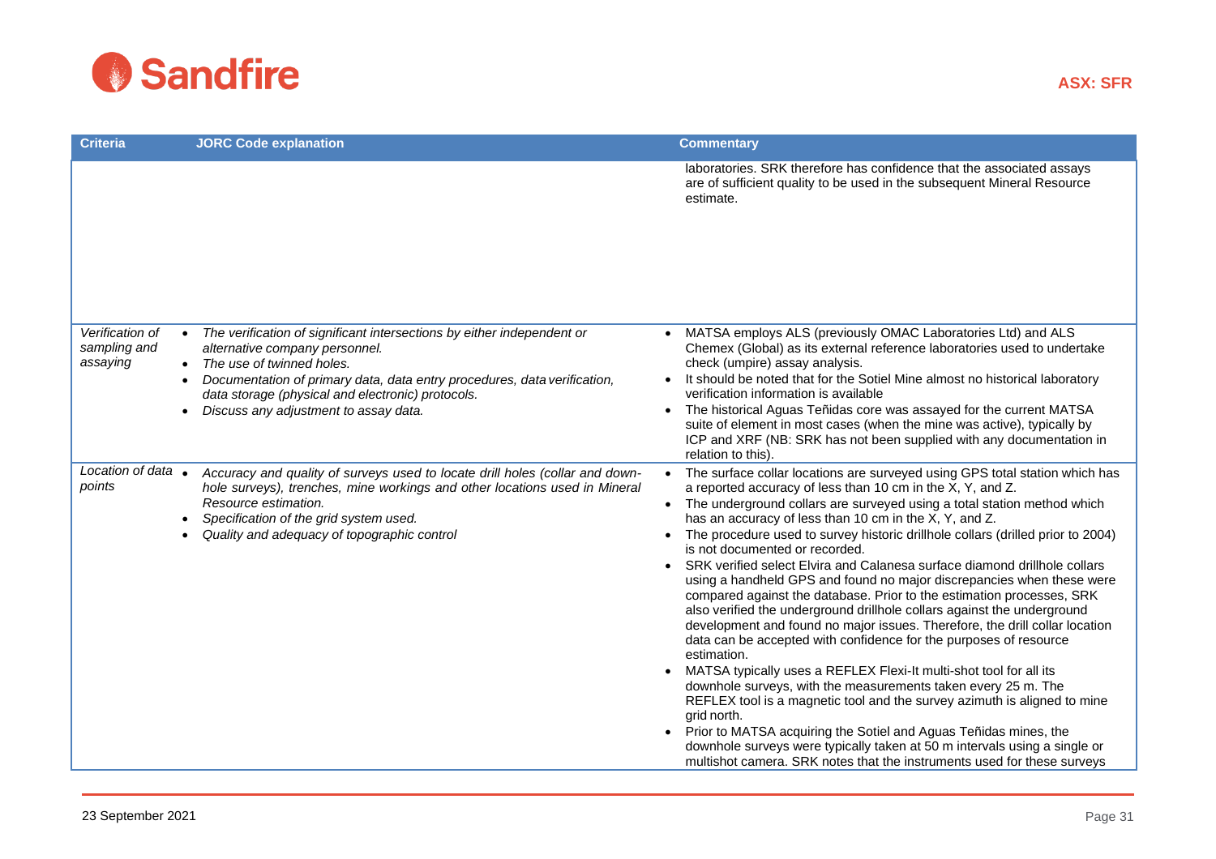| Criteria | JORC Code explanation | Commentary |
|---|---|---|
| | | laboratories. SRK therefore has confidence that the associated assays are of sufficient quality to be used in the subsequent Mineral Resource estimate. |
| *Verification of sampling and assaying* | • *The verification of significant intersections by either independent or alternative company personnel.*<br>• *The use of twinned holes.*<br>• *Documentation of primary data, data entry procedures, data verification, data storage (physical and electronic) protocols.*<br>• *Discuss any adjustment to assay data.* | • MATSA employs ALS (previously OMAC Laboratories Ltd) and ALS Chemex (Global) as its external reference laboratories used to undertake check (umpire) assay analysis.<br>• It should be noted that for the Sotiel Mine almost no historical laboratory verification information is available<br>• The historical Aguas Teñidas core was assayed for the current MATSA suite of element in most cases (when the mine was active), typically by ICP and XRF (NB: SRK has not been supplied with any documentation in relation to this). |
| *Location of data points* | • *Accuracy and quality of surveys used to locate drill holes (collar and down-hole surveys), trenches, mine workings and other locations used in Mineral Resource estimation.*<br>• *Specification of the grid system used.*<br>• *Quality and adequacy of topographic control* | • The surface collar locations are surveyed using GPS total station which has a reported accuracy of less than 10 cm in the X, Y, and Z.<br>• The underground collars are surveyed using a total station method which has an accuracy of less than 10 cm in the X, Y, and Z.<br>• The procedure used to survey historic drillhole collars (drilled prior to 2004) is not documented or recorded.<br>• SRK verified select Elvira and Calanesa surface diamond drillhole collars using a handheld GPS and found no major discrepancies when these were compared against the database. Prior to the estimation processes, SRK also verified the underground drillhole collars against the underground development and found no major issues. Therefore, the drill collar location data can be accepted with confidence for the purposes of resource estimation.<br>• MATSA typically uses a REFLEX Flexi-It multi-shot tool for all its downhole surveys, with the measurements taken every 25 m. The REFLEX tool is a magnetic tool and the survey azimuth is aligned to mine grid north.<br>• Prior to MATSA acquiring the Sotiel and Aguas Teñidas mines, the downhole surveys were typically taken at 50 m intervals using a single or multishot camera. SRK notes that the instruments used for these surveys |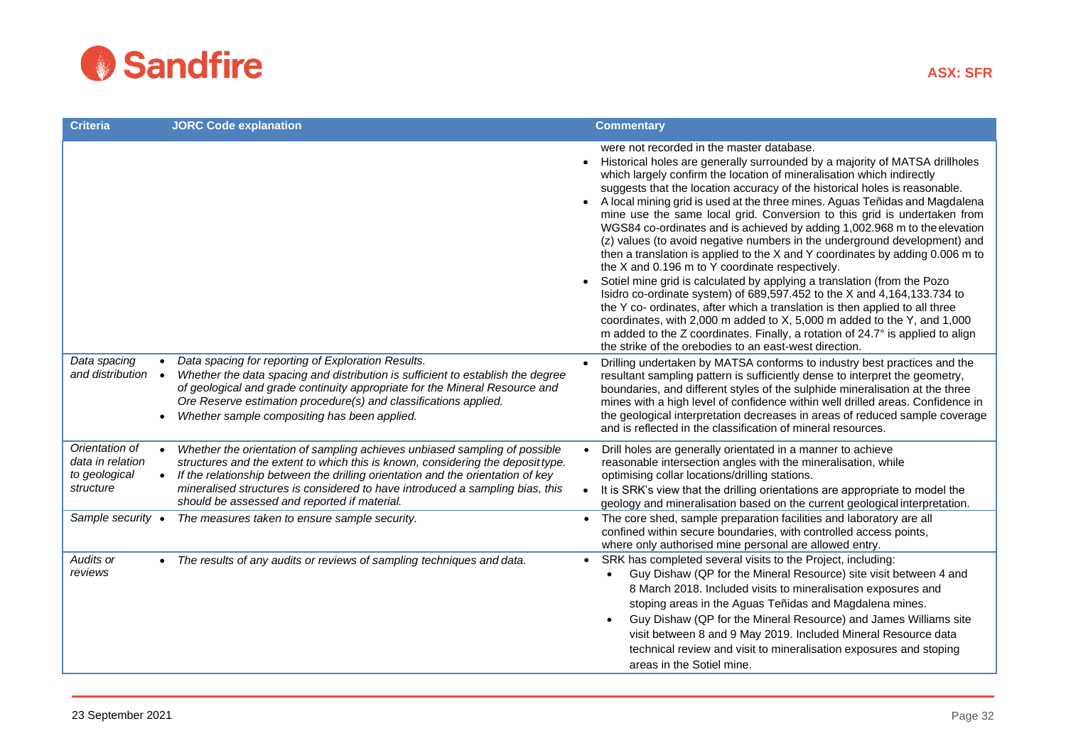| Criteria | JORC Code explanation | Commentary |
|---|---|---|
| | | were not recorded in the master database.<br>• Historical holes are generally surrounded by a majority of MATSA drillholes which largely confirm the location of mineralisation which indirectly suggests that the location accuracy of the historical holes is reasonable.<br>• A local mining grid is used at the three mines. Aguas Teñidas and Magdalena mine use the same local grid. Conversion to this grid is undertaken from WGS84 co-ordinates and is achieved by adding 1,002.968 m to the elevation (z) values (to avoid negative numbers in the underground development) and then a translation is applied to the X and Y coordinates by adding 0.006 m to the X and 0.196 m to Y coordinate respectively.<br>• Sotiel mine grid is calculated by applying a translation (from the Pozo Isidro co-ordinate system) of 689,597.452 to the X and 4,164,133.734 to the Y co- ordinates, after which a translation is then applied to all three coordinates, with 2,000 m added to X, 5,000 m added to the Y, and 1,000 m added to the Z coordinates. Finally, a rotation of 24.7° is applied to align the strike of the orebodies to an east-west direction. |
| *Data spacing and distribution* | • *Data spacing for reporting of Exploration Results.*<br>• *Whether the data spacing and distribution is sufficient to establish the degree of geological and grade continuity appropriate for the Mineral Resource and Ore Reserve estimation procedure(s) and classifications applied.*<br>• *Whether sample compositing has been applied.* | • Drilling undertaken by MATSA conforms to industry best practices and the resultant sampling pattern is sufficiently dense to interpret the geometry, boundaries, and different styles of the sulphide mineralisation at the three mines with a high level of confidence within well drilled areas. Confidence in the geological interpretation decreases in areas of reduced sample coverage and is reflected in the classification of mineral resources. |
| *Orientation of data in relation to geological structure* | • *Whether the orientation of sampling achieves unbiased sampling of possible structures and the extent to which this is known, considering the deposit type.*<br>• *If the relationship between the drilling orientation and the orientation of key mineralised structures is considered to have introduced a sampling bias, this should be assessed and reported if material.* | • Drill holes are generally orientated in a manner to achieve reasonable intersection angles with the mineralisation, while optimising collar locations/drilling stations.<br>• It is SRK's view that the drilling orientations are appropriate to model the geology and mineralisation based on the current geological interpretation. |
| *Sample security* | • *The measures taken to ensure sample security.* | • The core shed, sample preparation facilities and laboratory are all confined within secure boundaries, with controlled access points, where only authorised mine personal are allowed entry. |
| *Audits or reviews* | • *The results of any audits or reviews of sampling techniques and data.* | • SRK has completed several visits to the Project, including:<br>&nbsp;&nbsp;• Guy Dishaw (QP for the Mineral Resource) site visit between 4 and 8 March 2018. Included visits to mineralisation exposures and stoping areas in the Aguas Teñidas and Magdalena mines.<br>&nbsp;&nbsp;• Guy Dishaw (QP for the Mineral Resource) and James Williams site visit between 8 and 9 May 2019. Included Mineral Resource data technical review and visit to mineralisation exposures and stoping areas in the Sotiel mine. |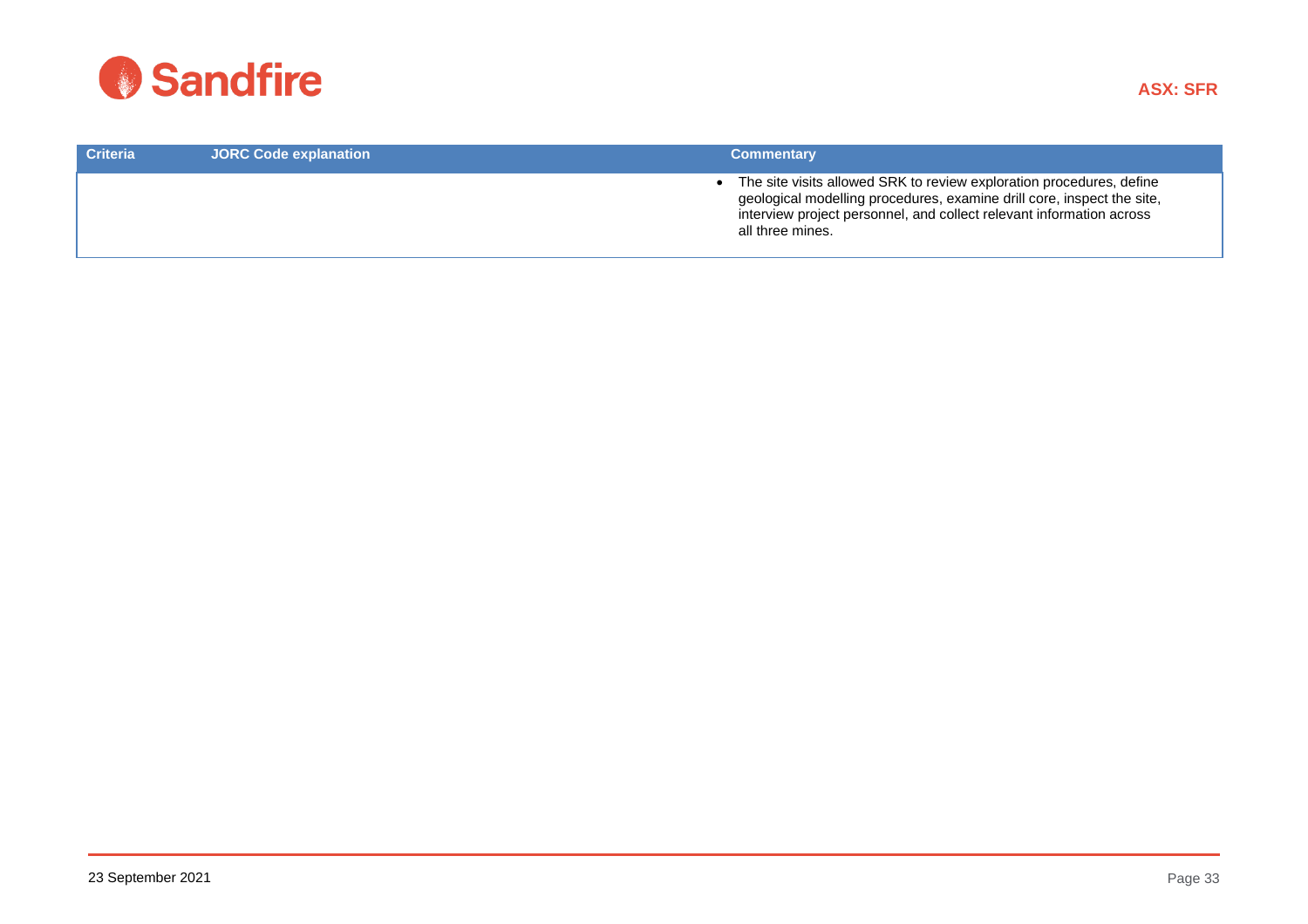| Criteria | JORC Code explanation | Commentary |
|---|---|---|
| | | • The site visits allowed SRK to review exploration procedures, define geological modelling procedures, examine drill core, inspect the site, interview project personnel, and collect relevant information across all three mines. |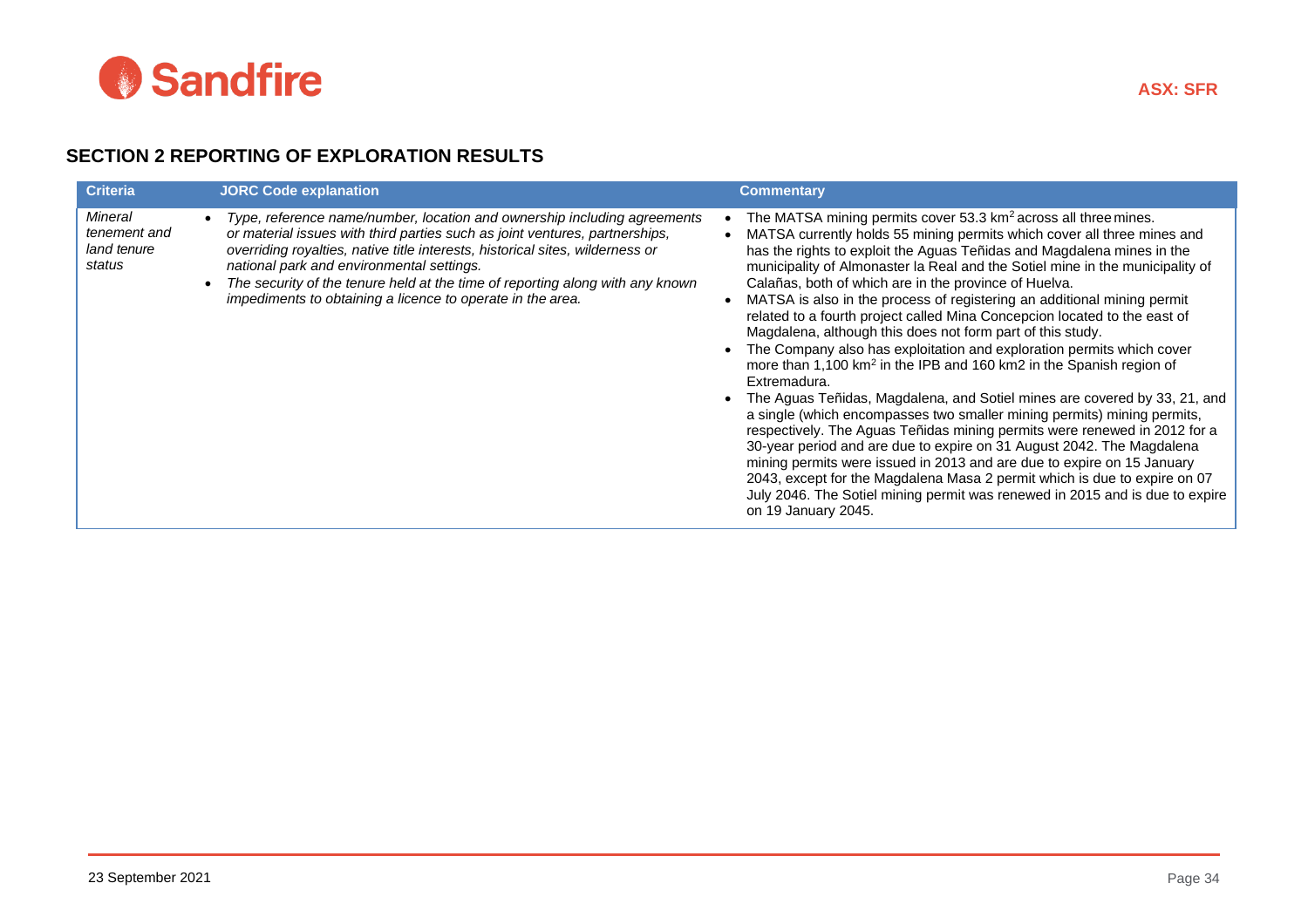## SECTION 2 REPORTING OF EXPLORATION RESULTS

| Criteria | JORC Code explanation | Commentary |
|---|---|---|
| *Mineral tenement and land tenure status* | • *Type, reference name/number, location and ownership including agreements or material issues with third parties such as joint ventures, partnerships, overriding royalties, native title interests, historical sites, wilderness or national park and environmental settings.*<br>• *The security of the tenure held at the time of reporting along with any known impediments to obtaining a licence to operate in the area.* | • The MATSA mining permits cover 53.3 $km^2$ across all three mines.<br>• MATSA currently holds 55 mining permits which cover all three mines and has the rights to exploit the Aguas Teñidas and Magdalena mines in the municipality of Almonaster la Real and the Sotiel mine in the municipality of Calañas, both of which are in the province of Huelva.<br>• MATSA is also in the process of registering an additional mining permit related to a fourth project called Mina Concepcion located to the east of Magdalena, although this does not form part of this study.<br>• The Company also has exploitation and exploration permits which cover more than 1,100 $km^2$ in the IPB and 160 km2 in the Spanish region of Extremadura.<br>• The Aguas Teñidas, Magdalena, and Sotiel mines are covered by 33, 21, and a single (which encompasses two smaller mining permits) mining permits, respectively. The Aguas Teñidas mining permits were renewed in 2012 for a 30-year period and are due to expire on 31 August 2042. The Magdalena mining permits were issued in 2013 and are due to expire on 15 January 2043, except for the Magdalena Masa 2 permit which is due to expire on 07 July 2046. The Sotiel mining permit was renewed in 2015 and is due to expire on 19 January 2045. |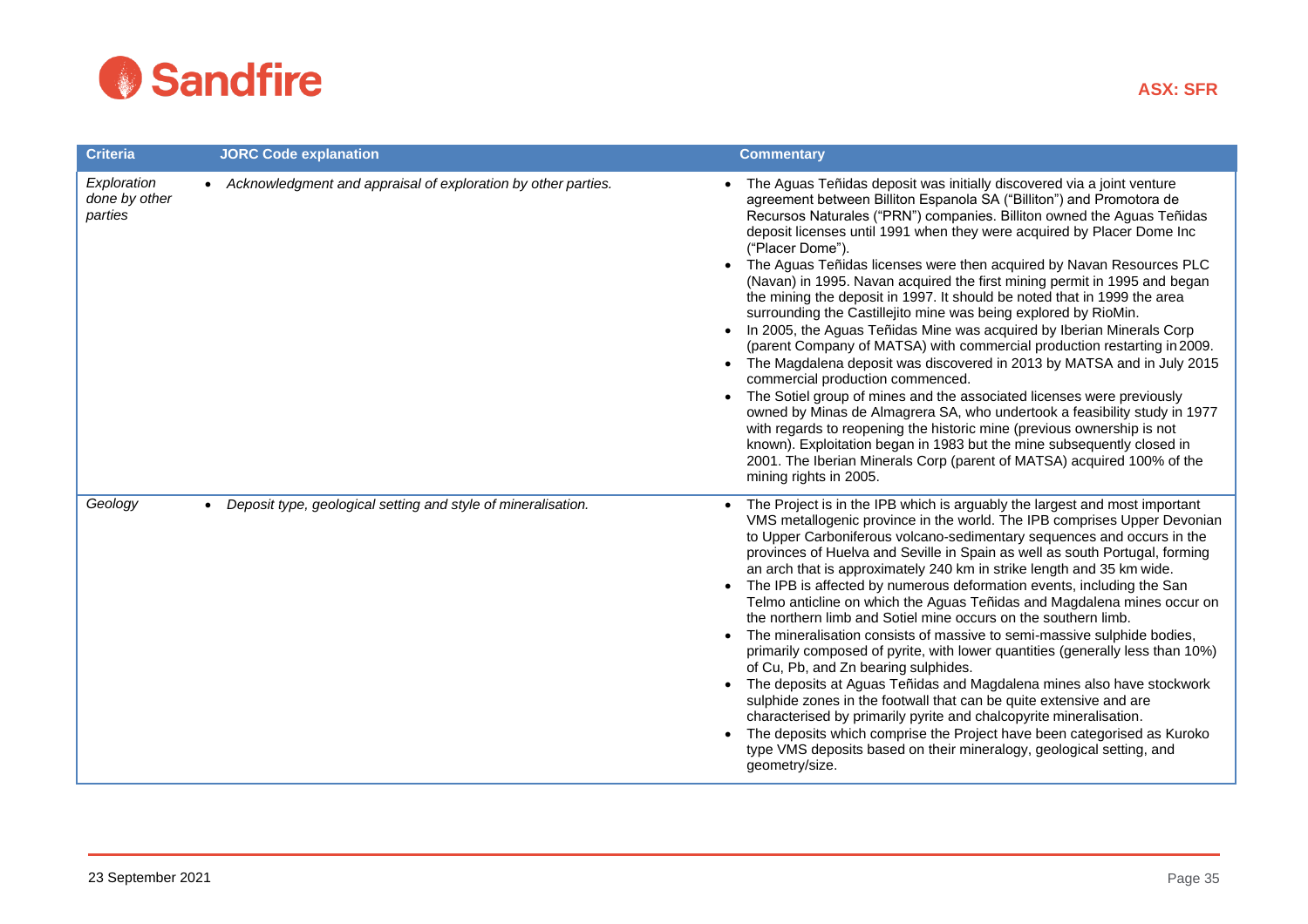| Criteria | JORC Code explanation | Commentary |
|---|---|---|
| *Exploration done by other parties* | • *Acknowledgment and appraisal of exploration by other parties.* | • The Aguas Teñidas deposit was initially discovered via a joint venture agreement between Billiton Espanola SA ("Billiton") and Promotora de Recursos Naturales ("PRN") companies. Billiton owned the Aguas Teñidas deposit licenses until 1991 when they were acquired by Placer Dome Inc ("Placer Dome").<br>• The Aguas Teñidas licenses were then acquired by Navan Resources PLC (Navan) in 1995. Navan acquired the first mining permit in 1995 and began the mining the deposit in 1997. It should be noted that in 1999 the area surrounding the Castillejito mine was being explored by RioMin.<br>• In 2005, the Aguas Teñidas Mine was acquired by Iberian Minerals Corp (parent Company of MATSA) with commercial production restarting in 2009.<br>• The Magdalena deposit was discovered in 2013 by MATSA and in July 2015 commercial production commenced.<br>• The Sotiel group of mines and the associated licenses were previously owned by Minas de Almagrera SA, who undertook a feasibility study in 1977 with regards to reopening the historic mine (previous ownership is not known). Exploitation began in 1983 but the mine subsequently closed in 2001. The Iberian Minerals Corp (parent of MATSA) acquired 100% of the mining rights in 2005. |
| *Geology* | • *Deposit type, geological setting and style of mineralisation.* | • The Project is in the IPB which is arguably the largest and most important VMS metallogenic province in the world. The IPB comprises Upper Devonian to Upper Carboniferous volcano-sedimentary sequences and occurs in the provinces of Huelva and Seville in Spain as well as south Portugal, forming an arch that is approximately 240 km in strike length and 35 km wide.<br>• The IPB is affected by numerous deformation events, including the San Telmo anticline on which the Aguas Teñidas and Magdalena mines occur on the southern limb and Sotiel mine occurs on the northern limb.<br>• The mineralisation consists of massive to semi-massive sulphide bodies, primarily composed of pyrite, with lower quantities (generally less than 10%) of Cu, Pb, and Zn bearing sulphides.<br>• The deposits at Aguas Teñidas and Magdalena mines also have stockwork sulphide zones in the footwall that can be quite extensive and are characterised by primarily pyrite and chalcopyrite mineralisation.<br>• The deposits which comprise the Project have been categorised as Kuroko type VMS deposits based on their mineralogy, geological setting, and geometry/size. |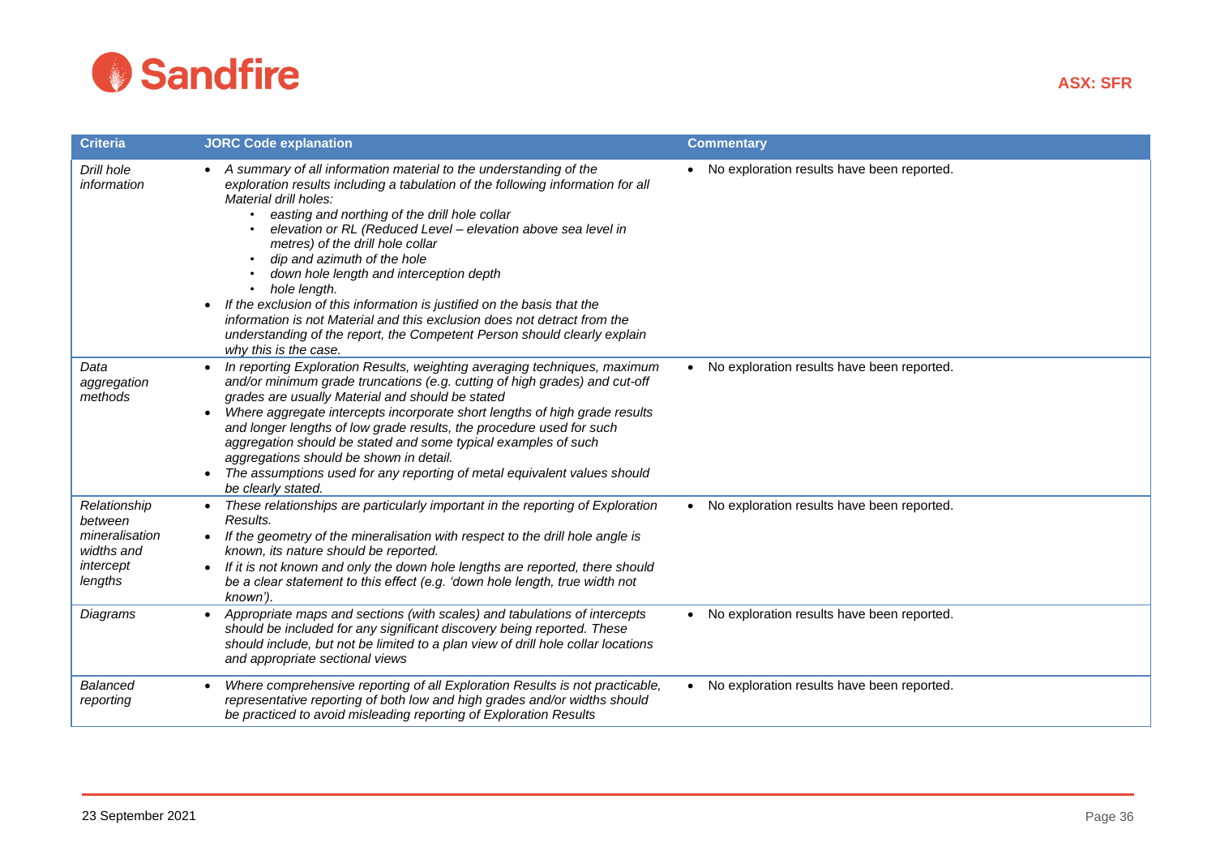| Criteria | JORC Code explanation | Commentary |
|---|---|---|
| *Drill hole information* | • *A summary of all information material to the understanding of the exploration results including a tabulation of the following information for all Material drill holes:*<br>  ◦ *easting and northing of the drill hole collar*<br>  ◦ *elevation or RL (Reduced Level – elevation above sea level in metres) of the drill hole collar*<br>  ◦ *dip and azimuth of the hole*<br>  ◦ *down hole length and interception depth*<br>  ◦ *hole length.*<br>• *If the exclusion of this information is justified on the basis that the information is not Material and this exclusion does not detract from the understanding of the report, the Competent Person should clearly explain why this is the case.* | • No exploration results have been reported. |
| *Data aggregation methods* | • *In reporting Exploration Results, weighting averaging techniques, maximum and/or minimum grade truncations (e.g. cutting of high grades) and cut-off grades are usually Material and should be stated*<br>• *Where aggregate intercepts incorporate short lengths of high grade results and longer lengths of low grade results, the procedure used for such aggregation should be stated and some typical examples of such aggregations should be shown in detail.*<br>• *The assumptions used for any reporting of metal equivalent values should be clearly stated.* | • No exploration results have been reported. |
| *Relationship between mineralisation widths and intercept lengths* | • *These relationships are particularly important in the reporting of Exploration Results.*<br>• *If the geometry of the mineralisation with respect to the drill hole angle is known, its nature should be reported.*<br>• *If it is not known and only the down hole lengths are reported, there should be a clear statement to this effect (e.g. 'down hole length, true width not known').* | • No exploration results have been reported. |
| *Diagrams* | • *Appropriate maps and sections (with scales) and tabulations of intercepts should be included for any significant discovery being reported. These should include, but not be limited to a plan view of drill hole collar locations and appropriate sectional views* | • No exploration results have been reported. |
| *Balanced reporting* | • *Where comprehensive reporting of all Exploration Results is not practicable, representative reporting of both low and high grades and/or widths should be practiced to avoid misleading reporting of Exploration Results* | • No exploration results have been reported. |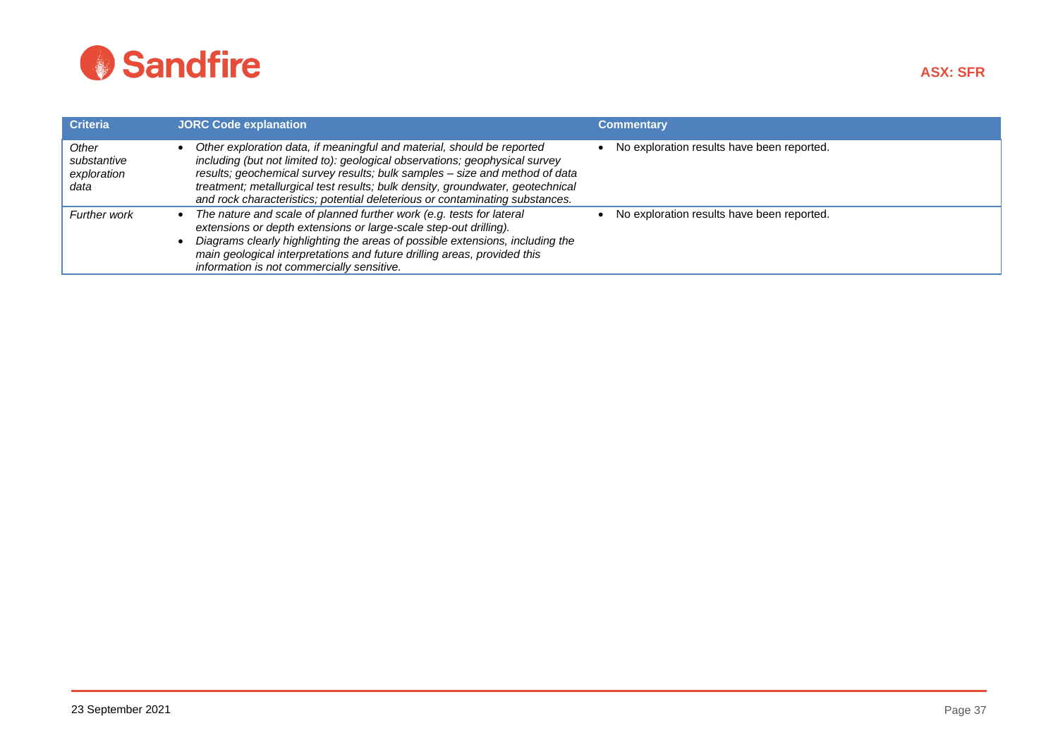| Criteria | JORC Code explanation | Commentary |
|---|---|---|
| *Other substantive exploration data* | • *Other exploration data, if meaningful and material, should be reported including (but not limited to): geological observations; geophysical survey results; geochemical survey results; bulk samples – size and method of data treatment; metallurgical test results; bulk density, groundwater, geotechnical and rock characteristics; potential deleterious or contaminating substances.* | • No exploration results have been reported. |
| *Further work* | • *The nature and scale of planned further work (e.g. tests for lateral extensions or depth extensions or large-scale step-out drilling).*<br>• *Diagrams clearly highlighting the areas of possible extensions, including the main geological interpretations and future drilling areas, provided this information is not commercially sensitive.* | • No exploration results have been reported. |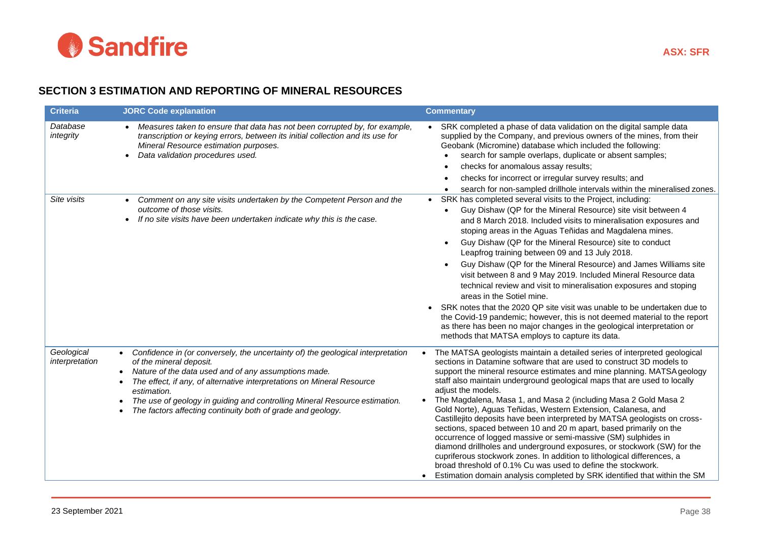## SECTION 3 ESTIMATION AND REPORTING OF MINERAL RESOURCES

| Criteria | JORC Code explanation | Commentary |
|---|---|---|
| *Database integrity* | • *Measures taken to ensure that data has not been corrupted by, for example, transcription or keying errors, between its initial collection and its use for Mineral Resource estimation purposes.*<br>• *Data validation procedures used.* | • SRK completed a phase of data validation on the digital sample data supplied by the Company, and previous owners of the mines, from their Geobank (Micromine) database which included the following:<br>  • search for sample overlaps, duplicate or absent samples;<br>  • checks for anomalous assay results;<br>  • checks for incorrect or irregular survey results; and<br>  • search for non-sampled drillhole intervals within the mineralised zones. |
| *Site visits* | • *Comment on any site visits undertaken by the Competent Person and the outcome of those visits.*<br>• *If no site visits have been undertaken indicate why this is the case.* | • SRK has completed several visits to the Project, including:<br>  • Guy Dishaw (QP for the Mineral Resource) site visit between 4 and 8 March 2018. Included visits to mineralisation exposures and stoping areas in the Aguas Teñidas and Magdalena mines.<br>  • Guy Dishaw (QP for the Mineral Resource) site to conduct Leapfrog training between 09 and 13 July 2018.<br>  • Guy Dishaw (QP for the Mineral Resource) and James Williams site visit between 8 and 9 May 2019. Included Mineral Resource data technical review and visit to mineralisation exposures and stoping areas in the Sotiel mine.<br>• SRK notes that the 2020 QP site visit was unable to be undertaken due to the Covid-19 pandemic; however, this is not deemed material to the report as there has been no major changes in the geological interpretation or methods that MATSA employs to capture its data. |
| *Geological interpretation* | • *Confidence in (or conversely, the uncertainty of) the geological interpretation of the mineral deposit.*<br>• *Nature of the data used and of any assumptions made.*<br>• *The effect, if any, of alternative interpretations on Mineral Resource estimation.*<br>• *The use of geology in guiding and controlling Mineral Resource estimation.*<br>• *The factors affecting continuity both of grade and geology.* | • The MATSA geologists maintain a detailed series of interpreted geological sections in Datamine software that are used to construct 3D models to support the mineral resource estimates and mine planning. MATSA geology staff also maintain underground geological maps that are used to locally adjust the models.<br>• The Magdalena, Masa 1, and Masa 2 (including Masa 2 Gold Masa 2 Gold Norte), Aguas Teñidas, Western Extension, Calanesa, and Castillejito deposits have been interpreted by MATSA geologists on cross-sections, spaced between 10 and 20 m apart, based primarily on the occurrence of logged massive or semi-massive (SM) sulphides in diamond drillholes and underground exposures, or stockwork (SW) for the cupriferous stockwork zones. In addition to lithological differences, a broad threshold of 0.1% Cu was used to define the stockwork.<br>• Estimation domain analysis completed by SRK identified that within the SM |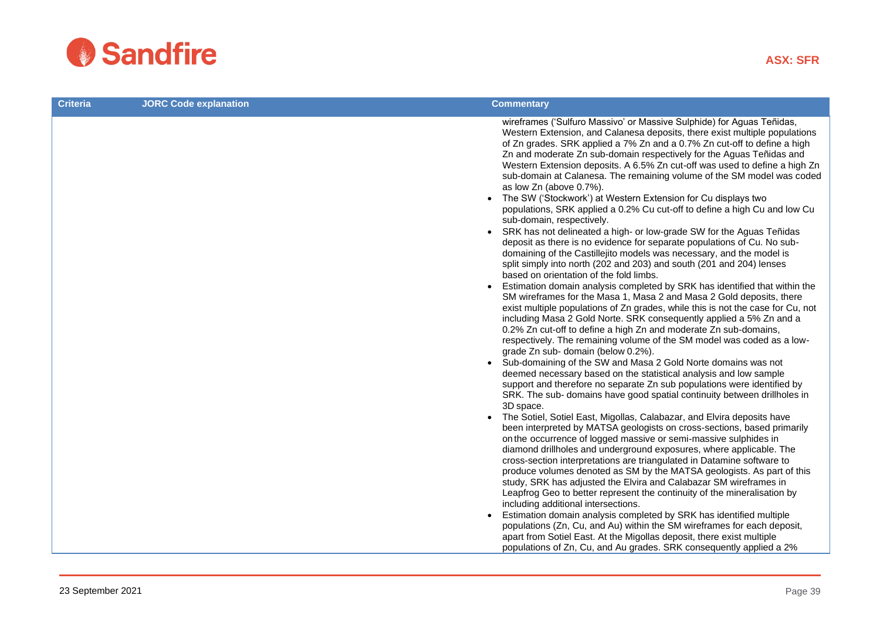| Criteria | JORC Code explanation | Commentary |
|---|---|---|
| | | wireframes ('Sulfuro Massivo' or Massive Sulphide) for Aguas Teñidas, Western Extension, and Calanesa deposits, there exist multiple populations of Zn grades. SRK applied a 7% Zn and a 0.7% Zn cut-off to define a high Zn and moderate Zn sub-domain respectively for the Aguas Teñidas and Western Extension deposits. A 6.5% Zn cut-off was used to define a high Zn sub-domain at Calanesa. The remaining volume of the SM model was coded as low Zn (above 0.7%).<br>• The SW ('Stockwork') at Western Extension for Cu displays two populations, SRK applied a 0.2% Cu cut-off to define a high Cu and low Cu sub-domain, respectively.<br>• SRK has not delineated a high- or low-grade SW for the Aguas Teñidas deposit as there is no evidence for separate populations of Cu. No sub-domaining of the Castillejito models was necessary, and the model is split simply into north (202 and 203) and south (201 and 204) lenses based on orientation of the fold limbs.<br>• Estimation domain analysis completed by SRK has identified that within the SM wireframes for the Masa 1, Masa 2 and Masa 2 Gold deposits, there exist multiple populations of Zn grades, while this is not the case for Cu, not including Masa 2 Gold Norte. SRK consequently applied a 5% Zn and a 0.2% Zn cut-off to define a high Zn and moderate Zn sub-domains, respectively. The remaining volume of the SM model was coded as a low-grade Zn sub- domain (below 0.2%).<br>• Sub-domaining of the SW and Masa 2 Gold Norte domains was not deemed necessary based on the statistical analysis and low sample support and therefore no separate Zn sub populations were identified by SRK. The sub- domains have good spatial continuity between drillholes in 3D space.<br>• The Sotiel, Sotiel East, Migollas, Calabazar, and Elvira deposits have been interpreted by MATSA geologists on cross-sections, based primarily on the occurrence of logged massive or semi-massive sulphides in diamond drillholes and underground exposures, where applicable. The cross-section interpretations are triangulated in Datamine software to produce volumes denoted as SM by the MATSA geologists. As part of this study, SRK has adjusted the Elvira and Calabazar SM wireframes in Leapfrog Geo to better represent the continuity of the mineralisation by including additional intersections.<br>• Estimation domain analysis completed by SRK has identified multiple populations (Zn, Cu, and Au) within the SM wireframes for each deposit, apart from Sotiel East. At the Migollas deposit, there exist multiple populations of Zn, Cu, and Au grades. SRK consequently applied a 2% |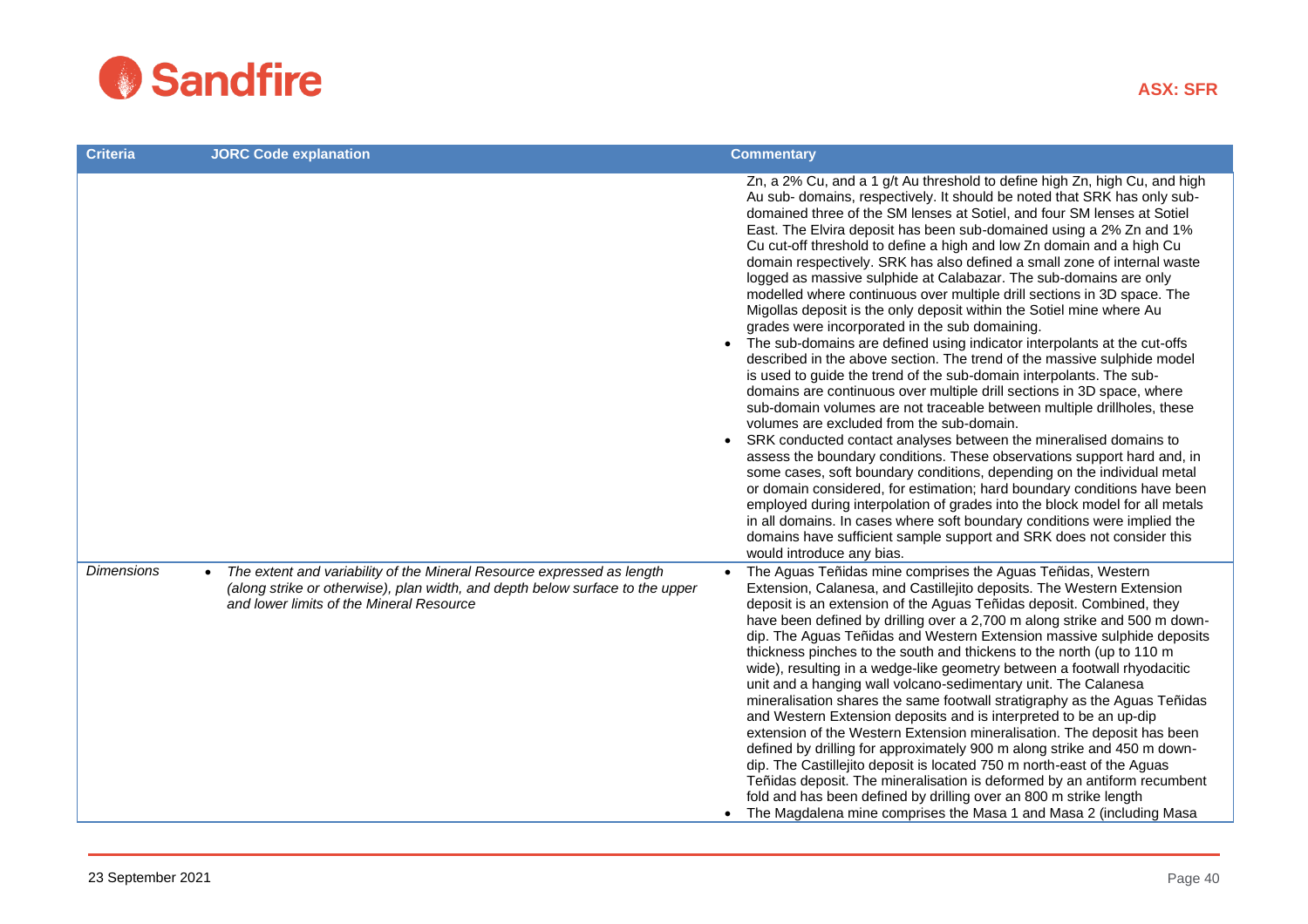| Criteria | JORC Code explanation | Commentary |
|---|---|---|
| | | Zn, a 2% Cu, and a 1 g/t Au threshold to define high Zn, high Cu, and high Au sub- domains, respectively. It should be noted that SRK has only sub-domained three of the SM lenses at Sotiel, and four SM lenses at Sotiel East. The Elvira deposit has been sub-domained using a 2% Zn and 1% Cu cut-off threshold to define a high and low Zn domain and a high Cu domain respectively. SRK has also defined a small zone of internal waste logged as massive sulphide at Calabazar. The sub-domains are only modelled where continuous over multiple drill sections in 3D space. The Migollas deposit is the only deposit within the Sotiel mine where Au grades were incorporated in the sub domaining.<br>• The sub-domains are defined using indicator interpolants at the cut-offs described in the above section. The trend of the massive sulphide model is used to guide the trend of the sub-domain interpolants. The sub-domains are continuous over multiple drill sections in 3D space, where sub-domain volumes are not traceable between multiple drillholes, these volumes are excluded from the sub-domain.<br>• SRK conducted contact analyses between the mineralised domains to assess the boundary conditions. These observations support hard and, in some cases, soft boundary conditions, depending on the individual metal or domain considered, for estimation; hard boundary conditions have been employed during interpolation of grades into the block model for all metals in all domains. In cases where soft boundary conditions were implied the domains have sufficient sample support and SRK does not consider this would introduce any bias. |
| *Dimensions* | • *The extent and variability of the Mineral Resource expressed as length (along strike or otherwise), plan width, and depth below surface to the upper and lower limits of the Mineral Resource* | • The Aguas Teñidas mine comprises the Aguas Teñidas, Western Extension, Calanesa, and Castillejito deposits. The Western Extension deposit is an extension of the Aguas Teñidas deposit. Combined, they have been defined by drilling over a 2,700 m along strike and 500 m down-dip. The Aguas Teñidas and Western Extension massive sulphide deposits thickness pinches to the south and thickens to the north (up to 110 m wide), resulting in a wedge-like geometry between a footwall rhyodacitic unit and a hanging wall volcano-sedimentary unit. The Calanesa mineralisation shares the same footwall stratigraphy as the Aguas Teñidas and Western Extension deposits and is interpreted to be an up-dip extension of the Western Extension mineralisation. The deposit has been defined by drilling for approximately 900 m along strike and 450 m down-dip. The Castillejito deposit is located 750 m north-east of the Aguas Teñidas deposit. The mineralisation is deformed by an antiform recumbent fold and has been defined by drilling over an 800 m strike length<br>• The Magdalena mine comprises the Masa 1 and Masa 2 (including Masa |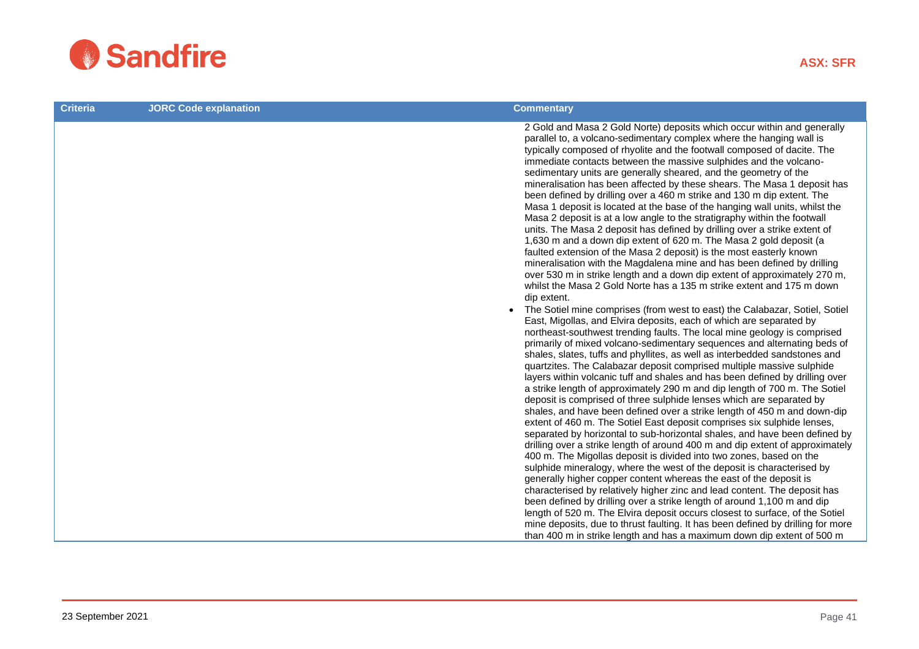| Criteria | JORC Code explanation | Commentary |
|---|---|---|
| | | 2 Gold and Masa 2 Gold Norte) deposits which occur within and generally parallel to, a volcano-sedimentary complex where the hanging wall is typically composed of rhyolite and the footwall composed of dacite. The immediate contacts between the massive sulphides and the volcano-sedimentary units are generally sheared, and the geometry of the mineralisation has been affected by these shears. The Masa 1 deposit has been defined by drilling over a 460 m strike and 130 m dip extent. The Masa 1 deposit is located at the base of the hanging wall units, whilst the Masa 2 deposit is at a low angle to the stratigraphy within the footwall units. The Masa 2 deposit has defined by drilling over a strike extent of 1,630 m and a down dip extent of 620 m. The Masa 2 gold deposit (a faulted extension of the Masa 2 deposit) is the most easterly known mineralisation with the Magdalena mine and has been defined by drilling over 530 m in strike length and a down dip extent of approximately 270 m, whilst the Masa 2 Gold Norte has a 135 m strike extent and 175 m down dip extent.<br>• The Sotiel mine comprises (from west to east) the Calabazar, Sotiel, Sotiel East, Migollas, and Elvira deposits, each of which are separated by northeast-southwest trending faults. The local mine geology is comprised primarily of mixed volcano-sedimentary sequences and alternating beds of shales, slates, tuffs and phyllites, as well as interbedded sandstones and quartzites. The Calabazar deposit comprised multiple massive sulphide layers within volcanic tuff and shales and has been defined by drilling over a strike length of approximately 290 m and dip length of 700 m. The Sotiel deposit is comprised of three sulphide lenses which are separated by shales, and have been defined over a strike length of 450 m and down-dip extent of 460 m. The Sotiel East deposit comprises six sulphide lenses, separated by horizontal to sub-horizontal shales, and have been defined by drilling over a strike length of around 400 m and dip extent of approximately 400 m. The Migollas deposit is divided into two zones, based on the sulphide mineralogy, where the west of the deposit is characterised by generally higher copper content whereas the east of the deposit is characterised by relatively higher zinc and lead content. The deposit has been defined by drilling over a strike length of around 1,100 m and dip length of 520 m. The Elvira deposit occurs closest to surface, of the Sotiel mine deposits, due to thrust faulting. It has been defined by drilling for more than 400 m in strike length and has a maximum down dip extent of 500 m |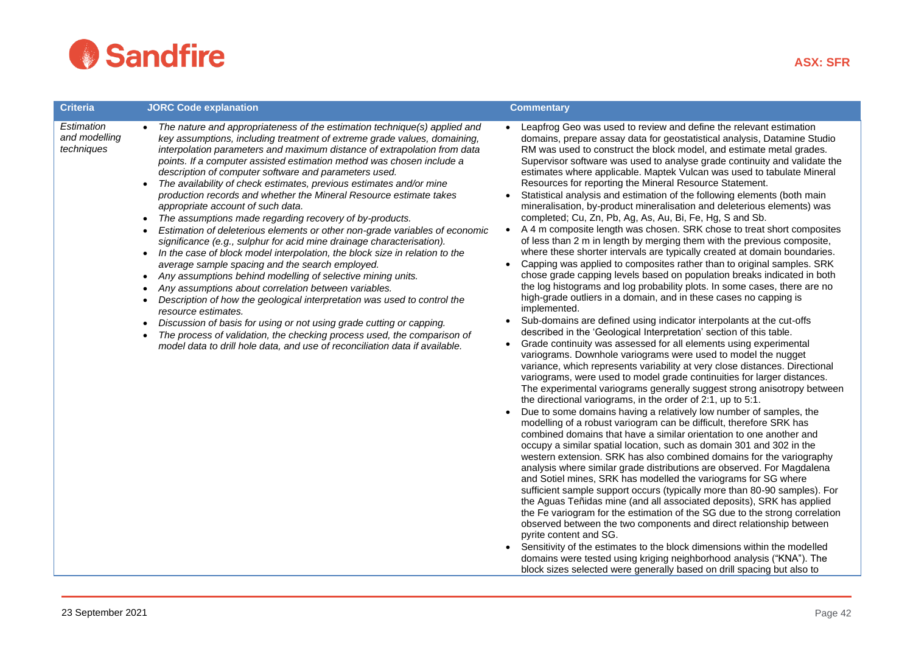| Criteria | JORC Code explanation | Commentary |
|---|---|---|
| *Estimation and modelling techniques* | • *The nature and appropriateness of the estimation technique(s) applied and key assumptions, including treatment of extreme grade values, domaining, interpolation parameters and maximum distance of extrapolation from data points. If a computer assisted estimation method was chosen include a description of computer software and parameters used.*<br>• *The availability of check estimates, previous estimates and/or mine production records and whether the Mineral Resource estimate takes appropriate account of such data.*<br>• *The assumptions made regarding recovery of by-products.*<br>• *Estimation of deleterious elements or other non-grade variables of economic significance (e.g., sulphur for acid mine drainage characterisation).*<br>• *In the case of block model interpolation, the block size in relation to the average sample spacing and the search employed.*<br>• *Any assumptions behind modelling of selective mining units.*<br>• *Any assumptions about correlation between variables.*<br>• *Description of how the geological interpretation was used to control the resource estimates.*<br>• *Discussion of basis for using or not using grade cutting or capping.*<br>• *The process of validation, the checking process used, the comparison of model data to drill hole data, and use of reconciliation data if available.* | • Leapfrog Geo was used to review and define the relevant estimation domains, prepare assay data for geostatistical analysis, Datamine Studio RM was used to construct the block model, and estimate metal grades. Supervisor software was used to analyse grade continuity and validate the estimates where applicable. Maptek Vulcan was used to tabulate Mineral Resources for reporting the Mineral Resource Statement.<br>• Statistical analysis and estimation of the following elements (both main mineralisation, by-product mineralisation and deleterious elements) was completed; Cu, Zn, Pb, Ag, As, Au, Bi, Fe, Hg, S and Sb.<br>• A 4 m composite length was chosen. SRK chose to treat short composites of less than 2 m in length by merging them with the previous composite, where these shorter intervals are typically created at domain boundaries.<br>• Capping was applied to composites rather than to original samples. SRK chose grade capping levels based on population breaks indicated in both the log histograms and log probability plots. In some cases, there are no high-grade outliers in a domain, and in these cases no capping is implemented.<br>• Sub-domains are defined using indicator interpolants at the cut-offs described in the 'Geological Interpretation' section of this table.<br>• Grade continuity was assessed for all elements using experimental variograms. Downhole variograms were used to model the nugget variance, which represents variability at very close distances. Directional variograms, were used to model grade continuities for larger distances. The experimental variograms generally suggest strong anisotropy between the directional variograms, in the order of 2:1, up to 5:1.<br>• Due to some domains having a relatively low number of samples, the modelling of a robust variogram can be difficult, therefore SRK has combined domains that have a similar orientation to one another and occupy a similar spatial location, such as domain 301 and 302 in the western extension. SRK has also combined domains for the variography analysis where similar grade distributions are observed. For Magdalena and Sotiel mines, SRK has modelled the variograms for SG where sufficient sample support occurs (typically more than 80-90 samples). For the Aguas Teñidas mine (and all associated deposits), SRK has applied the Fe variogram for the estimation of the SG due to the strong correlation observed between the two components and direct relationship between pyrite content and SG.<br>• Sensitivity of the estimates to the block dimensions within the modelled domains were tested using kriging neighborhood analysis ("KNA"). The block sizes selected were generally based on drill spacing but also to |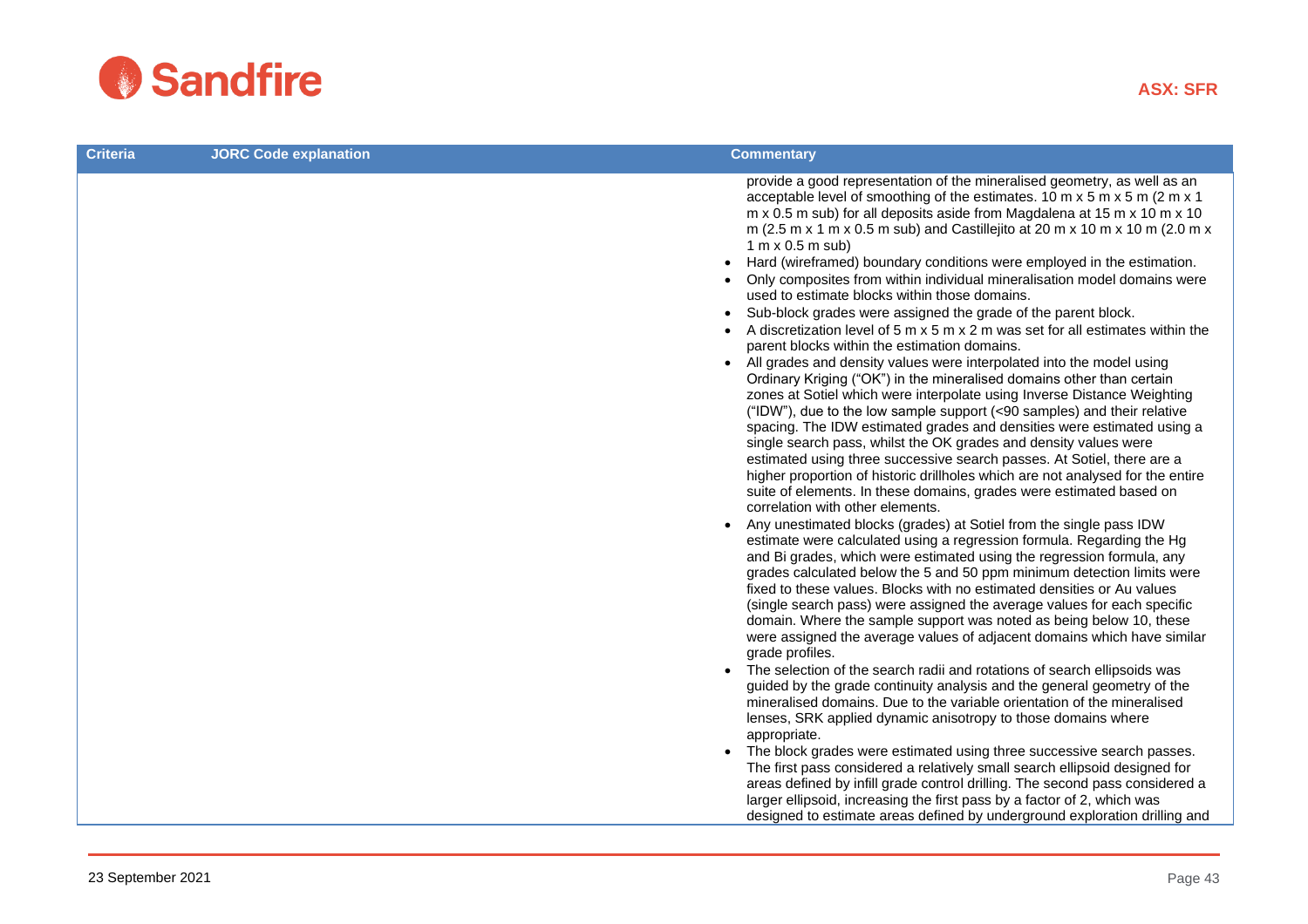| Criteria | JORC Code explanation | Commentary |
|---|---|---|
| | | provide a good representation of the mineralised geometry, as well as an acceptable level of smoothing of the estimates. 10 m x 5 m x 5 m (2 m x 1 m x 0.5 m sub) for all deposits aside from Magdalena at 15 m x 10 m x 10 m (2.5 m x 1 m x 0.5 m sub) and Castillejito at 20 m x 10 m x 10 m (2.0 m x 1 m x 0.5 m sub)<br>• Hard (wireframed) boundary conditions were employed in the estimation.<br>• Only composites from within individual mineralisation model domains were used to estimate blocks within those domains.<br>• Sub-block grades were assigned the grade of the parent block.<br>• A discretization level of 5 m x 5 m x 2 m was set for all estimates within the parent blocks within the estimation domains.<br>• All grades and density values were interpolated into the model using Ordinary Kriging ("OK") in the mineralised domains other than certain zones at Sotiel which were interpolate using Inverse Distance Weighting ("IDW"), due to the low sample support (<90 samples) and their relative spacing. The IDW estimated grades and densities were estimated using a single search pass, whilst the OK grades and density values were estimated using three successive search passes. At Sotiel, there are a higher proportion of historic drillholes which are not analysed for the entire suite of elements. In these domains, grades were estimated based on correlation with other elements.<br>• Any unestimated blocks (grades) at Sotiel from the single pass IDW estimate were calculated using a regression formula. Regarding the Hg and Bi grades, which were estimated using the regression formula, any grades calculated below the 5 and 50 ppm minimum detection limits were fixed to these values. Blocks with no estimated densities or Au values (single search pass) were assigned the average values for each specific domain. Where the sample support was noted as being below 10, these were assigned the average values of adjacent domains which have similar grade profiles.<br>• The selection of the search radii and rotations of search ellipsoids was guided by the grade continuity analysis and the general geometry of the mineralised domains. Due to the variable orientation of the mineralised lenses, SRK applied dynamic anisotropy to those domains where appropriate.<br>• The block grades were estimated using three successive search passes. The first pass considered a relatively small search ellipsoid designed for areas defined by infill grade control drilling. The second pass considered a larger ellipsoid, increasing the first pass by a factor of 2, which was designed to estimate areas defined by underground exploration drilling and |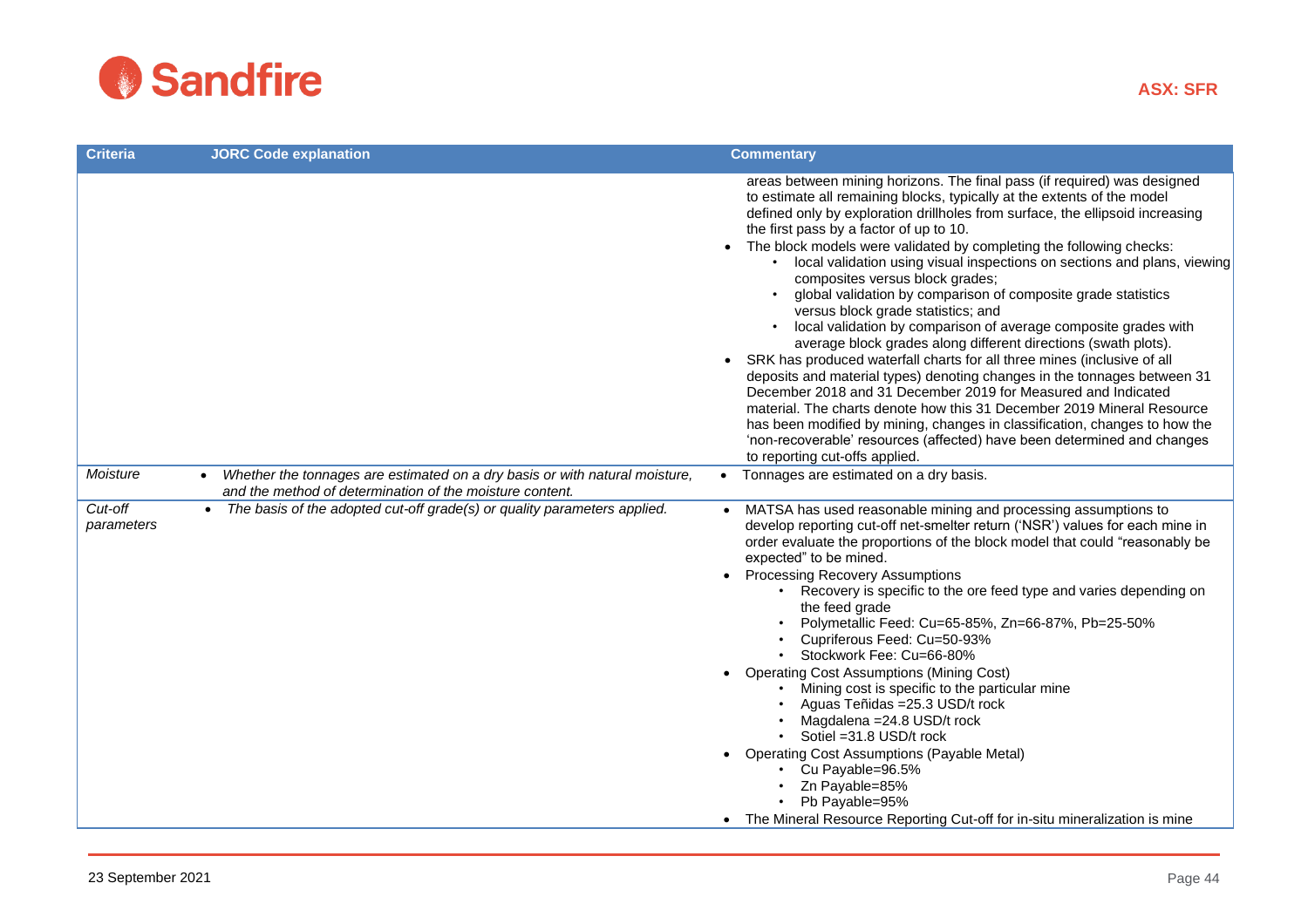| Criteria | JORC Code explanation | Commentary |
|---|---|---|
| | | areas between mining horizons. The final pass (if required) was designed to estimate all remaining blocks, typically at the extents of the model defined only by exploration drillholes from surface, the ellipsoid increasing the first pass by a factor of up to 10.<br>• The block models were validated by completing the following checks:<br>&nbsp;&nbsp;◦ local validation using visual inspections on sections and plans, viewing composites versus block grades;<br>&nbsp;&nbsp;◦ global validation by comparison of composite grade statistics versus block grade statistics; and<br>&nbsp;&nbsp;◦ local validation by comparison of average composite grades with average block grades along different directions (swath plots).<br>• SRK has produced waterfall charts for all three mines (inclusive of all deposits and material types) denoting changes in the tonnages between 31 December 2018 and 31 December 2019 for Measured and Indicated material. The charts denote how this 31 December 2019 Mineral Resource has been modified by mining, changes in classification, changes to how the 'non-recoverable' resources (affected) have been determined and changes to reporting cut-offs applied. |
| *Moisture* | • *Whether the tonnages are estimated on a dry basis or with natural moisture, and the method of determination of the moisture content.* | • Tonnages are estimated on a dry basis. |
| *Cut-off parameters* | • *The basis of the adopted cut-off grade(s) or quality parameters applied.* | • MATSA has used reasonable mining and processing assumptions to develop reporting cut-off net-smelter return ('NSR') values for each mine in order evaluate the proportions of the block model that could "reasonably be expected" to be mined.<br>• Processing Recovery Assumptions<br>&nbsp;&nbsp;◦ Recovery is specific to the ore feed type and varies depending on the feed grade<br>&nbsp;&nbsp;◦ Polymetallic Feed: Cu=65-85%, Zn=66-87%, Pb=25-50%<br>&nbsp;&nbsp;◦ Cupriferous Feed: Cu=50-93%<br>&nbsp;&nbsp;◦ Stockwork Fee: Cu=66-80%<br>• Operating Cost Assumptions (Mining Cost)<br>&nbsp;&nbsp;◦ Mining cost is specific to the particular mine<br>&nbsp;&nbsp;◦ Aguas Teñidas =25.3 USD/t rock<br>&nbsp;&nbsp;◦ Magdalena =24.8 USD/t rock<br>&nbsp;&nbsp;◦ Sotiel =31.8 USD/t rock<br>• Operating Cost Assumptions (Payable Metal)<br>&nbsp;&nbsp;◦ Cu Payable=96.5%<br>&nbsp;&nbsp;◦ Zn Payable=85%<br>&nbsp;&nbsp;◦ Pb Payable=95%<br>• The Mineral Resource Reporting Cut-off for in-situ mineralization is mine |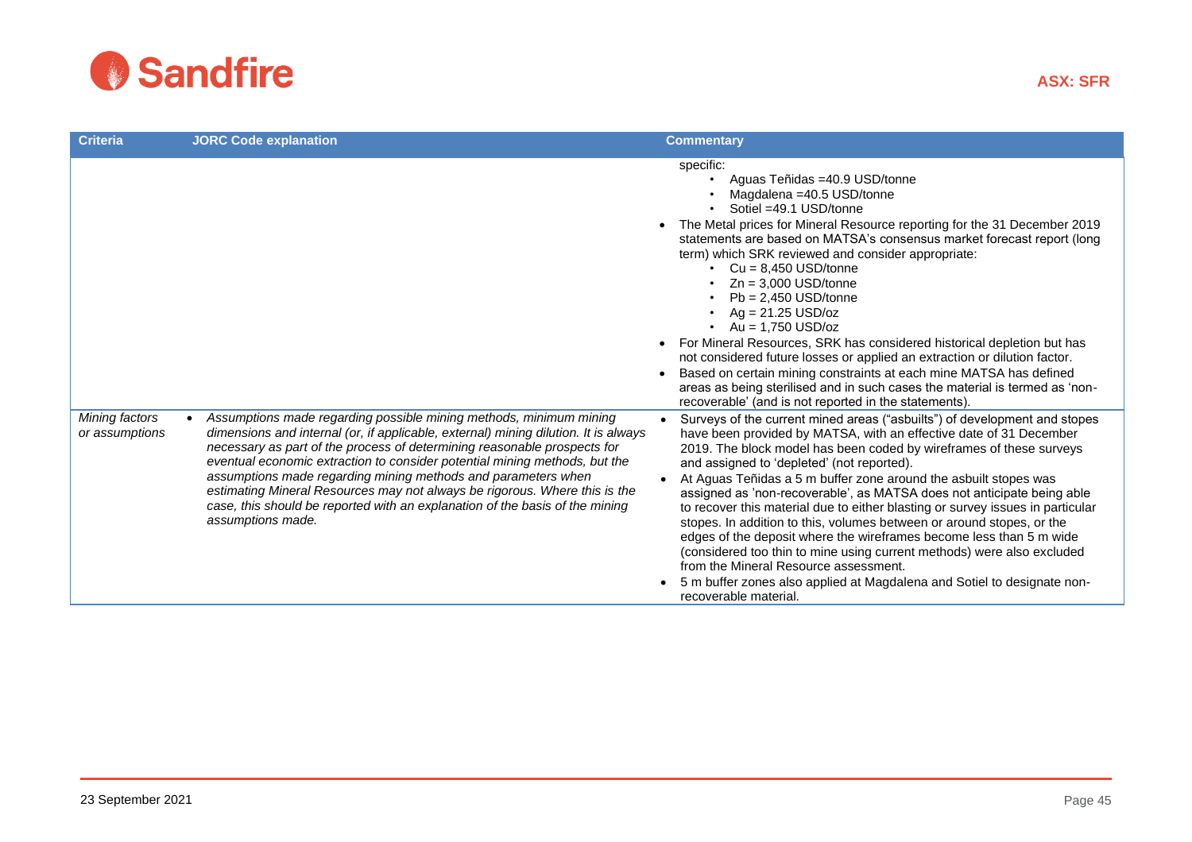| Criteria | JORC Code explanation | Commentary |
|---|---|---|
| | | specific:<br>• Aguas Teñidas =40.9 USD/tonne<br>• Magdalena =40.5 USD/tonne<br>• Sotiel =49.1 USD/tonne<br>• The Metal prices for Mineral Resource reporting for the 31 December 2019 statements are based on MATSA's consensus market forecast report (long term) which SRK reviewed and consider appropriate:<br>• Cu = 8,450 USD/tonne<br>• Zn = 3,000 USD/tonne<br>• Pb = 2,450 USD/tonne<br>• Ag = 21.25 USD/oz<br>• Au = 1,750 USD/oz<br>• For Mineral Resources, SRK has considered historical depletion but has not considered future losses or applied an extraction or dilution factor.<br>• Based on certain mining constraints at each mine MATSA has defined areas as being sterilised and in such cases the material is termed as 'non-recoverable' (and is not reported in the statements). |
| *Mining factors or assumptions* | • *Assumptions made regarding possible mining methods, minimum mining dimensions and internal (or, if applicable, external) mining dilution. It is always necessary as part of the process of determining reasonable prospects for eventual economic extraction to consider potential mining methods, but the assumptions made regarding mining methods and parameters when estimating Mineral Resources may not always be rigorous. Where this is the case, this should be reported with an explanation of the basis of the mining assumptions made.* | • Surveys of the current mined areas ("asbuilts") of development and stopes have been provided by MATSA, with an effective date of 31 December 2019. The block model has been coded by wireframes of these surveys and assigned to 'depleted' (not reported).<br>• At Aguas Teñidas a 5 m buffer zone around the asbuilt stopes was assigned as 'non-recoverable', as MATSA does not anticipate being able to recover this material due to either blasting or survey issues in particular stopes. In addition to this, volumes between or around stopes, or the edges of the deposit where the wireframes become less than 5 m wide (considered too thin to mine using current methods) were also excluded from the Mineral Resource assessment.<br>• 5 m buffer zones also applied at Magdalena and Sotiel to designate non-recoverable material. |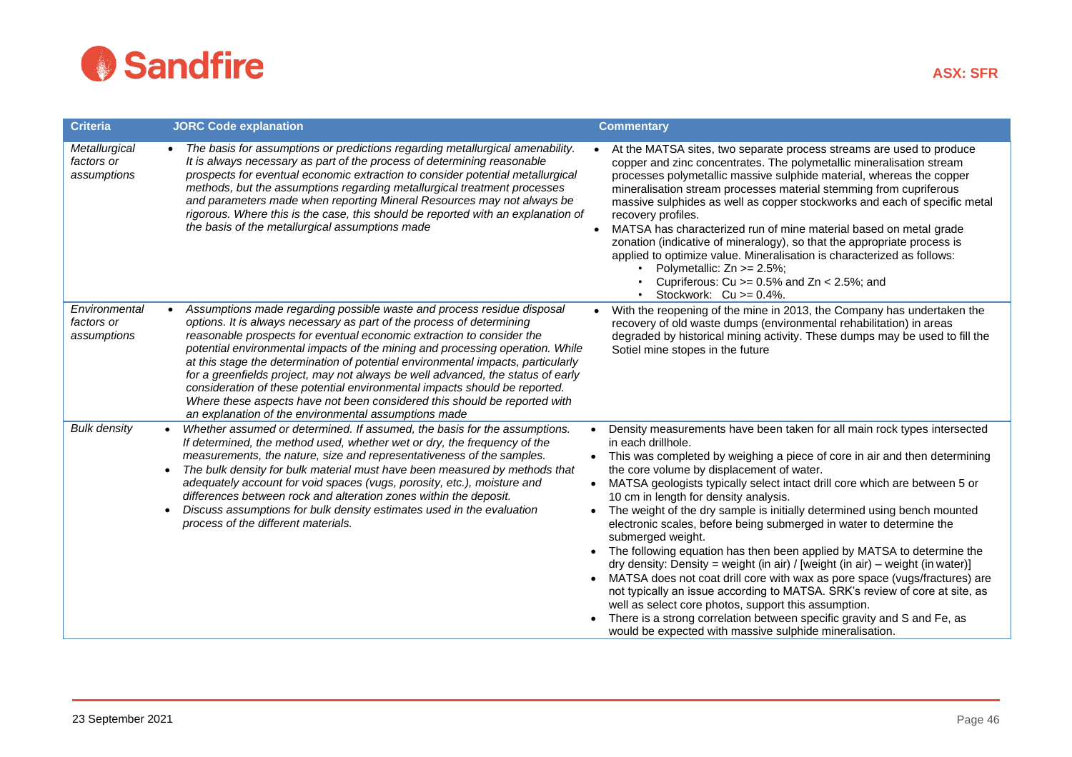| Criteria | JORC Code explanation | Commentary |
|---|---|---|
| *Metallurgical factors or assumptions* | • *The basis for assumptions or predictions regarding metallurgical amenability. It is always necessary as part of the process of determining reasonable prospects for eventual economic extraction to consider potential metallurgical methods, but the assumptions regarding metallurgical treatment processes and parameters made when reporting Mineral Resources may not always be rigorous. Where this is the case, this should be reported with an explanation of the basis of the metallurgical assumptions made* | • At the MATSA sites, two separate process streams are used to produce copper and zinc concentrates. The polymetallic mineralisation stream processes polymetallic massive sulphide material, whereas the copper mineralisation stream processes material stemming from cupriferous massive sulphides as well as copper stockworks and each of specific metal recovery profiles.<br>• MATSA has characterized run of mine material based on metal grade zonation (indicative of mineralogy), so that the appropriate process is applied to optimize value. Mineralisation is characterized as follows:<br>  ◦ Polymetallic: Zn >= 2.5%;<br>  ◦ Cupriferous: Cu >= 0.5% and Zn < 2.5%; and<br>  ◦ Stockwork: Cu >= 0.4%. |
| *Environmental factors or assumptions* | • *Assumptions made regarding possible waste and process residue disposal options. It is always necessary as part of the process of determining reasonable prospects for eventual economic extraction to consider the potential environmental impacts of the mining and processing operation. While at this stage the determination of potential environmental impacts, particularly for a greenfields project, may not always be well advanced, the status of early consideration of these potential environmental impacts should be reported. Where these aspects have not been considered this should be reported with an explanation of the environmental assumptions made* | • With the reopening of the mine in 2013, the Company has undertaken the recovery of old waste dumps (environmental rehabilitation) in areas degraded by historical mining activity. These dumps may be used to fill the Sotiel mine stopes in the future |
| *Bulk density* | • *Whether assumed or determined. If assumed, the basis for the assumptions. If determined, the method used, whether wet or dry, the frequency of the measurements, the nature, size and representativeness of the samples.*<br>• *The bulk density for bulk material must have been measured by methods that adequately account for void spaces (vugs, porosity, etc.), moisture and differences between rock and alteration zones within the deposit.*<br>• *Discuss assumptions for bulk density estimates used in the evaluation process of the different materials.* | • Density measurements have been taken for all main rock types intersected in each drillhole.<br>• This was completed by weighing a piece of core in air and then determining the core volume by displacement of water.<br>• MATSA geologists typically select intact drill core which are between 5 or 10 cm in length for density analysis.<br>• The weight of the dry sample is initially determined using bench mounted electronic scales, before being submerged in water to determine the submerged weight.<br>• The following equation has then been applied by MATSA to determine the dry density: Density = weight (in air) / [weight (in air) – weight (in water)]<br>• MATSA does not coat drill core with wax as pore space (vugs/fractures) are not typically an issue according to MATSA. SRK's review of core at site, as well as select core photos, support this assumption.<br>• There is a strong correlation between specific gravity and S and Fe, as would be expected with massive sulphide mineralisation. |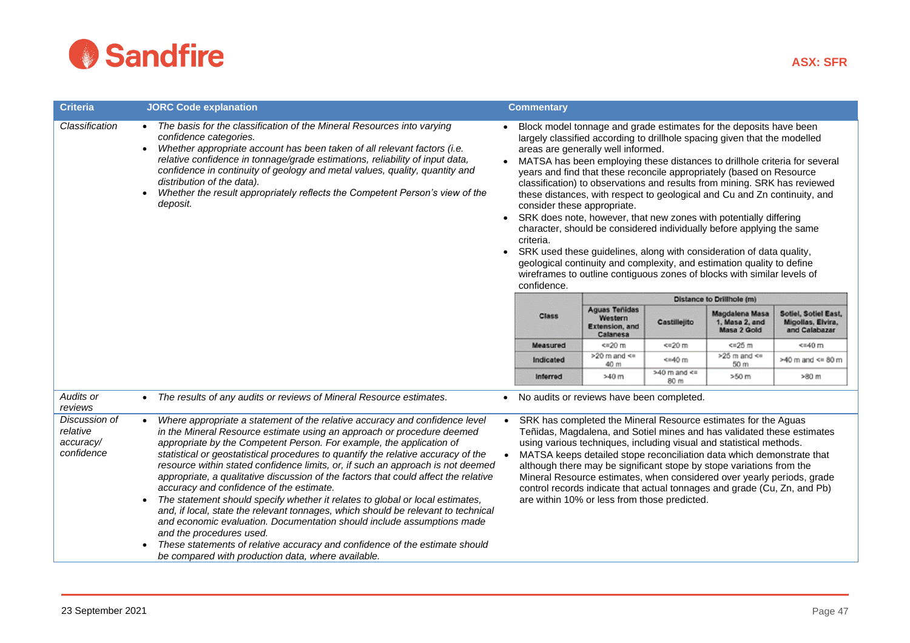| Criteria | JORC Code explanation | Commentary |
|---|---|---|
| *Classification* | • *The basis for the classification of the Mineral Resources into varying confidence categories.*<br>• *Whether appropriate account has been taken of all relevant factors (i.e. relative confidence in tonnage/grade estimations, reliability of input data, confidence in continuity of geology and metal values, quality, quantity and distribution of the data).*<br>• *Whether the result appropriately reflects the Competent Person's view of the deposit.* | • Block model tonnage and grade estimates for the deposits have been largely classified according to drillhole spacing given that the modelled areas are generally well informed.<br>• MATSA has been employing these distances to drillhole criteria for several years and find that these reconcile appropriately (based on Resource classification) to observations and results from mining. SRK has reviewed these distances, with respect to geological and Cu and Zn continuity, and consider these appropriate.<br>• SRK does note, however, that new zones with potentially differing character, should be considered individually before applying the same criteria.<br>• SRK used these guidelines, along with consideration of data quality, geological continuity and complexity, and estimation quality to define wireframes to outline contiguous zones of blocks with similar levels of confidence. |
| *Audits or reviews* | • *The results of any audits or reviews of Mineral Resource estimates.* | • No audits or reviews have been completed. |
| *Discussion of relative accuracy/ confidence* | • *Where appropriate a statement of the relative accuracy and confidence level in the Mineral Resource estimate using an approach or procedure deemed appropriate by the Competent Person. For example, the application of statistical or geostatistical procedures to quantify the relative accuracy of the resource within stated confidence limits, or, if such an approach is not deemed appropriate, a qualitative discussion of the factors that could affect the relative accuracy and confidence of the estimate.*<br>• *The statement should specify whether it relates to global or local estimates, and, if local, state the relevant tonnages, which should be relevant to technical and economic evaluation. Documentation should include assumptions made and the procedures used.*<br>• *These statements of relative accuracy and confidence of the estimate should be compared with production data, where available.* | • SRK has completed the Mineral Resource estimates for the Aguas Teñidas, Magdalena, and Sotiel mines and has validated these estimates using various techniques, including visual and statistical methods.<br>• MATSA keeps detailed stope reconciliation data which demonstrate that although there may be significant stope by stope variations from the Mineral Resource estimates, when considered over yearly periods, grade control records indicate that actual tonnages and grade (Cu, Zn, and Pb) are within 10% or less from those predicted. |

| Class | Distance to Drillhole (m) | | | |
|---|---|---|---|---|
| | Aguas Teñidas Western Extension, and Calanesa | Castillejito | Magdalena Masa 1, Masa 2, and Masa 2 Gold | Sotiel, Sotiel East, Migollas, Elvira, and Calabazar |
| Measured | <=20 m | <=20 m | <=25 m | <=40 m |
| Indicated | >20 m and <= 40 m | <=40 m | >25 m and <= 50 m | >40 m and <= 80 m |
| Inferred | >40 m | >40 m and <= 80 m | >50 m | >80 m |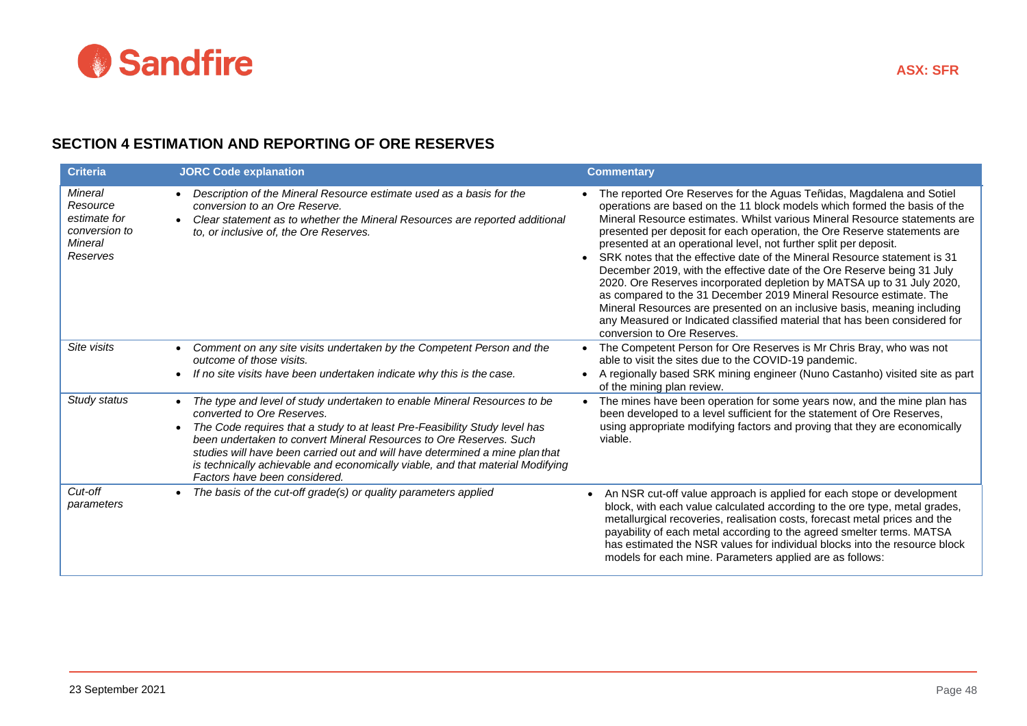## SECTION 4 ESTIMATION AND REPORTING OF ORE RESERVES

| Criteria | JORC Code explanation | Commentary |
|---|---|---|
| *Mineral Resource estimate for conversion to Mineral Reserves* | • *Description of the Mineral Resource estimate used as a basis for the conversion to an Ore Reserve.*<br>• *Clear statement as to whether the Mineral Resources are reported additional to, or inclusive of, the Ore Reserves.* | • The reported Ore Reserves for the Aguas Teñidas, Magdalena and Sotiel operations are based on the 11 block models which formed the basis of the Mineral Resource estimates. Whilst various Mineral Resource statements are presented per deposit for each operation, the Ore Reserve statements are presented at an operational level, not further split per deposit.<br>• SRK notes that the effective date of the Mineral Resource statement is 31 December 2019, with the effective date of the Ore Reserve being 31 July 2020. Ore Reserves incorporated depletion by MATSA up to 31 July 2020, as compared to the 31 December 2019 Mineral Resource estimate. The Mineral Resources are presented on an inclusive basis, meaning including any Measured or Indicated classified material that has been considered for conversion to Ore Reserves. |
| *Site visits* | • *Comment on any site visits undertaken by the Competent Person and the outcome of those visits.*<br>• *If no site visits have been undertaken indicate why this is the case.* | • The Competent Person for Ore Reserves is Mr Chris Bray, who was not able to visit the sites due to the COVID-19 pandemic.<br>• A regionally based SRK mining engineer (Nuno Castanho) visited site as part of the mining plan review. |
| *Study status* | • *The type and level of study undertaken to enable Mineral Resources to be converted to Ore Reserves.*<br>• *The Code requires that a study to at least Pre-Feasibility Study level has been undertaken to convert Mineral Resources to Ore Reserves. Such studies will have been carried out and will have determined a mine plan that is technically achievable and economically viable, and that material Modifying Factors have been considered.* | • The mines have been operation for some years now, and the mine plan has been developed to a level sufficient for the statement of Ore Reserves, using appropriate modifying factors and proving that they are economically viable. |
| *Cut-off parameters* | • *The basis of the cut-off grade(s) or quality parameters applied* | • An NSR cut-off value approach is applied for each stope or development block, with each value calculated according to the ore type, metal grades, metallurgical recoveries, realisation costs, forecast metal prices and the payability of each metal according to the agreed smelter terms. MATSA has estimated the NSR values for individual blocks into the resource block models for each mine. Parameters applied are as follows: |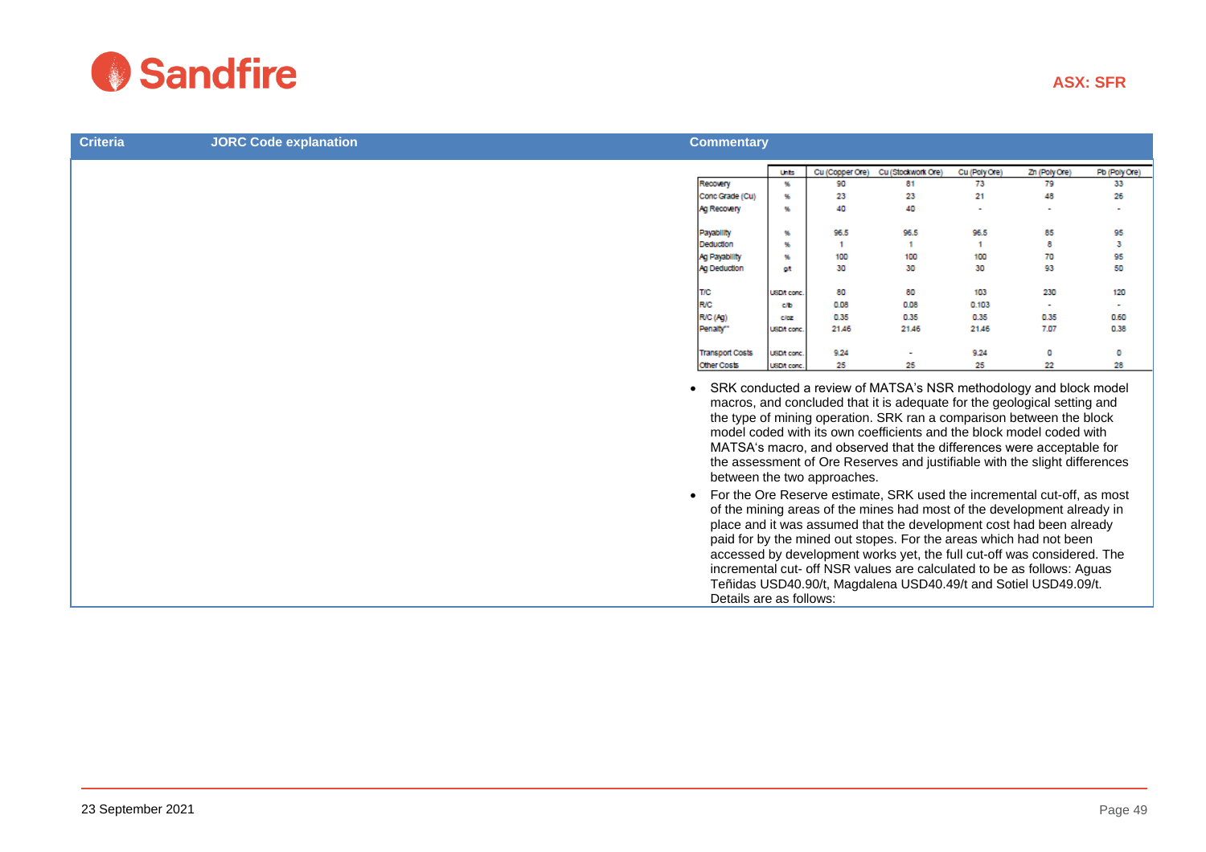| Criteria | JORC Code explanation | Commentary |
|---|---|---|
| | | (see table and text below) |

| | Units | Cu (Copper Ore) | Cu (Stockwork Ore) | Cu (Poly Ore) | Zn (Poly Ore) | Pb (Poly Ore) |
|---|---|---|---|---|---|---|
| Recovery | % | 90 | 81 | 73 | 79 | 33 |
| Conc Grade (Cu) | % | 23 | 23 | 21 | 48 | 26 |
| Ag Recovery | % | 40 | 40 | - | - | - |
| | | | | | | |
| Payability | % | 96.5 | 96.5 | 96.5 | 85 | 95 |
| Deduction | % | 1 | 1 | 1 | 8 | 3 |
| Ag Payability | % | 100 | 100 | 100 | 70 | 95 |
| Ag Deduction | g/t | 30 | 30 | 30 | 93 | 50 |
| | | | | | | |
| T/C | USD/t conc. | 80 | 80 | 103 | 230 | 120 |
| R/C | c/lb | 0.08 | 0.08 | 0.103 | - | - |
| R/C (Ag) | c/oz | 0.35 | 0.35 | 0.35 | 0.35 | 0.60 |
| Penalty** | USD/t conc. | 21.46 | 21.46 | 21.46 | 7.07 | 0.38 |
| | | | | | | |
| Transport Costs | USD/t conc. | 9.24 | - | 9.24 | 0 | 0 |
| Other Costs | USD/t conc. | 25 | 25 | 25 | 22 | 28 |

- SRK conducted a review of MATSA's NSR methodology and block model macros, and concluded that it is adequate for the geological setting and the type of mining operation. SRK ran a comparison between the block model coded with its own coefficients and the block model coded with MATSA's macro, and observed that the differences were acceptable for the assessment of Ore Reserves and justifiable with the slight differences between the two approaches.
- For the Ore Reserve estimate, SRK used the incremental cut-off, as most of the mining areas of the mines had most of the development already in place and it was assumed that the development cost had been already paid for by the mined out stopes. For the areas which had not been accessed by development works yet, the full cut-off was considered. The incremental cut- off NSR values are calculated to be as follows: Aguas Teñidas USD40.90/t, Magdalena USD40.49/t and Sotiel USD49.09/t. Details are as follows: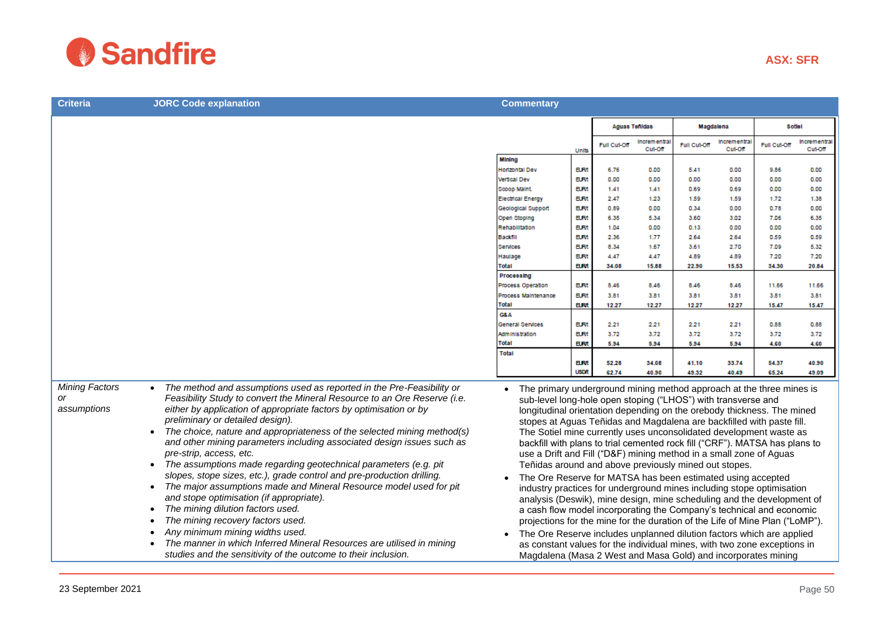| Criteria | JORC Code explanation | Commentary |
|---|---|---|
| | | *(table below)* |

| | Units | Aguas Teñidas | | Magdalena | | Sotiel | |
|---|---|---|---|---|---|---|---|
| | | Full Cut-Off | Incremental Cut-Off | Full Cut-Off | Incremental Cut-Off | Full Cut-Off | Incremental Cut-Off |
| **Mining** | | | | | | | |
| Horizontal Dev | EUR/t | 6.76 | 0.00 | 5.41 | 0.00 | 9.86 | 0.00 |
| Vertical Dev | EUR/t | 0.00 | 0.00 | 0.00 | 0.00 | 0.00 | 0.00 |
| Scoop Maint. | EUR/t | 1.41 | 1.41 | 0.69 | 0.69 | 0.00 | 0.00 |
| Electrical Energy | EUR/t | 2.47 | 1.23 | 1.59 | 1.59 | 1.72 | 1.38 |
| Geological Support | EUR/t | 0.89 | 0.00 | 0.34 | 0.00 | 0.78 | 0.00 |
| Open Stoping | EUR/t | 6.35 | 5.34 | 3.60 | 3.02 | 7.06 | 6.35 |
| Rehabilitation | EUR/t | 1.04 | 0.00 | 0.13 | 0.00 | 0.00 | 0.00 |
| Backfill | EUR/t | 2.36 | 1.77 | 2.64 | 2.64 | 0.59 | 0.59 |
| Services | EUR/t | 8.34 | 1.67 | 3.61 | 2.70 | 7.09 | 5.32 |
| Haulage | EUR/t | 4.47 | 4.47 | 4.89 | 4.89 | 7.20 | 7.20 |
| **Total** | EUR/t | **34.08** | **15.88** | **22.90** | **15.53** | **34.30** | **20.84** |
| **Processing** | | | | | | | |
| Process Operation | EUR/t | 8.46 | 8.46 | 8.46 | 8.46 | 11.66 | 11.66 |
| Process Maintenance | EUR/t | 3.81 | 3.81 | 3.81 | 3.81 | 3.81 | 3.81 |
| **Total** | EUR/t | **12.27** | **12.27** | **12.27** | **12.27** | **15.47** | **15.47** |
| **G&A** | | | | | | | |
| General Services | EUR/t | 2.21 | 2.21 | 2.21 | 2.21 | 0.88 | 0.88 |
| Administration | EUR/t | 3.72 | 3.72 | 3.72 | 3.72 | 3.72 | 3.72 |
| **Total** | EUR/t | **5.94** | **5.94** | **5.94** | **5.94** | **4.60** | **4.60** |
| **Total** | | | | | | | |
| | EUR/t | **52.28** | **34.08** | **41.10** | **33.74** | **54.37** | **40.90** |
| | USD/t | **62.74** | **40.90** | **49.32** | **40.49** | **65.24** | **49.09** |

| Criteria | JORC Code explanation | Commentary |
|---|---|---|
| *Mining Factors or assumptions* | • *The method and assumptions used as reported in the Pre-Feasibility or Feasibility Study to convert the Mineral Resource to an Ore Reserve (i.e. either by application of appropriate factors by optimisation or by preliminary or detailed design).*<br>• *The choice, nature and appropriateness of the selected mining method(s) and other mining parameters including associated design issues such as pre-strip, access, etc.*<br>• *The assumptions made regarding geotechnical parameters (e.g. pit slopes, stope sizes, etc.), grade control and pre-production drilling.*<br>• *The major assumptions made and Mineral Resource model used for pit and stope optimisation (if appropriate).*<br>• *The mining dilution factors used.*<br>• *The mining recovery factors used.*<br>• *Any minimum mining widths used.*<br>• *The manner in which Inferred Mineral Resources are utilised in mining studies and the sensitivity of the outcome to their inclusion.* | • The primary underground mining method approach at the three mines is sub-level long-hole open stoping ("LHOS") with transverse and longitudinal orientation depending on the orebody thickness. The mined stopes at Aguas Teñidas and Magdalena are backfilled with paste fill. The Sotiel mine currently uses unconsolidated development waste as backfill with plans to trial cemented rock fill ("CRF"). MATSA has plans to use a Drift and Fill ("D&F) mining method in a small zone of Aguas Teñidas around and above previously mined out stopes.<br>• The Ore Reserve for MATSA has been estimated using accepted industry practices for underground mines including stope optimisation analysis (Deswik), mine design, mine scheduling and the development of a cash flow model incorporating the Company's technical and economic projections for the mine for the duration of the Life of Mine Plan ("LoMP").<br>• The Ore Reserve includes unplanned dilution factors which are applied as constant values for the individual mines, with two zone exceptions in Magdalena (Masa 2 West and Masa Gold) and incorporates mining |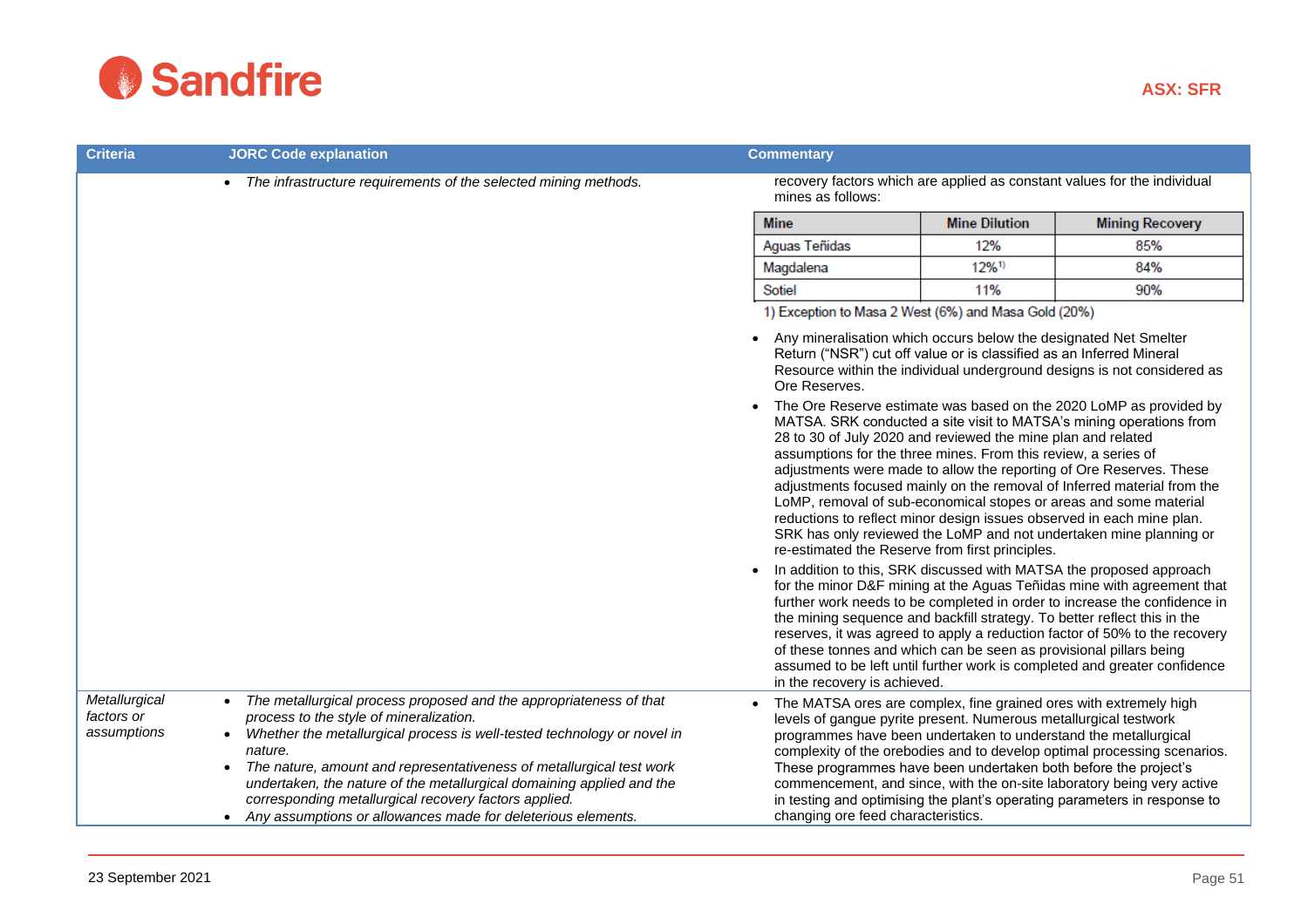| Criteria | JORC Code explanation | Commentary |
|---|---|---|
| | • *The infrastructure requirements of the selected mining methods.* | recovery factors which are applied as constant values for the individual mines as follows:<br><br>**Mine** / **Mine Dilution** / **Mining Recovery**<br>Aguas Teñidas / 12% / 85%<br>Magdalena / 12%[1)] / 84%<br>Sotiel / 11% / 90%<br><br>1) Exception to Masa 2 West (6%) and Masa Gold (20%)<br><br>• Any mineralisation which occurs below the designated Net Smelter Return (“NSR”) cut off value or is classified as an Inferred Mineral Resource within the individual underground designs is not considered as Ore Reserves.<br>• The Ore Reserve estimate was based on the 2020 LoMP as provided by MATSA. SRK conducted a site visit to MATSA’s mining operations from 28 to 30 of July 2020 and reviewed the mine plan and related assumptions for the three mines. From this review, a series of adjustments were made to allow the reporting of Ore Reserves. These adjustments focused mainly on the removal of Inferred material from the LoMP, removal of sub-economical stopes or areas and some material reductions to reflect minor design issues observed in each mine plan. SRK has only reviewed the LoMP and not undertaken mine planning or re-estimated the Reserve from first principles.<br>• In addition to this, SRK discussed with MATSA the proposed approach for the minor D&F mining at the Aguas Teñidas mine with agreement that further work needs to be completed in order to increase the confidence in the mining sequence and backfill strategy. To better reflect this in the reserves, it was agreed to apply a reduction factor of 50% to the recovery of these tonnes and which can be seen as provisional pillars being assumed to be left until further work is completed and greater confidence in the recovery is achieved. |
| *Metallurgical factors or assumptions* | • *The metallurgical process proposed and the appropriateness of that process to the style of mineralization.*<br>• *Whether the metallurgical process is well-tested technology or novel in nature.*<br>• *The nature, amount and representativeness of metallurgical test work undertaken, the nature of the metallurgical domaining applied and the corresponding metallurgical recovery factors applied.*<br>• *Any assumptions or allowances made for deleterious elements.* | • The MATSA ores are complex, fine grained ores with extremely high levels of gangue pyrite present. Numerous metallurgical testwork programmes have been undertaken to understand the metallurgical complexity of the orebodies and to develop optimal processing scenarios. These programmes have been undertaken both before the project’s commencement, and since, with the on-site laboratory being very active in testing and optimising the plant’s operating parameters in response to changing ore feed characteristics. |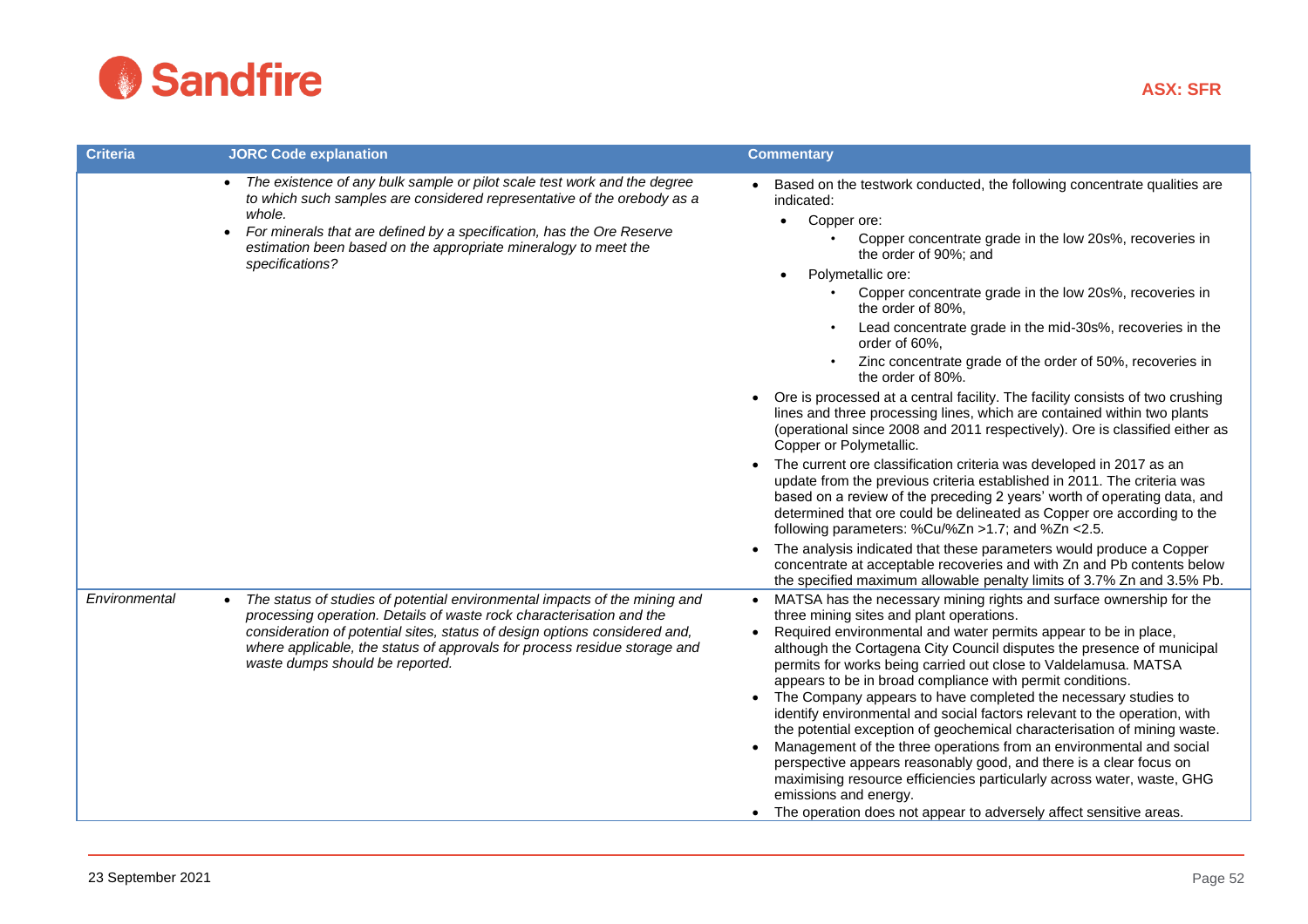| Criteria | JORC Code explanation | Commentary |
|---|---|---|
| | • *The existence of any bulk sample or pilot scale test work and the degree to which such samples are considered representative of the orebody as a whole.*<br>• *For minerals that are defined by a specification, has the Ore Reserve estimation been based on the appropriate mineralogy to meet the specifications?* | • Based on the testwork conducted, the following concentrate qualities are indicated:<br>  ◦ Copper ore:<br>    ▪ Copper concentrate grade in the low 20s%, recoveries in the order of 90%; and<br>  ◦ Polymetallic ore:<br>    ▪ Copper concentrate grade in the low 20s%, recoveries in the order of 80%,<br>    ▪ Lead concentrate grade in the mid-30s%, recoveries in the order of 60%,<br>    ▪ Zinc concentrate grade of the order of 50%, recoveries in the order of 80%.<br>• Ore is processed at a central facility. The facility consists of two crushing lines and three processing lines, which are contained within two plants (operational since 2008 and 2011 respectively). Ore is classified either as Copper or Polymetallic.<br>• The current ore classification criteria was developed in 2017 as an update from the previous criteria established in 2011. The criteria was based on a review of the preceding 2 years' worth of operating data, and determined that ore could be delineated as Copper ore according to the following parameters: %Cu/%Zn >1.7; and %Zn <2.5.<br>• The analysis indicated that these parameters would produce a Copper concentrate at acceptable recoveries and with Zn and Pb contents below the specified maximum allowable penalty limits of 3.7% Zn and 3.5% Pb. |
| *Environmental* | • *The status of studies of potential environmental impacts of the mining and processing operation. Details of waste rock characterisation and the consideration of potential sites, status of design options considered and, where applicable, the status of approvals for process residue storage and waste dumps should be reported.* | • MATSA has the necessary mining rights and surface ownership for the three mining sites and plant operations.<br>• Required environmental and water permits appear to be in place, although the Cortagena City Council disputes the presence of municipal permits for works being carried out close to Valdelamusa. MATSA appears to be in broad compliance with permit conditions.<br>• The Company appears to have completed the necessary studies to identify environmental and social factors relevant to the operation, with the potential exception of geochemical characterisation of mining waste.<br>• Management of the three operations from an environmental and social perspective appears reasonably good, and there is a clear focus on maximising resource efficiencies particularly across water, waste, GHG emissions and energy.<br>• The operation does not appear to adversely affect sensitive areas. |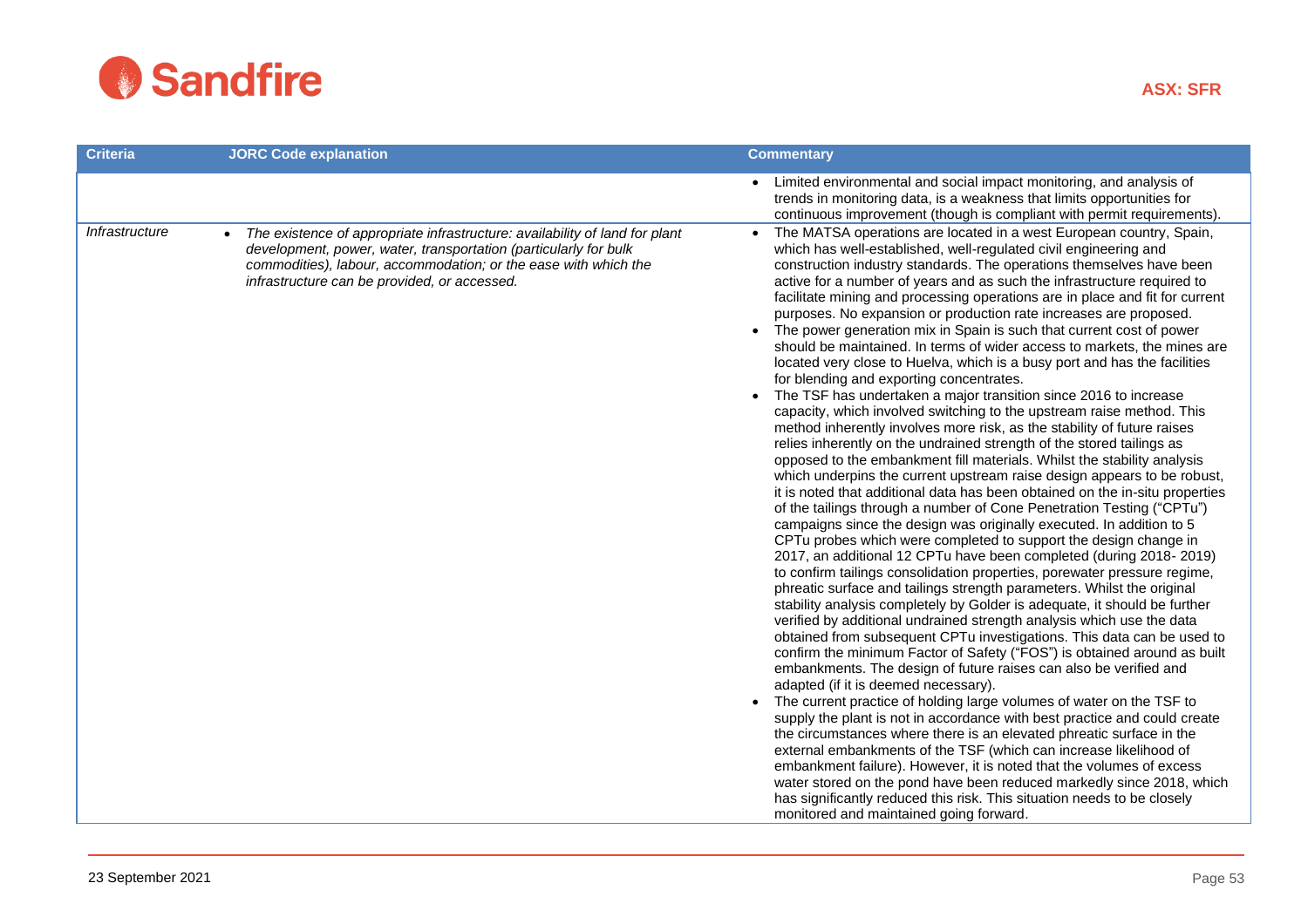| Criteria | JORC Code explanation | Commentary |
|---|---|---|
| | | • Limited environmental and social impact monitoring, and analysis of trends in monitoring data, is a weakness that limits opportunities for continuous improvement (though is compliant with permit requirements). |
| *Infrastructure* | • *The existence of appropriate infrastructure: availability of land for plant development, power, water, transportation (particularly for bulk commodities), labour, accommodation; or the ease with which the infrastructure can be provided, or accessed.* | • The MATSA operations are located in a west European country, Spain, which has well-established, well-regulated civil engineering and construction industry standards. The operations themselves have been active for a number of years and as such the infrastructure required to facilitate mining and processing operations are in place and fit for current purposes. No expansion or production rate increases are proposed.<br>• The power generation mix in Spain is such that current cost of power should be maintained. In terms of wider access to markets, the mines are located very close to Huelva, which is a busy port and has the facilities for blending and exporting concentrates.<br>• The TSF has undertaken a major transition since 2016 to increase capacity, which involved switching to the upstream raise method. This method inherently involves more risk, as the stability of future raises relies inherently on the undrained strength of the stored tailings as opposed to the embankment fill materials. Whilst the stability analysis which underpins the current upstream raise design appears to be robust, it is noted that additional data has been obtained on the in-situ properties of the tailings through a number of Cone Penetration Testing ("CPTu") campaigns since the design was originally executed. In addition to 5 CPTu probes which were completed to support the design change in 2017, an additional 12 CPTu have been completed (during 2018- 2019) to confirm tailings consolidation properties, porewater pressure regime, phreatic surface and tailings strength parameters. Whilst the original stability analysis completely by Golder is adequate, it should be further verified by additional undrained strength analysis which use the data obtained from subsequent CPTu investigations. This data can be used to confirm the minimum Factor of Safety ("FOS") is obtained around as built embankments. The design of future raises can also be verified and adapted (if it is deemed necessary).<br>• The current practice of holding large volumes of water on the TSF to supply the plant is not in accordance with best practice and could create the circumstances where there is an elevated phreatic surface in the external embankments of the TSF (which can increase likelihood of embankment failure). However, it is noted that the volumes of excess water stored on the pond have been reduced markedly since 2018, which has significantly reduced this risk. This situation needs to be closely monitored and maintained going forward. |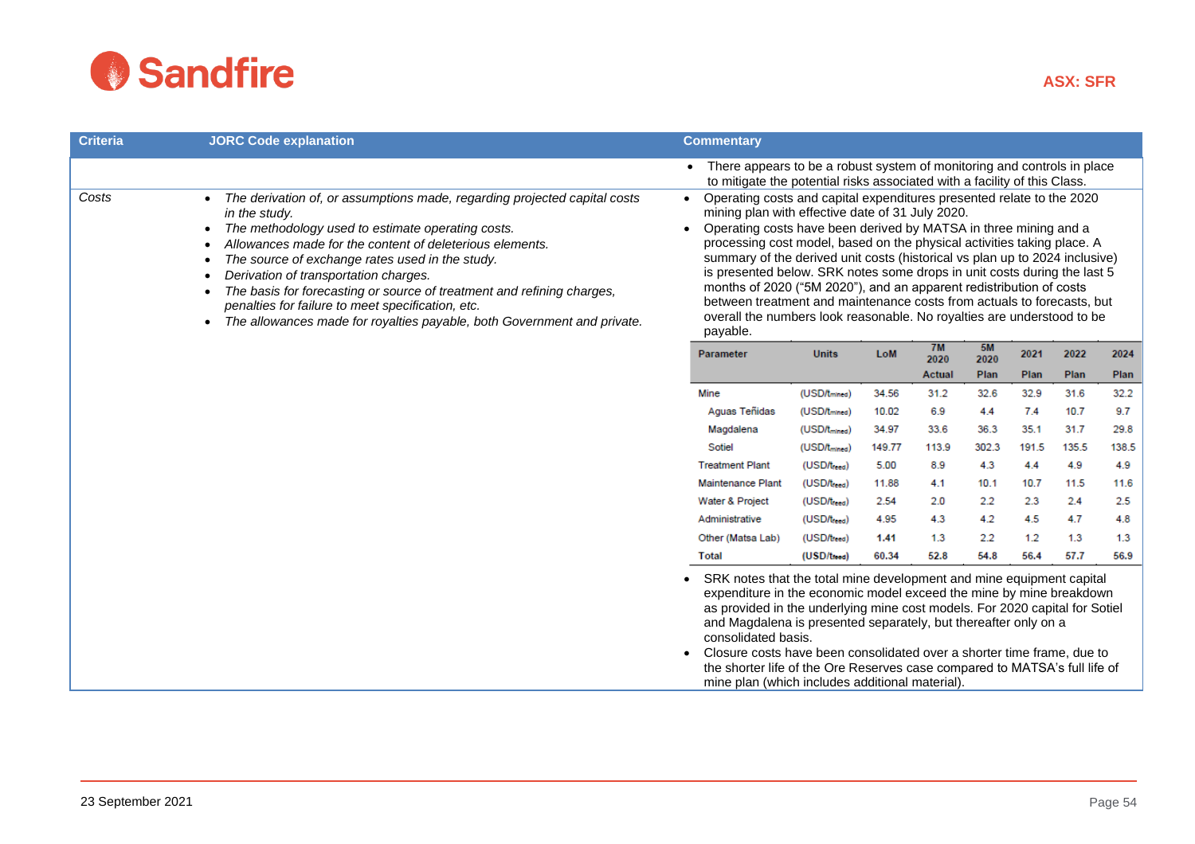| Criteria | JORC Code explanation | Commentary |
|---|---|---|
| | | • There appears to be a robust system of monitoring and controls in place to mitigate the potential risks associated with a facility of this Class. |
| *Costs* | • *The derivation of, or assumptions made, regarding projected capital costs in the study.*<br>• *The methodology used to estimate operating costs.*<br>• *Allowances made for the content of deleterious elements.*<br>• *The source of exchange rates used in the study.*<br>• *Derivation of transportation charges.*<br>• *The basis for forecasting or source of treatment and refining charges, penalties for failure to meet specification, etc.*<br>• *The allowances made for royalties payable, both Government and private.* | • Operating costs and capital expenditures presented relate to the 2020 mining plan with effective date of 31 July 2020.<br>• Operating costs have been derived by MATSA in three mining and a processing cost model, based on the physical activities taking place. A summary of the derived unit costs (historical vs plan up to 2024 inclusive) is presented below. SRK notes some drops in unit costs during the last 5 months of 2020 ("5M 2020"), and an apparent redistribution of costs between treatment and maintenance costs from actuals to forecasts, but overall the numbers look reasonable. No royalties are understood to be payable. |

| Parameter | Units | LoM | 7M 2020 Actual | 5M 2020 Plan | 2021 Plan | 2022 Plan | 2024 Plan |
|---|---|---|---|---|---|---|---|
| Mine | ($USD/t_{mined}$) | 34.56 | 31.2 | 32.6 | 32.9 | 31.6 | 32.2 |
| Aguas Teñidas | ($USD/t_{mined}$) | 10.02 | 6.9 | 4.4 | 7.4 | 10.7 | 9.7 |
| Magdalena | ($USD/t_{mined}$) | 34.97 | 33.6 | 36.3 | 35.1 | 31.7 | 29.8 |
| Sotiel | ($USD/t_{mined}$) | 149.77 | 113.9 | 302.3 | 191.5 | 135.5 | 138.5 |
| Treatment Plant | ($USD/t_{feed}$) | 5.00 | 8.9 | 4.3 | 4.4 | 4.9 | 4.9 |
| Maintenance Plant | ($USD/t_{feed}$) | 11.88 | 4.1 | 10.1 | 10.7 | 11.5 | 11.6 |
| Water & Project | ($USD/t_{feed}$) | 2.54 | 2.0 | 2.2 | 2.3 | 2.4 | 2.5 |
| Administrative | ($USD/t_{feed}$) | 4.95 | 4.3 | 4.2 | 4.5 | 4.7 | 4.8 |
| Other (Matsa Lab) | ($USD/t_{feed}$) | 1.41 | 1.3 | 2.2 | 1.2 | 1.3 | 1.3 |
| **Total** | **($USD/t_{feed}$)** | **60.34** | **52.8** | **54.8** | **56.4** | **57.7** | **56.9** |

- SRK notes that the total mine development and mine equipment capital expenditure in the economic model exceed the mine by mine breakdown as provided in the underlying mine cost models. For 2020 capital for Sotiel and Magdalena is presented separately, but thereafter only on a consolidated basis.
- Closure costs have been consolidated over a shorter time frame, due to the shorter life of the Ore Reserves case compared to MATSA's full life of mine plan (which includes additional material).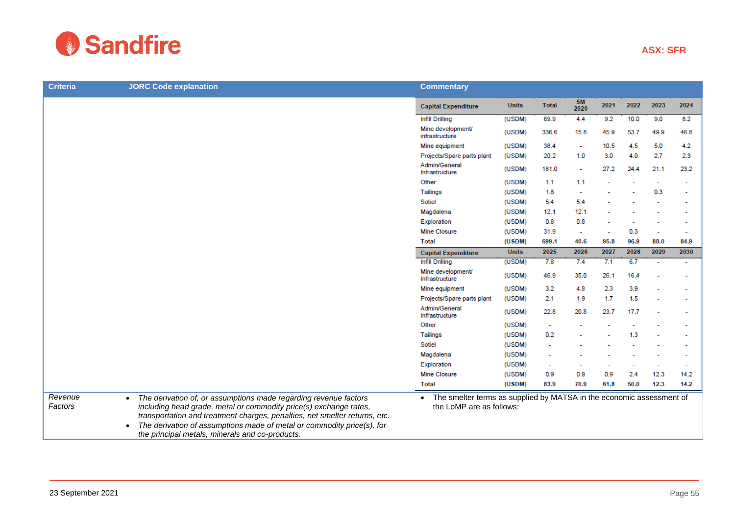| Criteria | JORC Code explanation | Commentary |
|---|---|---|
| | | *(see Capital Expenditure tables below)* |
| *Revenue Factors* | - *The derivation of, or assumptions made regarding revenue factors including head grade, metal or commodity price(s) exchange rates, transportation and treatment charges, penalties, net smelter returns, etc.*<br>- *The derivation of assumptions made of metal or commodity price(s), for the principal metals, minerals and co-products.* | - The smelter terms as supplied by MATSA in the economic assessment of the LoMP are as follows: |

| Capital Expenditure | Units | Total | 5M 2020 | 2021 | 2022 | 2023 | 2024 |
|---|---|---|---|---|---|---|---|
| Infill Drilling | (USDM) | 69.9 | 4.4 | 9.2 | 10.0 | 9.0 | 8.2 |
| Mine development/ infrastructure | (USDM) | 336.6 | 15.8 | 45.9 | 53.7 | 49.9 | 46.8 |
| Mine equipment | (USDM) | 38.4 | - | 10.5 | 4.5 | 5.0 | 4.2 |
| Projects/Spare parts plant | (USDM) | 20.2 | 1.0 | 3.0 | 4.0 | 2.7 | 2.3 |
| Admin/General Infrastructure | (USDM) | 181.0 | - | 27.2 | 24.4 | 21.1 | 23.2 |
| Other | (USDM) | 1.1 | 1.1 | - | - | - | - |
| Tailings | (USDM) | 1.8 | - | - | - | 0.3 | - |
| Sotiel | (USDM) | 5.4 | 5.4 | - | - | - | - |
| Magdalena | (USDM) | 12.1 | 12.1 | - | - | - | - |
| Exploration | (USDM) | 0.8 | 0.8 | - | - | - | - |
| Mine Closure | (USDM) | 31.9 | - | - | 0.3 | - | - |
| **Total** | **(USDM)** | **699.1** | **40.6** | **95.8** | **96.9** | **88.0** | **84.9** |

| Capital Expenditure | Units | 2025 | 2026 | 2027 | 2028 | 2029 | 2030 |
|---|---|---|---|---|---|---|---|
| Infill Drilling | (USDM) | 7.8 | 7.4 | 7.1 | 6.7 | - | - |
| Mine development/ Infrastructure | (USDM) | 46.9 | 35.0 | 26.1 | 16.4 | - | - |
| Mine equipment | (USDM) | 3.2 | 4.8 | 2.3 | 3.9 | - | - |
| Projects/Spare parts plant | (USDM) | 2.1 | 1.9 | 1.7 | 1.5 | - | - |
| Admin/General Infrastructure | (USDM) | 22.8 | 20.8 | 23.7 | 17.7 | - | - |
| Other | (USDM) | - | - | - | - | - | - |
| Tailings | (USDM) | 0.2 | - | - | 1.3 | - | - |
| Sotiel | (USDM) | - | - | - | - | - | - |
| Magdalena | (USDM) | - | - | - | - | - | - |
| Exploration | (USDM) | - | - | - | - | - | - |
| Mine Closure | (USDM) | 0.9 | 0.9 | 0.9 | 2.4 | 12.3 | 14.2 |
| **Total** | **(USDM)** | **83.9** | **70.9** | **61.8** | **50.0** | **12.3** | **14.2** |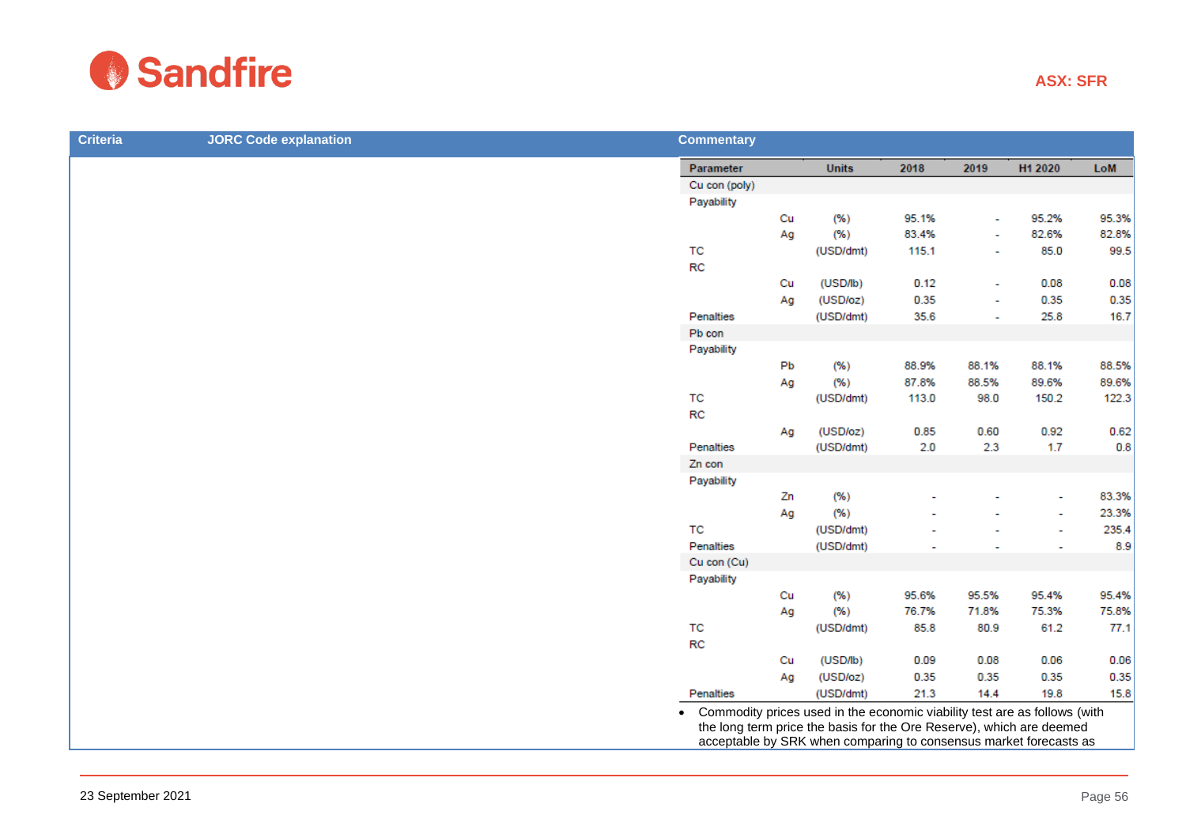| Criteria | JORC Code explanation | Commentary |
|---|---|---|
| | | (table below) |

| Parameter | | Units | 2018 | 2019 | H1 2020 | LoM |
|---|---|---|---|---|---|---|
| Cu con (poly) | | | | | | |
| Payability | | | | | | |
| | Cu | (%) | 95.1% | - | 95.2% | 95.3% |
| | Ag | (%) | 83.4% | - | 82.6% | 82.8% |
| TC | | (USD/dmt) | 115.1 | - | 85.0 | 99.5 |
| RC | | | | | | |
| | Cu | (USD/lb) | 0.12 | - | 0.08 | 0.08 |
| | Ag | (USD/oz) | 0.35 | - | 0.35 | 0.35 |
| Penalties | | (USD/dmt) | 35.6 | - | 25.8 | 16.7 |
| Pb con | | | | | | |
| Payability | | | | | | |
| | Pb | (%) | 88.9% | 88.1% | 88.1% | 88.5% |
| | Ag | (%) | 87.8% | 88.5% | 89.6% | 89.6% |
| TC | | (USD/dmt) | 113.0 | 98.0 | 150.2 | 122.3 |
| RC | | | | | | |
| | Ag | (USD/oz) | 0.85 | 0.60 | 0.92 | 0.62 |
| Penalties | | (USD/dmt) | 2.0 | 2.3 | 1.7 | 0.8 |
| Zn con | | | | | | |
| Payability | | | | | | |
| | Zn | (%) | - | - | - | 83.3% |
| | Ag | (%) | - | - | - | 23.3% |
| TC | | (USD/dmt) | - | - | - | 235.4 |
| Penalties | | (USD/dmt) | - | - | - | 8.9 |
| Cu con (Cu) | | | | | | |
| Payability | | | | | | |
| | Cu | (%) | 95.6% | 95.5% | 95.4% | 95.4% |
| | Ag | (%) | 76.7% | 71.8% | 75.3% | 75.8% |
| TC | | (USD/dmt) | 85.8 | 80.9 | 61.2 | 77.1 |
| RC | | | | | | |
| | Cu | (USD/lb) | 0.09 | 0.08 | 0.06 | 0.06 |
| | Ag | (USD/oz) | 0.35 | 0.35 | 0.35 | 0.35 |
| Penalties | | (USD/dmt) | 21.3 | 14.4 | 19.8 | 15.8 |

- Commodity prices used in the economic viability test are as follows (with the long term price the basis for the Ore Reserve), which are deemed acceptable by SRK when comparing to consensus market forecasts as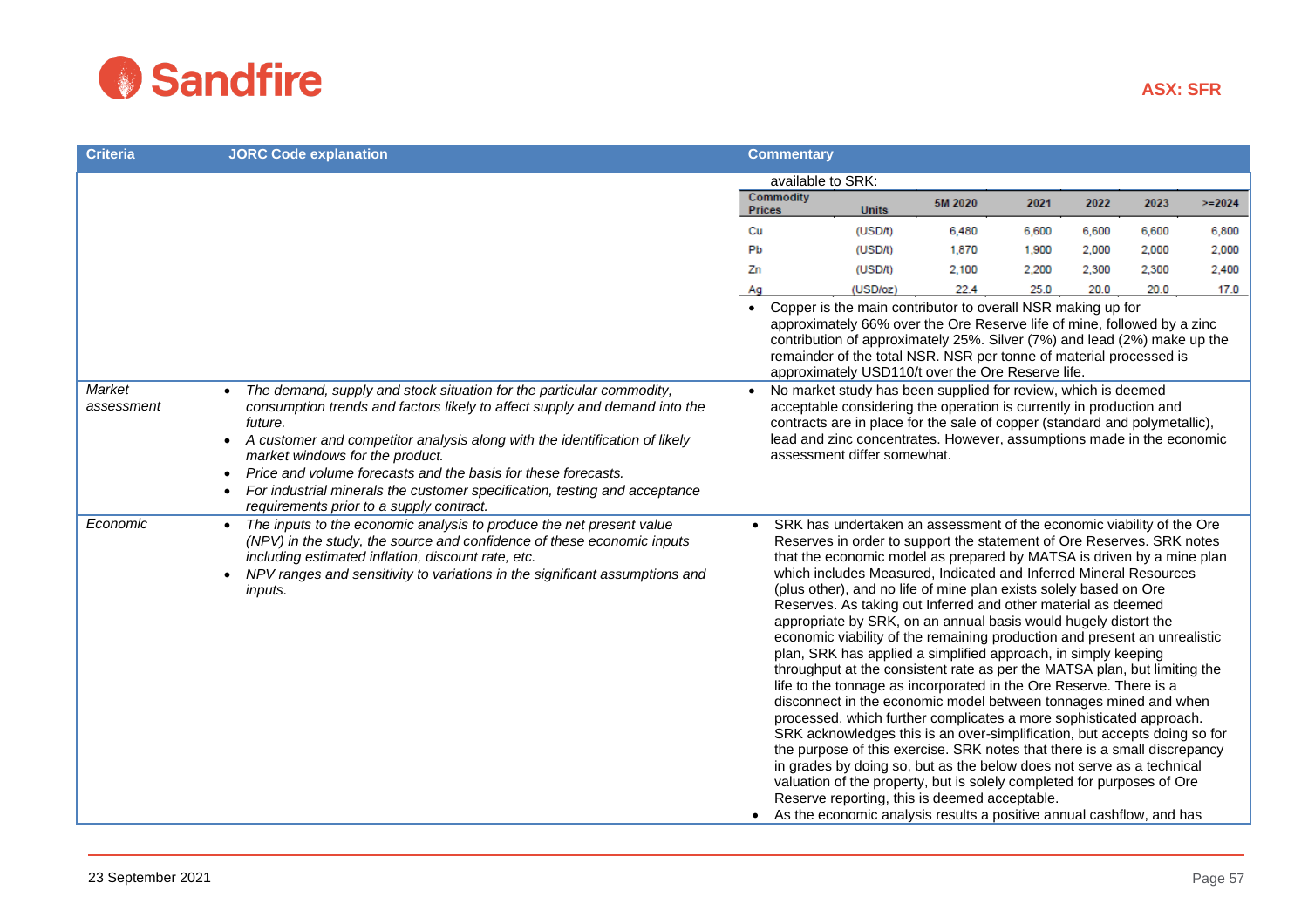| Criteria | JORC Code explanation | Commentary |
|---|---|---|
| | | available to SRK:<br><br>Commodity Prices \| Units \| 5M 2020 \| 2021 \| 2022 \| 2023 \| >=2024<br>Cu \| (USD/t) \| 6,480 \| 6,600 \| 6,600 \| 6,600 \| 6,800<br>Pb \| (USD/t) \| 1,870 \| 1,900 \| 2,000 \| 2,000 \| 2,000<br>Zn \| (USD/t) \| 2,100 \| 2,200 \| 2,300 \| 2,300 \| 2,400<br>Ag \| (USD/oz) \| 22.4 \| 25.0 \| 20.0 \| 20.0 \| 17.0<br><br>• Copper is the main contributor to overall NSR making up for approximately 66% over the Ore Reserve life of mine, followed by a zinc contribution of approximately 25%. Silver (7%) and lead (2%) make up the remainder of the total NSR. NSR per tonne of material processed is approximately USD110/t over the Ore Reserve life. |
| *Market assessment* | • *The demand, supply and stock situation for the particular commodity, consumption trends and factors likely to affect supply and demand into the future.*<br>• *A customer and competitor analysis along with the identification of likely market windows for the product.*<br>• *Price and volume forecasts and the basis for these forecasts.*<br>• *For industrial minerals the customer specification, testing and acceptance requirements prior to a supply contract.* | • No market study has been supplied for review, which is deemed acceptable considering the operation is currently in production and contracts are in place for the sale of copper (standard and polymetallic), lead and zinc concentrates. However, assumptions made in the economic assessment differ somewhat. |
| *Economic* | • *The inputs to the economic analysis to produce the net present value (NPV) in the study, the source and confidence of these economic inputs including estimated inflation, discount rate, etc.*<br>• *NPV ranges and sensitivity to variations in the significant assumptions and inputs.* | • SRK has undertaken an assessment of the economic viability of the Ore Reserves in order to support the statement of Ore Reserves. SRK notes that the economic model as prepared by MATSA is driven by a mine plan which includes Measured, Indicated and Inferred Mineral Resources (plus other), and no life of mine plan exists solely based on Ore Reserves. As taking out Inferred and other material as deemed appropriate by SRK, on an annual basis would hugely distort the economic viability of the remaining production and present an unrealistic plan, SRK has applied a simplified approach, in simply keeping throughput at the consistent rate as per the MATSA plan, but limiting the life to the tonnage as incorporated in the Ore Reserve. There is a disconnect in the economic model between tonnages mined and when processed, which further complicates a more sophisticated approach. SRK acknowledges this is an over-simplification, but accepts doing so for the purpose of this exercise. SRK notes that there is a small discrepancy in grades by doing so, but as the below does not serve as a technical valuation of the property, but is solely completed for purposes of Ore Reserve reporting, this is deemed acceptable.<br>• As the economic analysis results a positive annual cashflow, and has |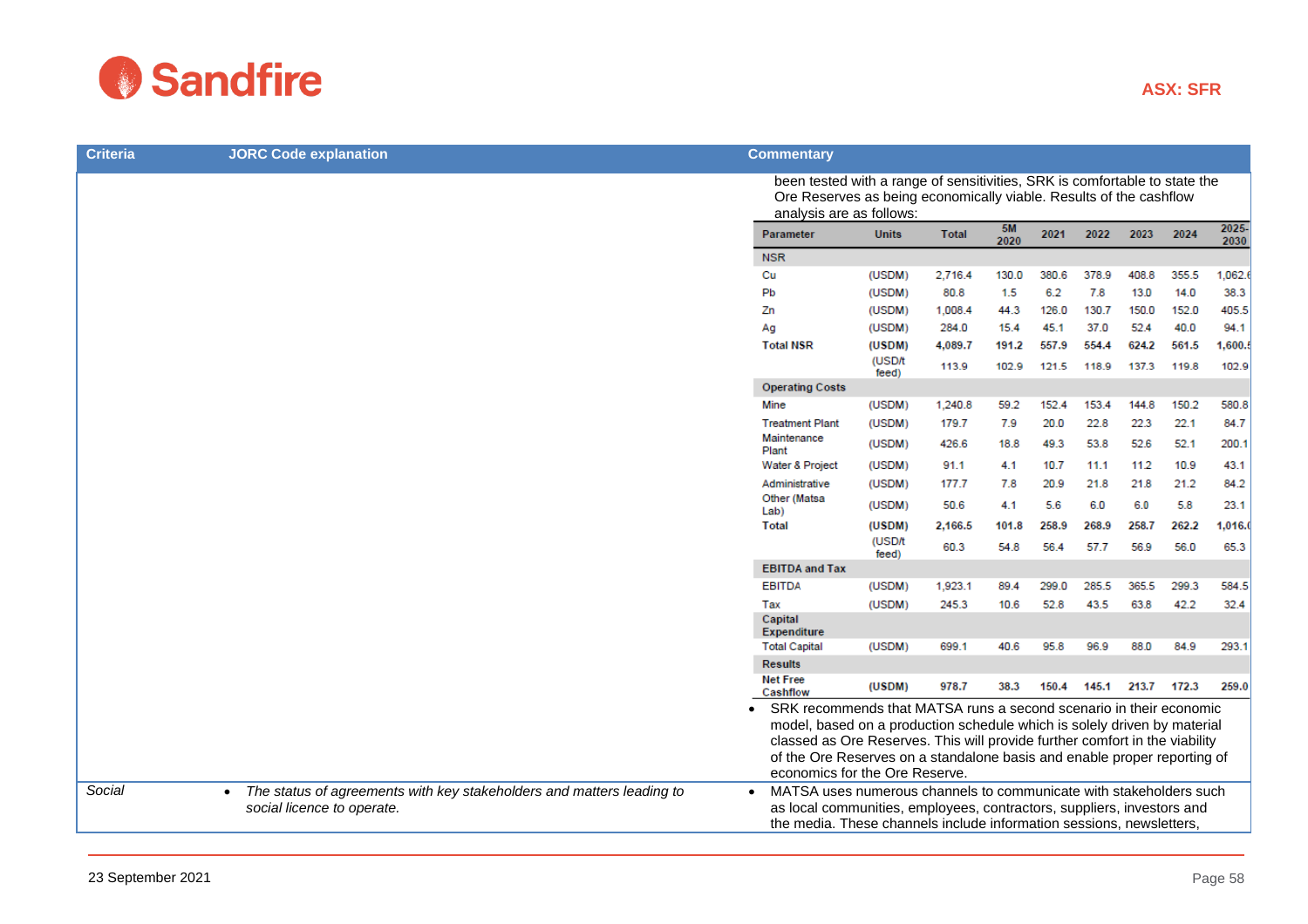| Criteria | JORC Code explanation | Commentary |
|---|---|---|
| | | been tested with a range of sensitivities, SRK is comfortable to state the Ore Reserves as being economically viable. Results of the cashflow analysis are as follows: |

| Parameter | Units | Total | 5M 2020 | 2021 | 2022 | 2023 | 2024 | 2025-2030 |
|---|---|---|---|---|---|---|---|---|
| **NSR** | | | | | | | | |
| Cu | (USDM) | 2,716.4 | 130.0 | 380.6 | 378.9 | 408.8 | 355.5 | 1,062.6 |
| Pb | (USDM) | 80.8 | 1.5 | 6.2 | 7.8 | 13.0 | 14.0 | 38.3 |
| Zn | (USDM) | 1,008.4 | 44.3 | 126.0 | 130.7 | 150.0 | 152.0 | 405.5 |
| Ag | (USDM) | 284.0 | 15.4 | 45.1 | 37.0 | 52.4 | 40.0 | 94.1 |
| **Total NSR** | **(USDM)** | **4,089.7** | **191.2** | **557.9** | **554.4** | **624.2** | **561.5** | **1,600.5** |
| | (USD/t feed) | 113.9 | 102.9 | 121.5 | 118.9 | 137.3 | 119.8 | 102.9 |
| **Operating Costs** | | | | | | | | |
| Mine | (USDM) | 1,240.8 | 59.2 | 152.4 | 153.4 | 144.8 | 150.2 | 580.8 |
| Treatment Plant | (USDM) | 179.7 | 7.9 | 20.0 | 22.8 | 22.3 | 22.1 | 84.7 |
| Maintenance Plant | (USDM) | 426.6 | 18.8 | 49.3 | 53.8 | 52.6 | 52.1 | 200.1 |
| Water & Project | (USDM) | 91.1 | 4.1 | 10.7 | 11.1 | 11.2 | 10.9 | 43.1 |
| Administrative | (USDM) | 177.7 | 7.8 | 20.9 | 21.8 | 21.8 | 21.2 | 84.2 |
| Other (Matsa Lab) | (USDM) | 50.6 | 4.1 | 5.6 | 6.0 | 6.0 | 5.8 | 23.1 |
| **Total** | **(USDM)** | **2,166.5** | **101.8** | **258.9** | **268.9** | **258.7** | **262.2** | **1,016.0** |
| | (USD/t feed) | 60.3 | 54.8 | 56.4 | 57.7 | 56.9 | 56.0 | 65.3 |
| **EBITDA and Tax** | | | | | | | | |
| EBITDA | (USDM) | 1,923.1 | 89.4 | 299.0 | 285.5 | 365.5 | 299.3 | 584.5 |
| Tax | (USDM) | 245.3 | 10.6 | 52.8 | 43.5 | 63.8 | 42.2 | 32.4 |
| **Capital Expenditure** | | | | | | | | |
| Total Capital | (USDM) | 699.1 | 40.6 | 95.8 | 96.9 | 88.0 | 84.9 | 293.1 |
| **Results** | | | | | | | | |
| **Net Free Cashflow** | **(USDM)** | **978.7** | **38.3** | **150.4** | **145.1** | **213.7** | **172.3** | **259.0** |

| Criteria | JORC Code explanation | Commentary |
|---|---|---|
| | | • SRK recommends that MATSA runs a second scenario in their economic model, based on a production schedule which is solely driven by material classed as Ore Reserves. This will provide further comfort in the viability of the Ore Reserves on a standalone basis and enable proper reporting of economics for the Ore Reserve. |
| *Social* | • *The status of agreements with key stakeholders and matters leading to social licence to operate.* | • MATSA uses numerous channels to communicate with stakeholders such as local communities, employees, contractors, suppliers, investors and the media. These channels include information sessions, newsletters, |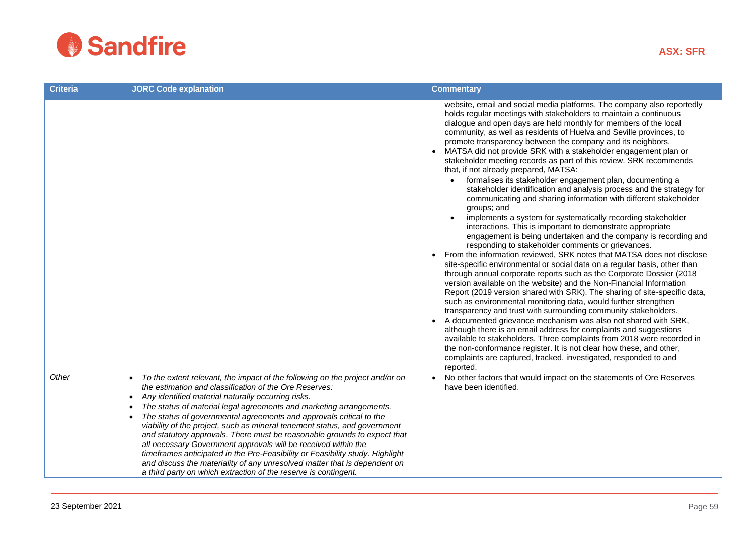| Criteria | JORC Code explanation | Commentary |
|---|---|---|
| | | website, email and social media platforms. The company also reportedly holds regular meetings with stakeholders to maintain a continuous dialogue and open days are held monthly for members of the local community, as well as residents of Huelva and Seville provinces, to promote transparency between the company and its neighbors.<br>• MATSA did not provide SRK with a stakeholder engagement plan or stakeholder meeting records as part of this review. SRK recommends that, if not already prepared, MATSA:<br>  • formalises its stakeholder engagement plan, documenting a stakeholder identification and analysis process and the strategy for communicating and sharing information with different stakeholder groups; and<br>  • implements a system for systematically recording stakeholder interactions. This is important to demonstrate appropriate engagement is being undertaken and the company is recording and responding to stakeholder comments or grievances.<br>• From the information reviewed, SRK notes that MATSA does not disclose site-specific environmental or social data on a regular basis, other than through annual corporate reports such as the Corporate Dossier (2018 version available on the website) and the Non-Financial Information Report (2019 version shared with SRK). The sharing of site-specific data, such as environmental monitoring data, would further strengthen transparency and trust with surrounding community stakeholders.<br>• A documented grievance mechanism was also not shared with SRK, although there is an email address for complaints and suggestions available to stakeholders. Three complaints from 2018 were recorded in the non-conformance register. It is not clear how these, and other, complaints are captured, tracked, investigated, responded to and reported. |
| *Other* | • *To the extent relevant, the impact of the following on the project and/or on the estimation and classification of the Ore Reserves:*<br>• *Any identified material naturally occurring risks.*<br>• *The status of material legal agreements and marketing arrangements.*<br>• *The status of governmental agreements and approvals critical to the viability of the project, such as mineral tenement status, and government and statutory approvals. There must be reasonable grounds to expect that all necessary Government approvals will be received within the timeframes anticipated in the Pre-Feasibility or Feasibility study. Highlight and discuss the materiality of any unresolved matter that is dependent on a third party on which extraction of the reserve is contingent.* | • No other factors that would impact on the statements of Ore Reserves have been identified. |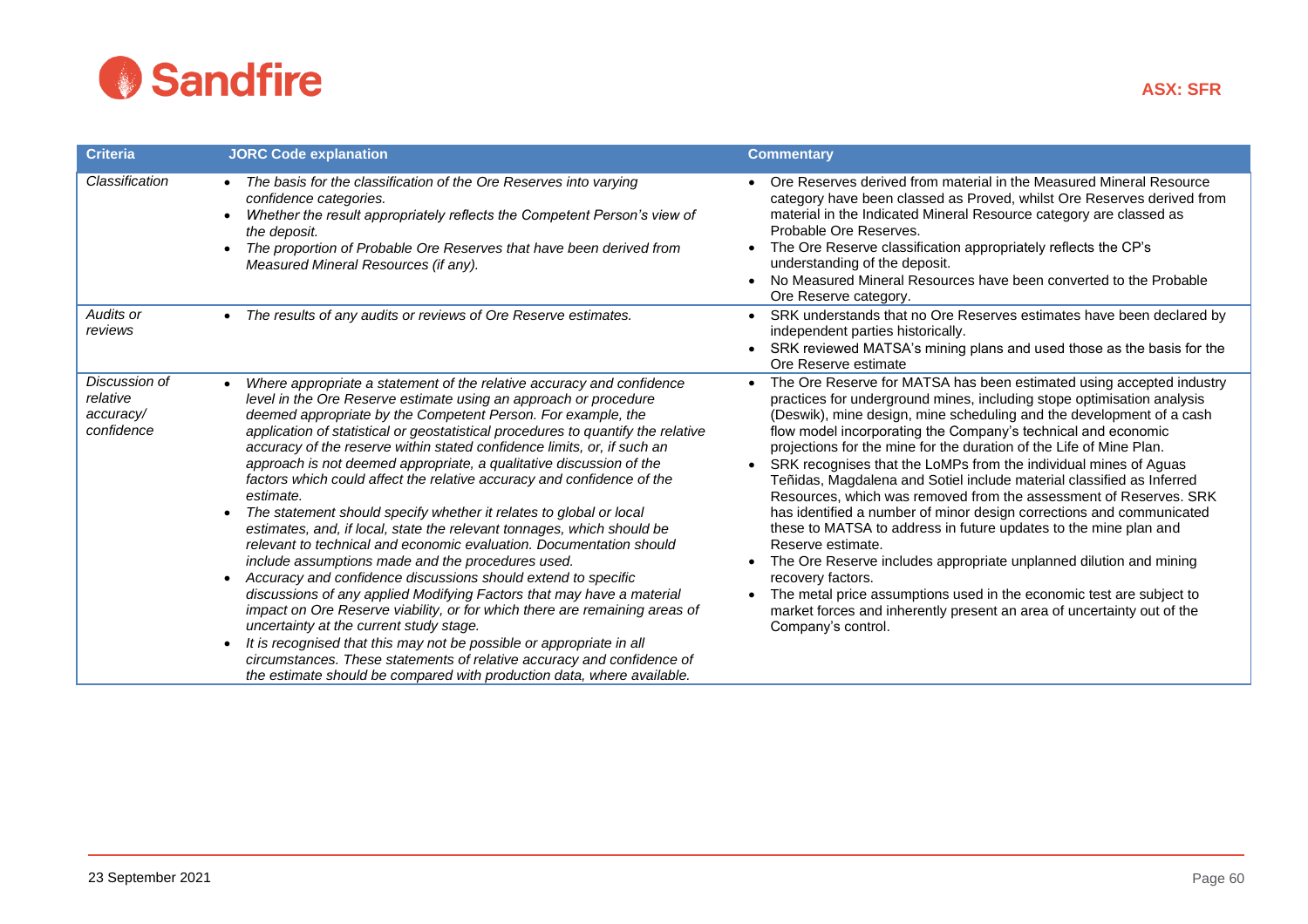| Criteria | JORC Code explanation | Commentary |
| --- | --- | --- |
| *Classification* | • *The basis for the classification of the Ore Reserves into varying confidence categories.*<br>• *Whether the result appropriately reflects the Competent Person's view of the deposit.*<br>• *The proportion of Probable Ore Reserves that have been derived from Measured Mineral Resources (if any).* | • Ore Reserves derived from material in the Measured Mineral Resource category have been classed as Proved, whilst Ore Reserves derived from material in the Indicated Mineral Resource category are classed as Probable Ore Reserves.<br>• The Ore Reserve classification appropriately reflects the CP's understanding of the deposit.<br>• No Measured Mineral Resources have been converted to the Probable Ore Reserve category. |
| *Audits or reviews* | • *The results of any audits or reviews of Ore Reserve estimates.* | • SRK understands that no Ore Reserves estimates have been declared by independent parties historically.<br>• SRK reviewed MATSA's mining plans and used those as the basis for the Ore Reserve estimate |
| *Discussion of relative accuracy/ confidence* | • *Where appropriate a statement of the relative accuracy and confidence level in the Ore Reserve estimate using an approach or procedure deemed appropriate by the Competent Person. For example, the application of statistical or geostatistical procedures to quantify the relative accuracy of the reserve within stated confidence limits, or, if such an approach is not deemed appropriate, a qualitative discussion of the factors which could affect the relative accuracy and confidence of the estimate.*<br>• *The statement should specify whether it relates to global or local estimates, and, if local, state the relevant tonnages, which should be relevant to technical and economic evaluation. Documentation should include assumptions made and the procedures used.*<br>• *Accuracy and confidence discussions should extend to specific discussions of any applied Modifying Factors that may have a material impact on Ore Reserve viability, or for which there are remaining areas of uncertainty at the current study stage.*<br>• *It is recognised that this may not be possible or appropriate in all circumstances. These statements of relative accuracy and confidence of the estimate should be compared with production data, where available.* | • The Ore Reserve for MATSA has been estimated using accepted industry practices for underground mines, including stope optimisation analysis (Deswik), mine design, mine scheduling and the development of a cash flow model incorporating the Company's technical and economic projections for the mine for the duration of the Life of Mine Plan.<br>• SRK recognises that the LoMPs from the individual mines of Aguas Teñidas, Magdalena and Sotiel include material classified as Inferred Resources, which was removed from the assessment of Reserves. SRK has identified a number of minor design corrections and communicated these to MATSA to address in future updates to the mine plan and Reserve estimate.<br>• The Ore Reserve includes appropriate unplanned dilution and mining recovery factors.<br>• The metal price assumptions used in the economic test are subject to market forces and inherently present an area of uncertainty out of the Company's control. |

23 September 2021